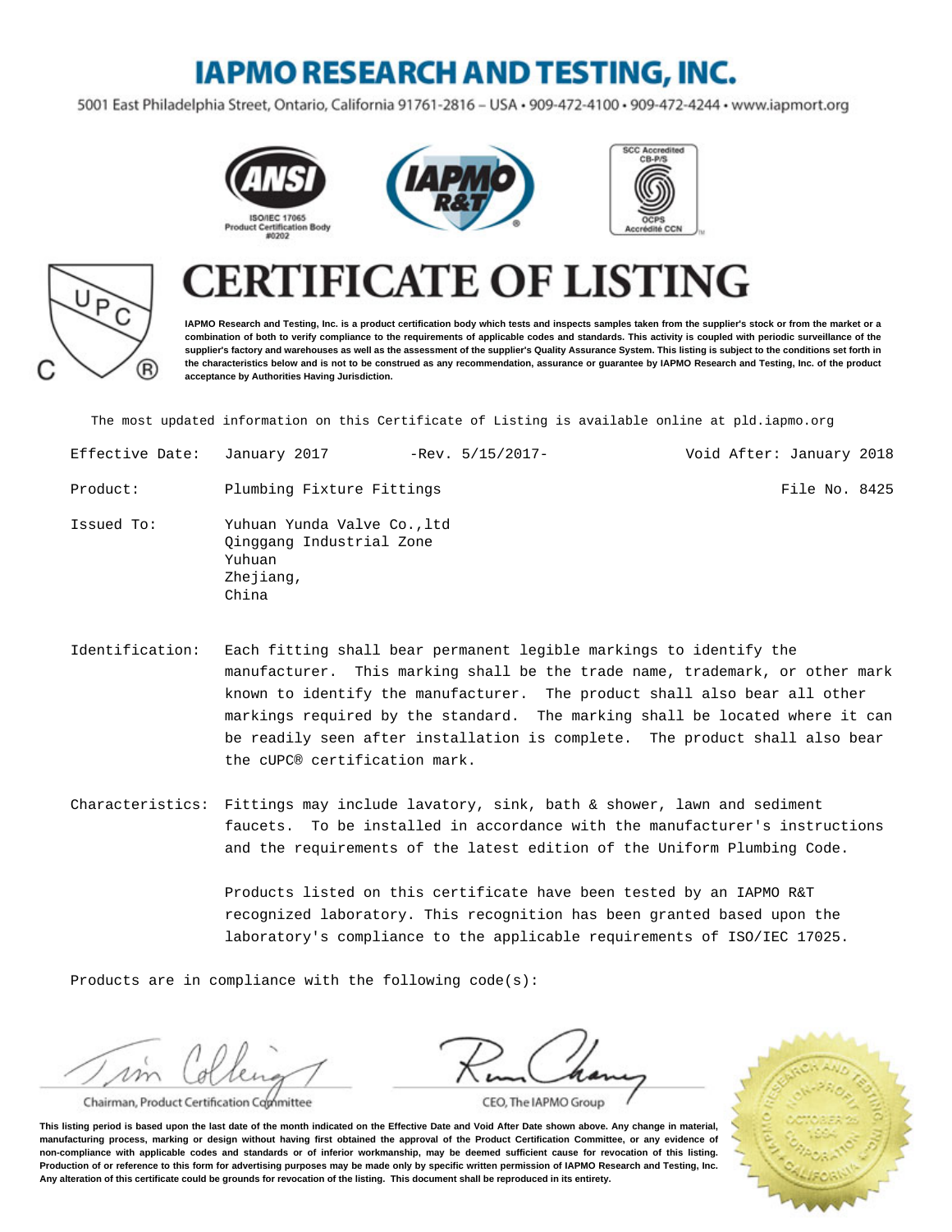# IAPMO RESEARCH AND TESTING, INC.

5001 East Philadelphia Street, Ontario, California 91761-2816 – USA • 909-472-4100 • 909-472-4244 • www.iapmort.org

ANSI ISO/IEC 17065 Product Certification Body #0202

SCC Accredited CB-P/S OCPS Accrédité CCN

# CERTIFICATE OF LISTING

**IAPMO Research and Testing, Inc. is a product certification body which tests and inspects samples taken from the supplier's stock or from the market or a combination of both to verify compliance to the requirements of applicable codes and standards. This activity is coupled with periodic surveillance of the supplier's factory and warehouses as well as the assessment of the supplier's Quality Assurance System. This listing is subject to the conditions set forth in the characteristics below and is not to be construed as any recommendation, assurance or guarantee by IAPMO Research and Testing, Inc. of the product acceptance by Authorities Having Jurisdiction.**

The most updated information on this Certificate of Listing is available online at pld.iapmo.org

Effective Date: January 2017 -Rev. 5/15/2017- Void After: January 2018

Product: Plumbing Fixture Fittings File No. 8425

Issued To: Yuhuan Yunda Valve Co.,ltd
Qinggang Industrial Zone
Yuhuan
Zhejiang,
China

Identification: Each fitting shall bear permanent legible markings to identify the manufacturer. This marking shall be the trade name, trademark, or other mark known to identify the manufacturer. The product shall also bear all other markings required by the standard. The marking shall be located where it can be readily seen after installation is complete. The product shall also bear the cUPC® certification mark.

Characteristics: Fittings may include lavatory, sink, bath & shower, lawn and sediment faucets. To be installed in accordance with the manufacturer's instructions and the requirements of the latest edition of the Uniform Plumbing Code.

Products listed on this certificate have been tested by an IAPMO R&T recognized laboratory. This recognition has been granted based upon the laboratory's compliance to the applicable requirements of ISO/IEC 17025.

Products are in compliance with the following code(s):

Chairman, Product Certification Committee

CEO, The IAPMO Group

**This listing period is based upon the last date of the month indicated on the Effective Date and Void After Date shown above. Any change in material, manufacturing process, marking or design without having first obtained the approval of the Product Certification Committee, or any evidence of non-compliance with applicable codes and standards or of inferior workmanship, may be deemed sufficient cause for revocation of this listing. Production of or reference to this form for advertising purposes may be made only by specific written permission of IAPMO Research and Testing, Inc. Any alteration of this certificate could be grounds for revocation of the listing. This document shall be reproduced in its entirety.**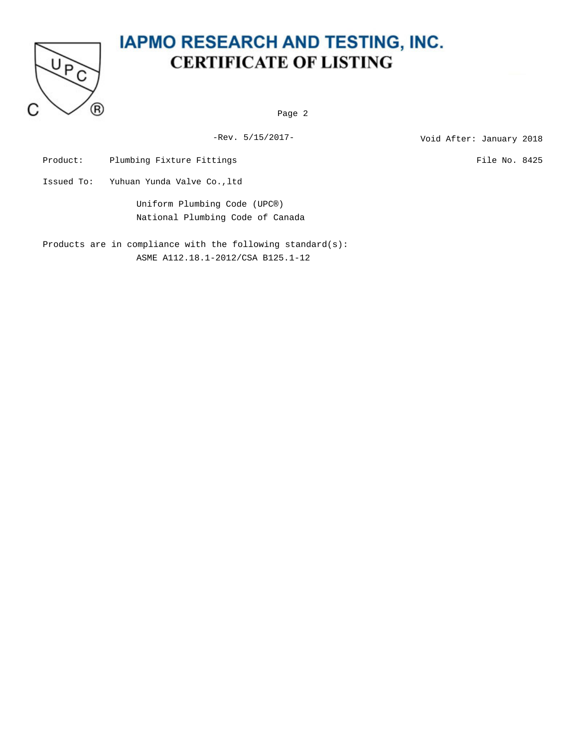# IAPMO RESEARCH AND TESTING, INC.
## CERTIFICATE OF LISTING

-Rev. 5/15/2017-

Void After: January 2018

Product: Plumbing Fixture Fittings

File No. 8425

Issued To: Yuhuan Yunda Valve Co.,ltd

Uniform Plumbing Code (UPC®)
National Plumbing Code of Canada

Products are in compliance with the following standard(s):
ASME A112.18.1-2012/CSA B125.1-12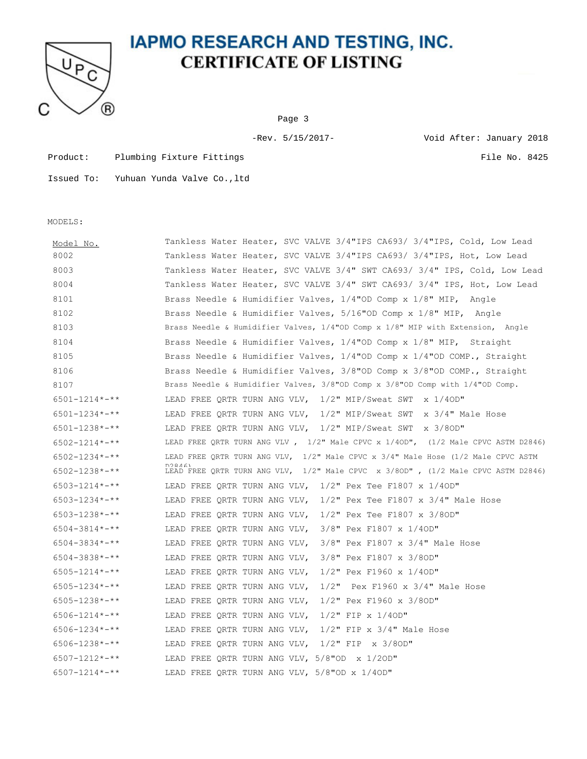# IAPMO RESEARCH AND TESTING, INC.

## CERTIFICATE OF LISTING

-Rev. 5/15/2017- Void After: January 2018

Product: Plumbing Fixture Fittings File No. 8425

Issued To: Yuhuan Yunda Valve Co.,ltd

MODELS:

| Model No. | Tankless Water Heater, SVC VALVE 3/4"IPS CA693/ 3/4"IPS, Cold, Low Lead |
|---|---|
| 8002 | Tankless Water Heater, SVC VALVE 3/4"IPS CA693/ 3/4"IPS, Hot, Low Lead |
| 8003 | Tankless Water Heater, SVC VALVE 3/4" SWT CA693/ 3/4" IPS, Cold, Low Lead |
| 8004 | Tankless Water Heater, SVC VALVE 3/4" SWT CA693/ 3/4" IPS, Hot, Low Lead |
| 8101 | Brass Needle & Humidifier Valves, 1/4"OD Comp x 1/8" MIP, Angle |
| 8102 | Brass Needle & Humidifier Valves, 5/16"OD Comp x 1/8" MIP, Angle |
| 8103 | Brass Needle & Humidifier Valves, 1/4"OD Comp x 1/8" MIP with Extension, Angle |
| 8104 | Brass Needle & Humidifier Valves, 1/4"OD Comp x 1/8" MIP, Straight |
| 8105 | Brass Needle & Humidifier Valves, 1/4"OD Comp x 1/4"OD COMP., Straight |
| 8106 | Brass Needle & Humidifier Valves, 3/8"OD Comp x 3/8"OD COMP., Straight |
| 8107 | Brass Needle & Humidifier Valves, 3/8"OD Comp x 3/8"OD Comp with 1/4"OD Comp. |
| 6501-1214*-** | LEAD FREE QRTR TURN ANG VLV, 1/2" MIP/Sweat SWT x 1/4OD" |
| 6501-1234*-** | LEAD FREE QRTR TURN ANG VLV, 1/2" MIP/Sweat SWT x 3/4" Male Hose |
| 6501-1238*-** | LEAD FREE QRTR TURN ANG VLV, 1/2" MIP/Sweat SWT x 3/8OD" |
| 6502-1214*-** | LEAD FREE QRTR TURN ANG VLV , 1/2" Male CPVC x 1/4OD", (1/2 Male CPVC ASTM D2846) |
| 6502-1234*-** | LEAD FREE QRTR TURN ANG VLV, 1/2" Male CPVC x 3/4" Male Hose (1/2 Male CPVC ASTM D2846) |
| 6502-1238*-** | LEAD FREE QRTR TURN ANG VLV, 1/2" Male CPVC x 3/8OD" , (1/2 Male CPVC ASTM D2846) |
| 6503-1214*-** | LEAD FREE QRTR TURN ANG VLV, 1/2" Pex Tee F1807 x 1/4OD" |
| 6503-1234*-** | LEAD FREE QRTR TURN ANG VLV, 1/2" Pex Tee F1807 x 3/4" Male Hose |
| 6503-1238*-** | LEAD FREE QRTR TURN ANG VLV, 1/2" Pex Tee F1807 x 3/8OD" |
| 6504-3814*-** | LEAD FREE QRTR TURN ANG VLV, 3/8" Pex F1807 x 1/4OD" |
| 6504-3834*-** | LEAD FREE QRTR TURN ANG VLV, 3/8" Pex F1807 x 3/4" Male Hose |
| 6504-3838*-** | LEAD FREE QRTR TURN ANG VLV, 3/8" Pex F1807 x 3/8OD" |
| 6505-1214*-** | LEAD FREE QRTR TURN ANG VLV, 1/2" Pex F1960 x 1/4OD" |
| 6505-1234*-** | LEAD FREE QRTR TURN ANG VLV, 1/2" Pex F1960 x 3/4" Male Hose |
| 6505-1238*-** | LEAD FREE QRTR TURN ANG VLV, 1/2" Pex F1960 x 3/8OD" |
| 6506-1214*-** | LEAD FREE QRTR TURN ANG VLV, 1/2" FIP x 1/4OD" |
| 6506-1234*-** | LEAD FREE QRTR TURN ANG VLV, 1/2" FIP x 3/4" Male Hose |
| 6506-1238*-** | LEAD FREE QRTR TURN ANG VLV, 1/2" FIP x 3/8OD" |
| 6507-1212*-** | LEAD FREE QRTR TURN ANG VLV, 5/8"OD x 1/2OD" |
| 6507-1214*-** | LEAD FREE QRTR TURN ANG VLV, 5/8"OD x 1/4OD" |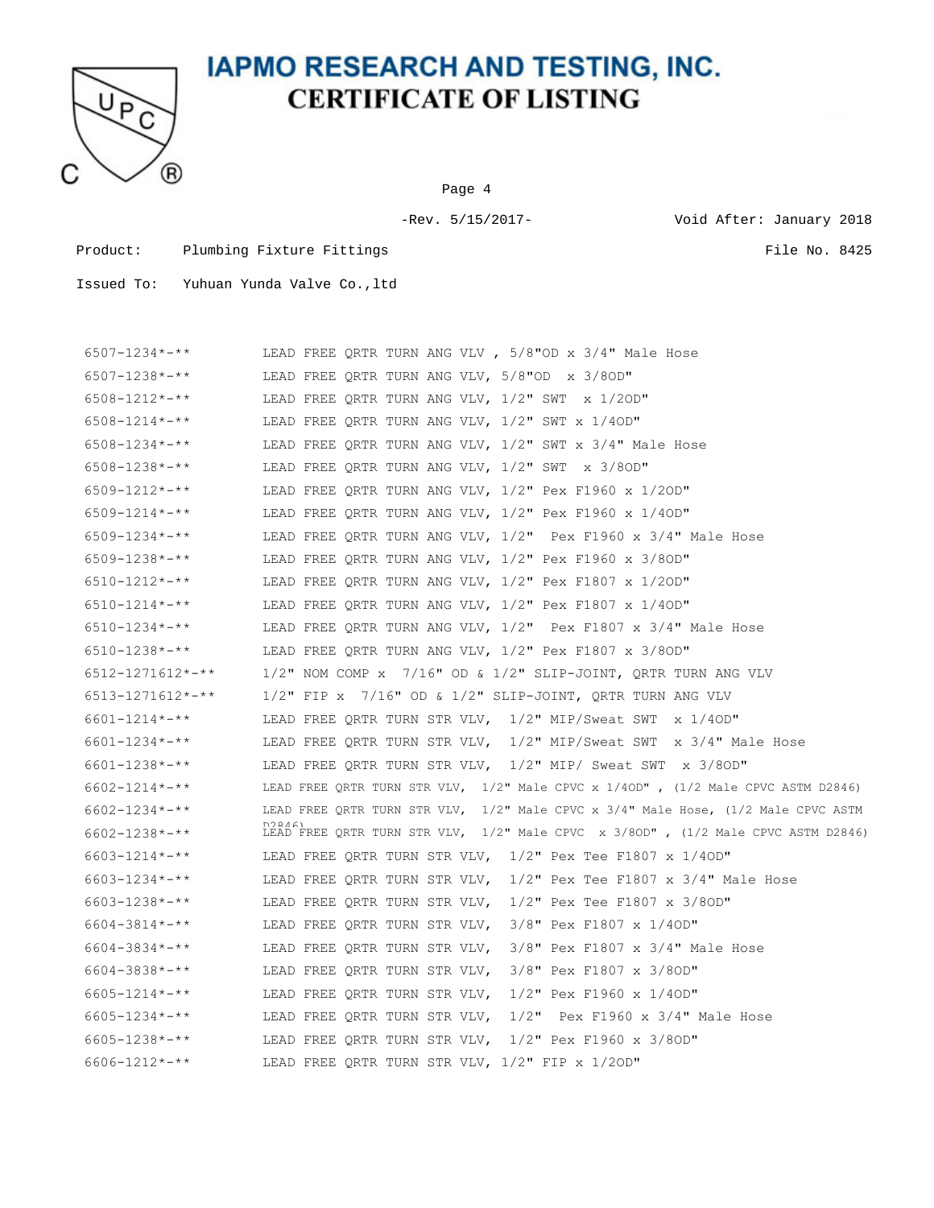# IAPMO RESEARCH AND TESTING, INC.
## CERTIFICATE OF LISTING

-Rev. 5/15/2017-  Void After: January 2018

Product: Plumbing Fixture Fittings  File No. 8425

Issued To: Yuhuan Yunda Valve Co.,ltd

| | |
|---|---|
| 6507-1234*-** | LEAD FREE QRTR TURN ANG VLV , 5/8"OD x 3/4" Male Hose |
| 6507-1238*-** | LEAD FREE QRTR TURN ANG VLV, 5/8"OD x 3/8OD" |
| 6508-1212*-** | LEAD FREE QRTR TURN ANG VLV, 1/2" SWT x 1/2OD" |
| 6508-1214*-** | LEAD FREE QRTR TURN ANG VLV, 1/2" SWT x 1/4OD" |
| 6508-1234*-** | LEAD FREE QRTR TURN ANG VLV, 1/2" SWT x 3/4" Male Hose |
| 6508-1238*-** | LEAD FREE QRTR TURN ANG VLV, 1/2" SWT x 3/8OD" |
| 6509-1212*-** | LEAD FREE QRTR TURN ANG VLV, 1/2" Pex F1960 x 1/2OD" |
| 6509-1214*-** | LEAD FREE QRTR TURN ANG VLV, 1/2" Pex F1960 x 1/4OD" |
| 6509-1234*-** | LEAD FREE QRTR TURN ANG VLV, 1/2" Pex F1960 x 3/4" Male Hose |
| 6509-1238*-** | LEAD FREE QRTR TURN ANG VLV, 1/2" Pex F1960 x 3/8OD" |
| 6510-1212*-** | LEAD FREE QRTR TURN ANG VLV, 1/2" Pex F1807 x 1/2OD" |
| 6510-1214*-** | LEAD FREE QRTR TURN ANG VLV, 1/2" Pex F1807 x 1/4OD" |
| 6510-1234*-** | LEAD FREE QRTR TURN ANG VLV, 1/2" Pex F1807 x 3/4" Male Hose |
| 6510-1238*-** | LEAD FREE QRTR TURN ANG VLV, 1/2" Pex F1807 x 3/8OD" |
| 6512-1271612*-** | 1/2" NOM COMP x 7/16" OD & 1/2" SLIP-JOINT, QRTR TURN ANG VLV |
| 6513-1271612*-** | 1/2" FIP x 7/16" OD & 1/2" SLIP-JOINT, QRTR TURN ANG VLV |
| 6601-1214*-** | LEAD FREE QRTR TURN STR VLV, 1/2" MIP/Sweat SWT x 1/4OD" |
| 6601-1234*-** | LEAD FREE QRTR TURN STR VLV, 1/2" MIP/Sweat SWT x 3/4" Male Hose |
| 6601-1238*-** | LEAD FREE QRTR TURN STR VLV, 1/2" MIP/ Sweat SWT x 3/8OD" |
| 6602-1214*-** | LEAD FREE QRTR TURN STR VLV, 1/2" Male CPVC x 1/4OD" , (1/2 Male CPVC ASTM D2846) |
| 6602-1234*-** | LEAD FREE QRTR TURN STR VLV, 1/2" Male CPVC x 3/4" Male Hose, (1/2 Male CPVC ASTM D2846) |
| 6602-1238*-** | LEAD FREE QRTR TURN STR VLV, 1/2" Male CPVC x 3/8OD" , (1/2 Male CPVC ASTM D2846) |
| 6603-1214*-** | LEAD FREE QRTR TURN STR VLV, 1/2" Pex Tee F1807 x 1/4OD" |
| 6603-1234*-** | LEAD FREE QRTR TURN STR VLV, 1/2" Pex Tee F1807 x 3/4" Male Hose |
| 6603-1238*-** | LEAD FREE QRTR TURN STR VLV, 1/2" Pex Tee F1807 x 3/8OD" |
| 6604-3814*-** | LEAD FREE QRTR TURN STR VLV, 3/8" Pex F1807 x 1/4OD" |
| 6604-3834*-** | LEAD FREE QRTR TURN STR VLV, 3/8" Pex F1807 x 3/4" Male Hose |
| 6604-3838*-** | LEAD FREE QRTR TURN STR VLV, 3/8" Pex F1807 x 3/8OD" |
| 6605-1214*-** | LEAD FREE QRTR TURN STR VLV, 1/2" Pex F1960 x 1/4OD" |
| 6605-1234*-** | LEAD FREE QRTR TURN STR VLV, 1/2" Pex F1960 x 3/4" Male Hose |
| 6605-1238*-** | LEAD FREE QRTR TURN STR VLV, 1/2" Pex F1960 x 3/8OD" |
| 6606-1212*-** | LEAD FREE QRTR TURN STR VLV, 1/2" FIP x 1/2OD" |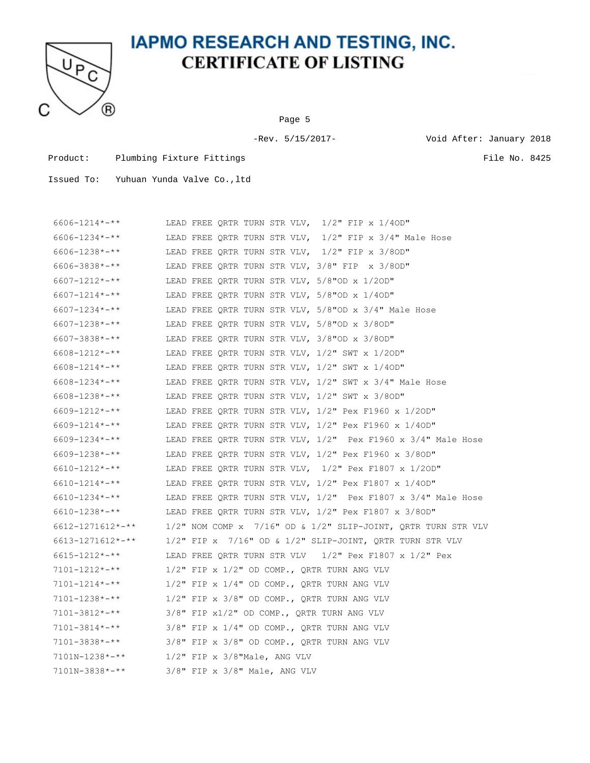# IAPMO RESEARCH AND TESTING, INC.
## CERTIFICATE OF LISTING

-Rev. 5/15/2017- Void After: January 2018

Product: Plumbing Fixture Fittings File No. 8425

Issued To: Yuhuan Yunda Valve Co.,ltd

| | |
|---|---|
| 6606-1214*-** | LEAD FREE QRTR TURN STR VLV, 1/2" FIP x 1/4OD" |
| 6606-1234*-** | LEAD FREE QRTR TURN STR VLV, 1/2" FIP x 3/4" Male Hose |
| 6606-1238*-** | LEAD FREE QRTR TURN STR VLV, 1/2" FIP x 3/8OD" |
| 6606-3838*-** | LEAD FREE QRTR TURN STR VLV, 3/8" FIP x 3/8OD" |
| 6607-1212*-** | LEAD FREE QRTR TURN STR VLV, 5/8"OD x 1/2OD" |
| 6607-1214*-** | LEAD FREE QRTR TURN STR VLV, 5/8"OD x 1/4OD" |
| 6607-1234*-** | LEAD FREE QRTR TURN STR VLV, 5/8"OD x 3/4" Male Hose |
| 6607-1238*-** | LEAD FREE QRTR TURN STR VLV, 5/8"OD x 3/8OD" |
| 6607-3838*-** | LEAD FREE QRTR TURN STR VLV, 3/8"OD x 3/8OD" |
| 6608-1212*-** | LEAD FREE QRTR TURN STR VLV, 1/2" SWT x 1/2OD" |
| 6608-1214*-** | LEAD FREE QRTR TURN STR VLV, 1/2" SWT x 1/4OD" |
| 6608-1234*-** | LEAD FREE QRTR TURN STR VLV, 1/2" SWT x 3/4" Male Hose |
| 6608-1238*-** | LEAD FREE QRTR TURN STR VLV, 1/2" SWT x 3/8OD" |
| 6609-1212*-** | LEAD FREE QRTR TURN STR VLV, 1/2" Pex F1960 x 1/2OD" |
| 6609-1214*-** | LEAD FREE QRTR TURN STR VLV, 1/2" Pex F1960 x 1/4OD" |
| 6609-1234*-** | LEAD FREE QRTR TURN STR VLV, 1/2" Pex F1960 x 3/4" Male Hose |
| 6609-1238*-** | LEAD FREE QRTR TURN STR VLV, 1/2" Pex F1960 x 3/8OD" |
| 6610-1212*-** | LEAD FREE QRTR TURN STR VLV, 1/2" Pex F1807 x 1/2OD" |
| 6610-1214*-** | LEAD FREE QRTR TURN STR VLV, 1/2" Pex F1807 x 1/4OD" |
| 6610-1234*-** | LEAD FREE QRTR TURN STR VLV, 1/2" Pex F1807 x 3/4" Male Hose |
| 6610-1238*-** | LEAD FREE QRTR TURN STR VLV, 1/2" Pex F1807 x 3/8OD" |
| 6612-1271612*-** | 1/2" NOM COMP x 7/16" OD & 1/2" SLIP-JOINT, QRTR TURN STR VLV |
| 6613-1271612*-** | 1/2" FIP x 7/16" OD & 1/2" SLIP-JOINT, QRTR TURN STR VLV |
| 6615-1212*-** | LEAD FREE QRTR TURN STR VLV 1/2" Pex F1807 x 1/2" Pex |
| 7101-1212*-** | 1/2" FIP x 1/2" OD COMP., QRTR TURN ANG VLV |
| 7101-1214*-** | 1/2" FIP x 1/4" OD COMP., QRTR TURN ANG VLV |
| 7101-1238*-** | 1/2" FIP x 3/8" OD COMP., QRTR TURN ANG VLV |
| 7101-3812*-** | 3/8" FIP x1/2" OD COMP., QRTR TURN ANG VLV |
| 7101-3814*-** | 3/8" FIP x 1/4" OD COMP., QRTR TURN ANG VLV |
| 7101-3838*-** | 3/8" FIP x 3/8" OD COMP., QRTR TURN ANG VLV |
| 7101N-1238*-** | 1/2" FIP x 3/8"Male, ANG VLV |
| 7101N-3838*-** | 3/8" FIP x 3/8" Male, ANG VLV |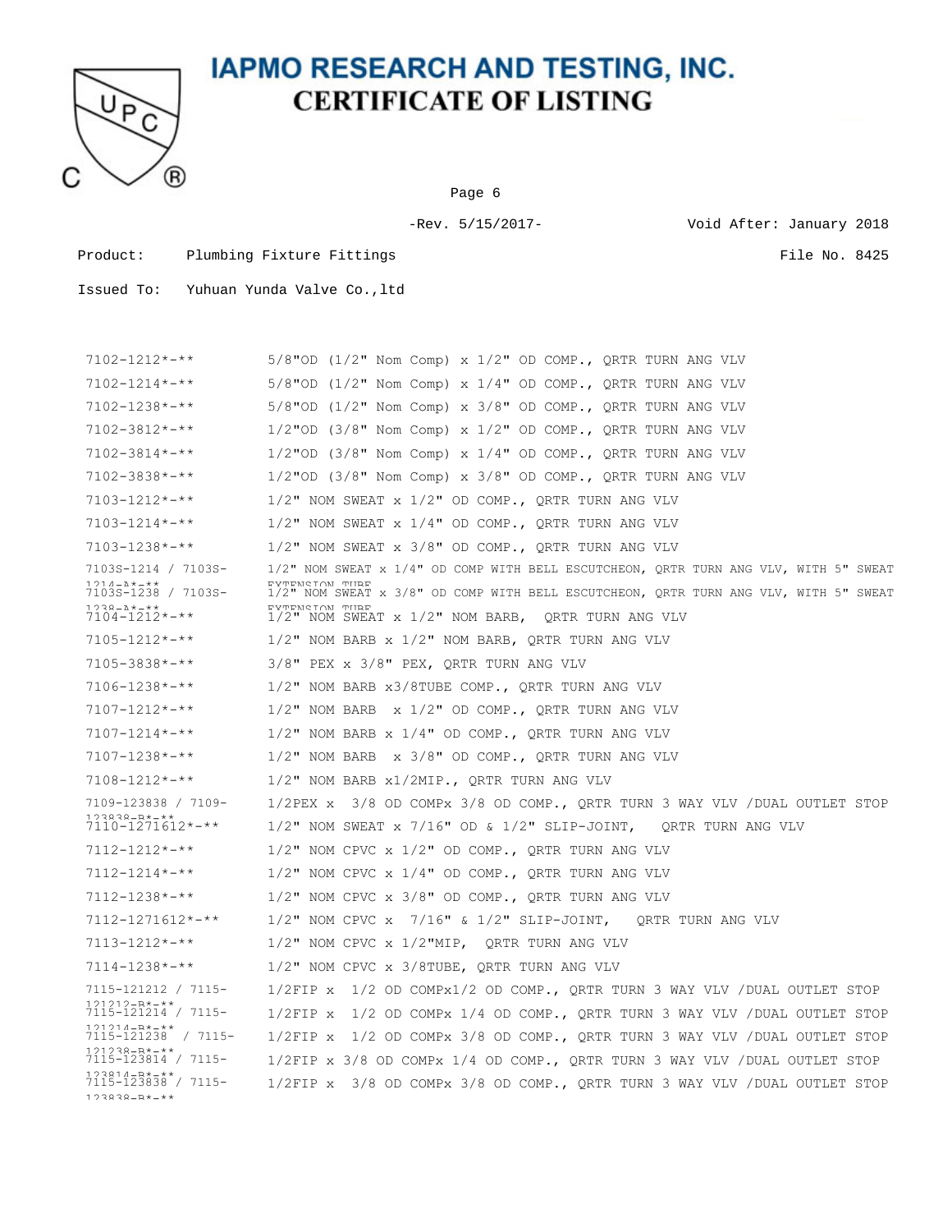# IAPMO RESEARCH AND TESTING, INC.

## CERTIFICATE OF LISTING

-Rev. 5/15/2017- Void After: January 2018

Product: Plumbing Fixture Fittings File No. 8425

Issued To: Yuhuan Yunda Valve Co.,ltd

| | |
|---|---|
| 7102-1212*-** | 5/8"OD (1/2" Nom Comp) x 1/2" OD COMP., QRTR TURN ANG VLV |
| 7102-1214*-** | 5/8"OD (1/2" Nom Comp) x 1/4" OD COMP., QRTR TURN ANG VLV |
| 7102-1238*-** | 5/8"OD (1/2" Nom Comp) x 3/8" OD COMP., QRTR TURN ANG VLV |
| 7102-3812*-** | 1/2"OD (3/8" Nom Comp) x 1/2" OD COMP., QRTR TURN ANG VLV |
| 7102-3814*-** | 1/2"OD (3/8" Nom Comp) x 1/4" OD COMP., QRTR TURN ANG VLV |
| 7102-3838*-** | 1/2"OD (3/8" Nom Comp) x 3/8" OD COMP., QRTR TURN ANG VLV |
| 7103-1212*-** | 1/2" NOM SWEAT x 1/2" OD COMP., QRTR TURN ANG VLV |
| 7103-1214*-** | 1/2" NOM SWEAT x 1/4" OD COMP., QRTR TURN ANG VLV |
| 7103-1238*-** | 1/2" NOM SWEAT x 3/8" OD COMP., QRTR TURN ANG VLV |
| 7103S-1214 / 7103S-1214-A*-** | 1/2" NOM SWEAT x 1/4" OD COMP WITH BELL ESCUTCHEON, QRTR TURN ANG VLV, WITH 5" SWEAT EXTENSION TUBE |
| 7103S-1238 / 7103S-1238-A*-** | 1/2" NOM SWEAT x 3/8" OD COMP WITH BELL ESCUTCHEON, QRTR TURN ANG VLV, WITH 5" SWEAT EXTENSION TUBE |
| 7104-1212*-** | 1/2" NOM SWEAT x 1/2" NOM BARB, QRTR TURN ANG VLV |
| 7105-1212*-** | 1/2" NOM BARB x 1/2" NOM BARB, QRTR TURN ANG VLV |
| 7105-3838*-** | 3/8" PEX x 3/8" PEX, QRTR TURN ANG VLV |
| 7106-1238*-** | 1/2" NOM BARB x3/8TUBE COMP., QRTR TURN ANG VLV |
| 7107-1212*-** | 1/2" NOM BARB x 1/2" OD COMP., QRTR TURN ANG VLV |
| 7107-1214*-** | 1/2" NOM BARB x 1/4" OD COMP., QRTR TURN ANG VLV |
| 7107-1238*-** | 1/2" NOM BARB x 3/8" OD COMP., QRTR TURN ANG VLV |
| 7108-1212*-** | 1/2" NOM BARB x1/2MIP., QRTR TURN ANG VLV |
| 7109-123838 / 7109-123838-B*-** | 1/2PEX x 3/8 OD COMPx 3/8 OD COMP., QRTR TURN 3 WAY VLV /DUAL OUTLET STOP |
| 7110-1271612*-** | 1/2" NOM SWEAT x 7/16" OD & 1/2" SLIP-JOINT, QRTR TURN ANG VLV |
| 7112-1212*-** | 1/2" NOM CPVC x 1/2" OD COMP., QRTR TURN ANG VLV |
| 7112-1214*-** | 1/2" NOM CPVC x 1/4" OD COMP., QRTR TURN ANG VLV |
| 7112-1238*-** | 1/2" NOM CPVC x 3/8" OD COMP., QRTR TURN ANG VLV |
| 7112-1271612*-** | 1/2" NOM CPVC x 7/16" & 1/2" SLIP-JOINT, QRTR TURN ANG VLV |
| 7113-1212*-** | 1/2" NOM CPVC x 1/2"MIP, QRTR TURN ANG VLV |
| 7114-1238*-** | 1/2" NOM CPVC x 3/8TUBE, QRTR TURN ANG VLV |
| 7115-121212 / 7115-121212-B*-** | 1/2FIP x 1/2 OD COMPx1/2 OD COMP., QRTR TURN 3 WAY VLV /DUAL OUTLET STOP |
| 7115-121214 / 7115-121214-B*-** | 1/2FIP x 1/2 OD COMPx 1/4 OD COMP., QRTR TURN 3 WAY VLV /DUAL OUTLET STOP |
| 7115-121238 / 7115-121238-B*-** | 1/2FIP x 1/2 OD COMPx 3/8 OD COMP., QRTR TURN 3 WAY VLV /DUAL OUTLET STOP |
| 7115-123814 / 7115-123814-B*-** | 1/2FIP x 3/8 OD COMPx 1/4 OD COMP., QRTR TURN 3 WAY VLV /DUAL OUTLET STOP |
| 7115-123838 / 7115-123838-B*-** | 1/2FIP x 3/8 OD COMPx 3/8 OD COMP., QRTR TURN 3 WAY VLV /DUAL OUTLET STOP |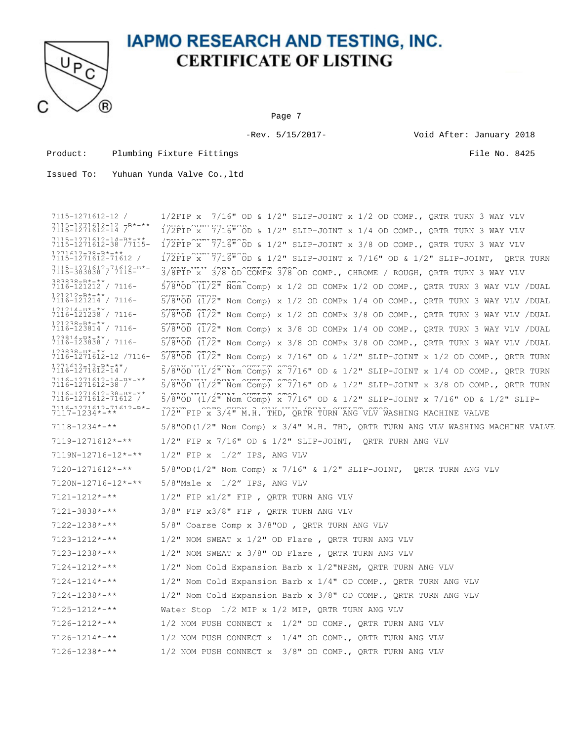# IAPMO RESEARCH AND TESTING, INC.
## CERTIFICATE OF LISTING

Page 7

-Rev. 5/15/2017- Void After: January 2018

Product: Plumbing Fixture Fittings File No. 8425

Issued To: Yuhuan Yunda Valve Co.,ltd

| Model | Description |
|---|---|
| 7115-1271612-12 / 7115-1271612-12 -B*-** | 1/2FIP x 7/16" OD & 1/2" SLIP-JOINT x 1/2 OD COMP., QRTR TURN 3 WAY VLV (DUAL OUTLET STOP |
| 7115-1271612-14 / 7115-1271612-14-B*-** | 1/2FIP x 7/16" OD & 1/2" SLIP-JOINT x 1/4 OD COMP., QRTR TURN 3 WAY VLV (DUAL OUTLET STOP |
| 7115-1271612-38 /7115-1271612-38-B*-** | 1/2FIP x 7/16" OD & 1/2" SLIP-JOINT x 3/8 OD COMP., QRTR TURN 3 WAY VLV (DUAL OUTLET STOP |
| 7115-1271612-71612 / 7115-1271612-71612-B*- | 1/2FIP x 7/16" OD & 1/2" SLIP-JOINT x 7/16" OD & 1/2" SLIP-JOINT, QRTR TURN 3 WAY VLV (DUAL OUTLET STOP |
| 7115-383838 / 7115-383838-B*-** | 3/8FIP x 3/8 OD COMPx 3/8 OD COMP., CHROME / ROUGH, QRTR TURN 3 WAY VLV (DUAL OUTLET STOP |
| 7116-121212 / 7116-121212-B*-** | 5/8"OD (1/2" Nom Comp) x 1/2 OD COMPx 1/2 OD COMP., QRTR TURN 3 WAY VLV /DUAL OUTLET STOP |
| 7116-121214 / 7116-121214-B*-** | 5/8"OD (1/2" Nom Comp) x 1/2 OD COMPx 1/4 OD COMP., QRTR TURN 3 WAY VLV /DUAL OUTLET STOP |
| 7116-121238 / 7116-121238-B*-** | 5/8"OD (1/2" Nom Comp) x 1/2 OD COMPx 3/8 OD COMP., QRTR TURN 3 WAY VLV /DUAL OUTLET STOP |
| 7116-123814 / 7116-123814-B*-** | 5/8"OD (1/2" Nom Comp) x 3/8 OD COMPx 1/4 OD COMP., QRTR TURN 3 WAY VLV /DUAL OUTLET STOP |
| 7116-123838 / 7116-123838-B*-** | 5/8"OD (1/2" Nom Comp) x 3/8 OD COMPx 3/8 OD COMP., QRTR TURN 3 WAY VLV /DUAL OUTLET STOP |
| 7116-1271612-12 /7116-1271612-12-B*-** | 5/8"OD (1/2" Nom Comp) x 7/16" OD & 1/2" SLIP-JOINT x 1/2 OD COMP., QRTR TURN 3 WAY VLV /DUAL OUTLET STOP |
| 7116-1271612-14 / 7116-1271612-14-B*-** | 5/8"OD (1/2" Nom Comp) x 7/16" OD & 1/2" SLIP-JOINT x 1/4 OD COMP., QRTR TURN 3 WAY VLV /DUAL OUTLET STOP |
| 7116-1271612-38 / 7116-1271612-38-B*-** | 5/8"OD (1/2" Nom Comp) x 7/16" OD & 1/2" SLIP-JOINT x 3/8 OD COMP., QRTR TURN 3 WAY VLV /DUAL OUTLET STOP |
| 7116-1271612-71612 / 7116-1271612-71612-B*- | 5/8"OD (1/2" Nom Comp) x 7/16" OD & 1/2" SLIP-JOINT x 7/16" OD & 1/2" SLIP-JOINT, QRTR TURN 3 WAY VLV /DUAL OUTLET STOP |
| 7117-1234*-** | 1/2" FIP x 3/4" M.H. THD, QRTR TURN ANG VLV WASHING MACHINE VALVE |
| 7118-1234*-** | 5/8"OD(1/2" Nom Comp) x 3/4" M.H. THD, QRTR TURN ANG VLV WASHING MACHINE VALVE |
| 7119-1271612*-** | 1/2" FIP x 7/16" OD & 1/2" SLIP-JOINT, QRTR TURN ANG VLV |
| 7119N-12716-12*-** | 1/2" FIP x 1/2" IPS, ANG VLV |
| 7120-1271612*-** | 5/8"OD(1/2" Nom Comp) x 7/16" & 1/2" SLIP-JOINT, QRTR TURN ANG VLV |
| 7120N-12716-12*-** | 5/8"Male x 1/2" IPS, ANG VLV |
| 7121-1212*-** | 1/2" FIP x1/2" FIP , QRTR TURN ANG VLV |
| 7121-3838*-** | 3/8" FIP x3/8" FIP , QRTR TURN ANG VLV |
| 7122-1238*-** | 5/8" Coarse Comp x 3/8"OD , QRTR TURN ANG VLV |
| 7123-1212*-** | 1/2" NOM SWEAT x 1/2" OD Flare , QRTR TURN ANG VLV |
| 7123-1238*-** | 1/2" NOM SWEAT x 3/8" OD Flare , QRTR TURN ANG VLV |
| 7124-1212*-** | 1/2" Nom Cold Expansion Barb x 1/2"NPSM, QRTR TURN ANG VLV |
| 7124-1214*-** | 1/2" Nom Cold Expansion Barb x 1/4" OD COMP., QRTR TURN ANG VLV |
| 7124-1238*-** | 1/2" Nom Cold Expansion Barb x 3/8" OD COMP., QRTR TURN ANG VLV |
| 7125-1212*-** | Water Stop 1/2 MIP x 1/2 MIP, QRTR TURN ANG VLV |
| 7126-1212*-** | 1/2 NOM PUSH CONNECT x 1/2" OD COMP., QRTR TURN ANG VLV |
| 7126-1214*-** | 1/2 NOM PUSH CONNECT x 1/4" OD COMP., QRTR TURN ANG VLV |
| 7126-1238*-** | 1/2 NOM PUSH CONNECT x 3/8" OD COMP., QRTR TURN ANG VLV |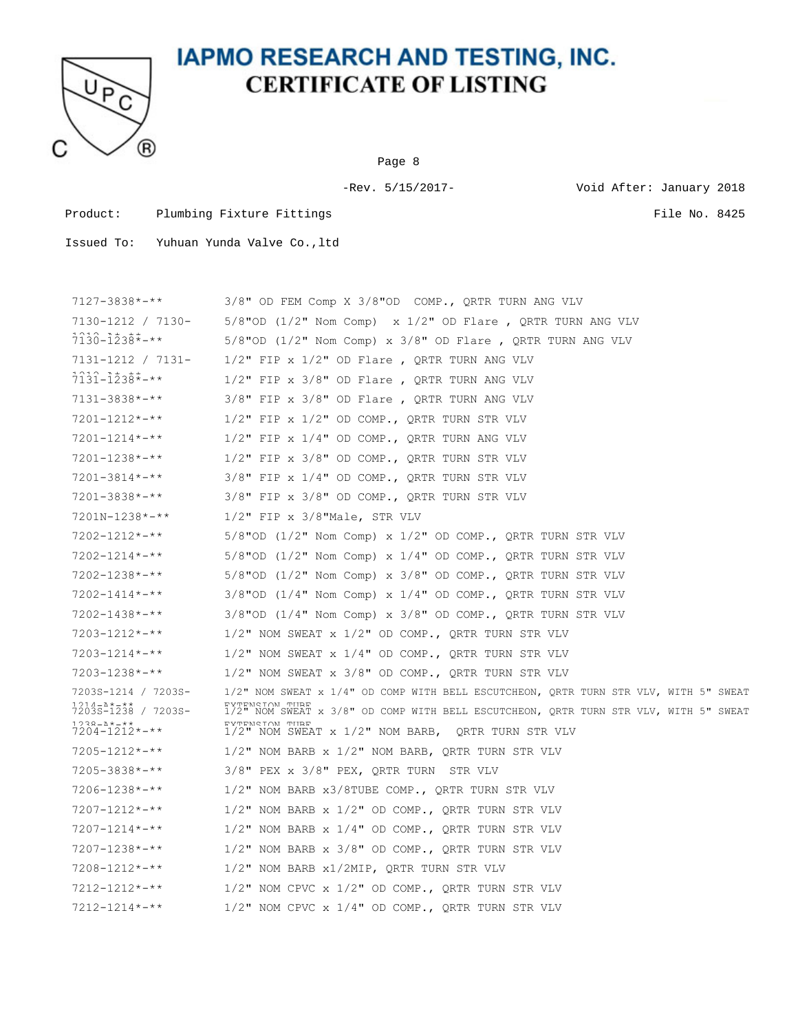# IAPMO RESEARCH AND TESTING, INC.
## CERTIFICATE OF LISTING

-Rev. 5/15/2017- Void After: January 2018

Product: Plumbing Fixture Fittings File No. 8425

Issued To: Yuhuan Yunda Valve Co.,ltd

| | |
|---|---|
| 7127-3838*-** | 3/8" OD FEM Comp X 3/8"OD COMP., QRTR TURN ANG VLV |
| 7130-1212 / 7130-1212-A*-** | 5/8"OD (1/2" Nom Comp) x 1/2" OD Flare , QRTR TURN ANG VLV |
| 7130-1238*-** | 5/8"OD (1/2" Nom Comp) x 3/8" OD Flare , QRTR TURN ANG VLV |
| 7131-1212 / 7131-1212-A*-** | 1/2" FIP x 1/2" OD Flare , QRTR TURN ANG VLV |
| 7131-1238*-** | 1/2" FIP x 3/8" OD Flare , QRTR TURN ANG VLV |
| 7131-3838*-** | 3/8" FIP x 3/8" OD Flare , QRTR TURN ANG VLV |
| 7201-1212*-** | 1/2" FIP x 1/2" OD COMP., QRTR TURN STR VLV |
| 7201-1214*-** | 1/2" FIP x 1/4" OD COMP., QRTR TURN ANG VLV |
| 7201-1238*-** | 1/2" FIP x 3/8" OD COMP., QRTR TURN STR VLV |
| 7201-3814*-** | 3/8" FIP x 1/4" OD COMP., QRTR TURN STR VLV |
| 7201-3838*-** | 3/8" FIP x 3/8" OD COMP., QRTR TURN STR VLV |
| 7201N-1238*-** | 1/2" FIP x 3/8"Male, STR VLV |
| 7202-1212*-** | 5/8"OD (1/2" Nom Comp) x 1/2" OD COMP., QRTR TURN STR VLV |
| 7202-1214*-** | 5/8"OD (1/2" Nom Comp) x 1/4" OD COMP., QRTR TURN STR VLV |
| 7202-1238*-** | 5/8"OD (1/2" Nom Comp) x 3/8" OD COMP., QRTR TURN STR VLV |
| 7202-1414*-** | 3/8"OD (1/4" Nom Comp) x 1/4" OD COMP., QRTR TURN STR VLV |
| 7202-1438*-** | 3/8"OD (1/4" Nom Comp) x 3/8" OD COMP., QRTR TURN STR VLV |
| 7203-1212*-** | 1/2" NOM SWEAT x 1/2" OD COMP., QRTR TURN STR VLV |
| 7203-1214*-** | 1/2" NOM SWEAT x 1/4" OD COMP., QRTR TURN STR VLV |
| 7203-1238*-** | 1/2" NOM SWEAT x 3/8" OD COMP., QRTR TURN STR VLV |
| 7203S-1214 / 7203S-1214-A*-** | 1/2" NOM SWEAT x 1/4" OD COMP WITH BELL ESCUTCHEON, QRTR TURN STR VLV, WITH 5" SWEAT EXTENSION TUBE |
| 7203S-1238 / 7203S-1238-A*-** | 1/2" NOM SWEAT x 3/8" OD COMP WITH BELL ESCUTCHEON, QRTR TURN STR VLV, WITH 5" SWEAT EXTENSION TUBE |
| 7204-1212*-** | 1/2" NOM SWEAT x 1/2" NOM BARB, QRTR TURN STR VLV |
| 7205-1212*-** | 1/2" NOM BARB x 1/2" NOM BARB, QRTR TURN STR VLV |
| 7205-3838*-** | 3/8" PEX x 3/8" PEX, QRTR TURN STR VLV |
| 7206-1238*-** | 1/2" NOM BARB x3/8TUBE COMP., QRTR TURN STR VLV |
| 7207-1212*-** | 1/2" NOM BARB x 1/2" OD COMP., QRTR TURN STR VLV |
| 7207-1214*-** | 1/2" NOM BARB x 1/4" OD COMP., QRTR TURN STR VLV |
| 7207-1238*-** | 1/2" NOM BARB x 3/8" OD COMP., QRTR TURN STR VLV |
| 7208-1212*-** | 1/2" NOM BARB x1/2MIP, QRTR TURN STR VLV |
| 7212-1212*-** | 1/2" NOM CPVC x 1/2" OD COMP., QRTR TURN STR VLV |
| 7212-1214*-** | 1/2" NOM CPVC x 1/4" OD COMP., QRTR TURN STR VLV |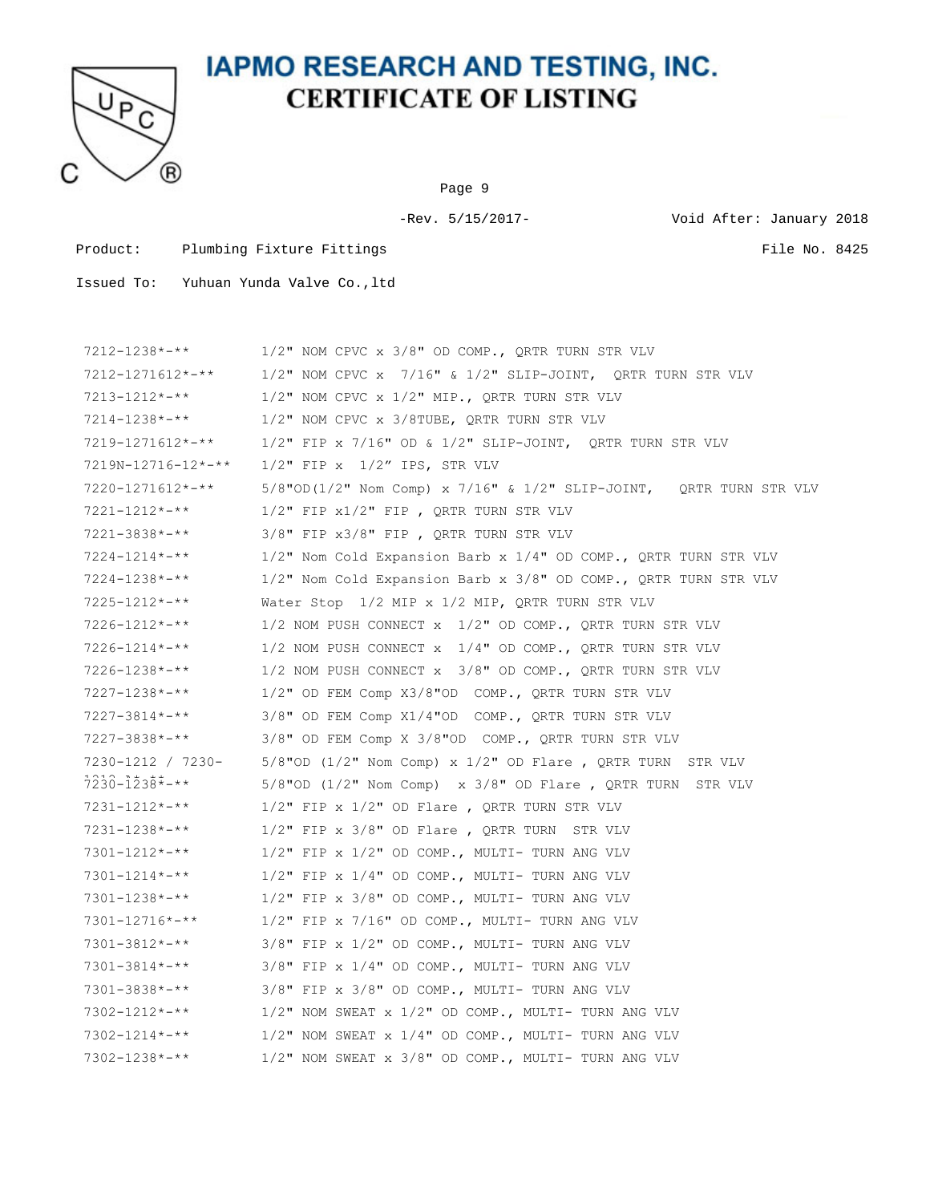# IAPMO RESEARCH AND TESTING, INC.

## CERTIFICATE OF LISTING

-Rev. 5/15/2017- Void After: January 2018

Product: Plumbing Fixture Fittings File No. 8425

Issued To: Yuhuan Yunda Valve Co.,ltd

| | |
|---|---|
| 7212-1238*-** | 1/2" NOM CPVC x 3/8" OD COMP., QRTR TURN STR VLV |
| 7212-1271612*-** | 1/2" NOM CPVC x 7/16" & 1/2" SLIP-JOINT, QRTR TURN STR VLV |
| 7213-1212*-** | 1/2" NOM CPVC x 1/2" MIP., QRTR TURN STR VLV |
| 7214-1238*-** | 1/2" NOM CPVC x 3/8TUBE, QRTR TURN STR VLV |
| 7219-1271612*-** | 1/2" FIP x 7/16" OD & 1/2" SLIP-JOINT, QRTR TURN STR VLV |
| 7219N-12716-12*-** | 1/2" FIP x 1/2" IPS, STR VLV |
| 7220-1271612*-** | 5/8"OD(1/2" Nom Comp) x 7/16" & 1/2" SLIP-JOINT, QRTR TURN STR VLV |
| 7221-1212*-** | 1/2" FIP x1/2" FIP , QRTR TURN STR VLV |
| 7221-3838*-** | 3/8" FIP x3/8" FIP , QRTR TURN STR VLV |
| 7224-1214*-** | 1/2" Nom Cold Expansion Barb x 1/4" OD COMP., QRTR TURN STR VLV |
| 7224-1238*-** | 1/2" Nom Cold Expansion Barb x 3/8" OD COMP., QRTR TURN STR VLV |
| 7225-1212*-** | Water Stop 1/2 MIP x 1/2 MIP, QRTR TURN STR VLV |
| 7226-1212*-** | 1/2 NOM PUSH CONNECT x 1/2" OD COMP., QRTR TURN STR VLV |
| 7226-1214*-** | 1/2 NOM PUSH CONNECT x 1/4" OD COMP., QRTR TURN STR VLV |
| 7226-1238*-** | 1/2 NOM PUSH CONNECT x 3/8" OD COMP., QRTR TURN STR VLV |
| 7227-1238*-** | 1/2" OD FEM Comp X3/8"OD COMP., QRTR TURN STR VLV |
| 7227-3814*-** | 3/8" OD FEM Comp X1/4"OD COMP., QRTR TURN STR VLV |
| 7227-3838*-** | 3/8" OD FEM Comp X 3/8"OD COMP., QRTR TURN STR VLV |
| 7230-1212 / 7230-1212-**-** | 5/8"OD (1/2" Nom Comp) x 1/2" OD Flare , QRTR TURN STR VLV |
| 7230-1238*-** | 5/8"OD (1/2" Nom Comp) x 3/8" OD Flare , QRTR TURN STR VLV |
| 7231-1212*-** | 1/2" FIP x 1/2" OD Flare , QRTR TURN STR VLV |
| 7231-1238*-** | 1/2" FIP x 3/8" OD Flare , QRTR TURN STR VLV |
| 7301-1212*-** | 1/2" FIP x 1/2" OD COMP., MULTI- TURN ANG VLV |
| 7301-1214*-** | 1/2" FIP x 1/4" OD COMP., MULTI- TURN ANG VLV |
| 7301-1238*-** | 1/2" FIP x 3/8" OD COMP., MULTI- TURN ANG VLV |
| 7301-12716*-** | 1/2" FIP x 7/16" OD COMP., MULTI- TURN ANG VLV |
| 7301-3812*-** | 3/8" FIP x 1/2" OD COMP., MULTI- TURN ANG VLV |
| 7301-3814*-** | 3/8" FIP x 1/4" OD COMP., MULTI- TURN ANG VLV |
| 7301-3838*-** | 3/8" FIP x 3/8" OD COMP., MULTI- TURN ANG VLV |
| 7302-1212*-** | 1/2" NOM SWEAT x 1/2" OD COMP., MULTI- TURN ANG VLV |
| 7302-1214*-** | 1/2" NOM SWEAT x 1/4" OD COMP., MULTI- TURN ANG VLV |
| 7302-1238*-** | 1/2" NOM SWEAT x 3/8" OD COMP., MULTI- TURN ANG VLV |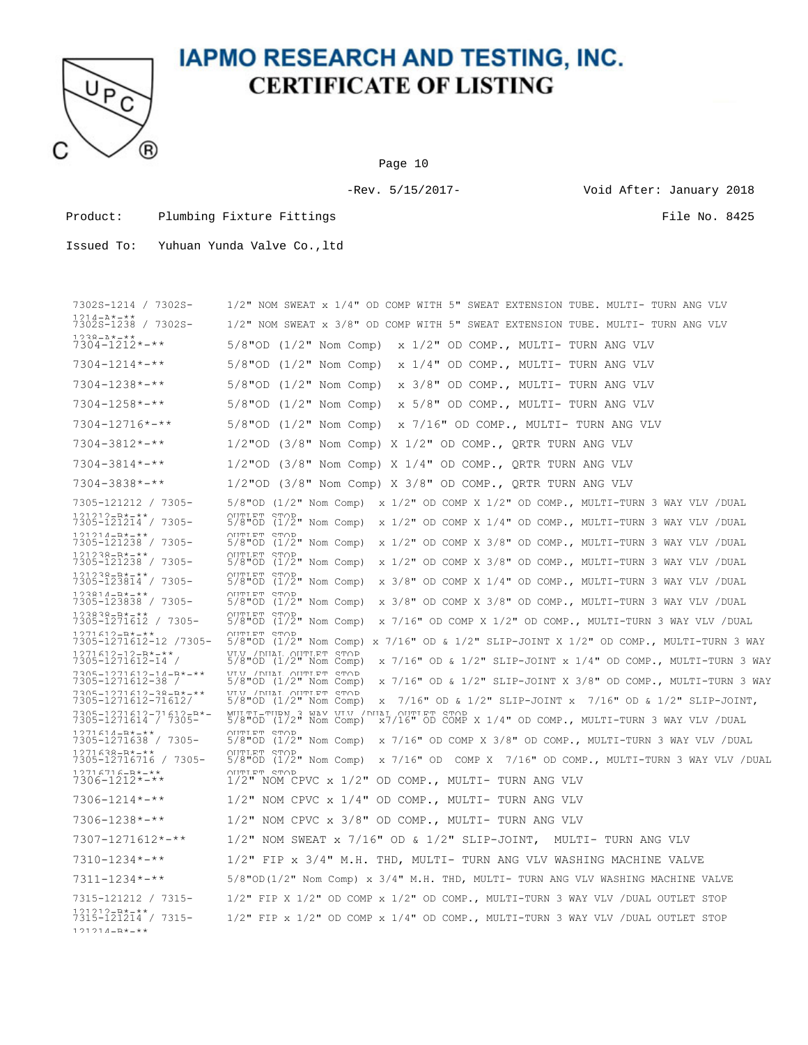# IAPMO RESEARCH AND TESTING, INC.
## CERTIFICATE OF LISTING

-Rev. 5/15/2017-

Void After: January 2018

Product: Plumbing Fixture Fittings

File No. 8425

Issued To: Yuhuan Yunda Valve Co.,ltd

| | |
|---|---|
| 7302S-1214 / 7302S-1214-A*-** | 1/2" NOM SWEAT x 1/4" OD COMP WITH 5" SWEAT EXTENSION TUBE. MULTI- TURN ANG VLV |
| 7302S-1238 / 7302S-1238-A*-** | 1/2" NOM SWEAT x 3/8" OD COMP WITH 5" SWEAT EXTENSION TUBE. MULTI- TURN ANG VLV |
| 7304-1212*-** | 5/8"OD (1/2" Nom Comp) x 1/2" OD COMP., MULTI- TURN ANG VLV |
| 7304-1214*-** | 5/8"OD (1/2" Nom Comp) x 1/4" OD COMP., MULTI- TURN ANG VLV |
| 7304-1238*-** | 5/8"OD (1/2" Nom Comp) x 3/8" OD COMP., MULTI- TURN ANG VLV |
| 7304-1258*-** | 5/8"OD (1/2" Nom Comp) x 5/8" OD COMP., MULTI- TURN ANG VLV |
| 7304-12716*-** | 5/8"OD (1/2" Nom Comp) x 7/16" OD COMP., MULTI- TURN ANG VLV |
| 7304-3812*-** | 1/2"OD (3/8" Nom Comp) X 1/2" OD COMP., QRTR TURN ANG VLV |
| 7304-3814*-** | 1/2"OD (3/8" Nom Comp) X 1/4" OD COMP., QRTR TURN ANG VLV |
| 7304-3838*-** | 1/2"OD (3/8" Nom Comp) X 3/8" OD COMP., QRTR TURN ANG VLV |
| 7305-121212 / 7305-121212-B*-** | 5/8"OD (1/2" Nom Comp) x 1/2" OD COMP X 1/2" OD COMP., MULTI-TURN 3 WAY VLV /DUAL OUTLET STOP |
| 7305-121214 / 7305-121214-B*-** | 5/8"OD (1/2" Nom Comp) x 1/2" OD COMP X 1/4" OD COMP., MULTI-TURN 3 WAY VLV /DUAL OUTLET STOP |
| 7305-121238 / 7305-121238-B*-** | 5/8"OD (1/2" Nom Comp) x 1/2" OD COMP X 3/8" OD COMP., MULTI-TURN 3 WAY VLV /DUAL OUTLET STOP |
| 7305-121238 / 7305-121238-B*-** | 5/8"OD (1/2" Nom Comp) x 1/2" OD COMP X 3/8" OD COMP., MULTI-TURN 3 WAY VLV /DUAL OUTLET STOP |
| 7305-123814 / 7305-123814-B*-** | 5/8"OD (1/2" Nom Comp) x 3/8" OD COMP X 1/4" OD COMP., MULTI-TURN 3 WAY VLV /DUAL OUTLET STOP |
| 7305-123838 / 7305-123838-B*-** | 5/8"OD (1/2" Nom Comp) x 3/8" OD COMP X 3/8" OD COMP., MULTI-TURN 3 WAY VLV /DUAL OUTLET STOP |
| 7305-1271612 / 7305-1271612-B*-** | 5/8"OD (1/2" Nom Comp) x 7/16" OD COMP X 1/2" OD COMP., MULTI-TURN 3 WAY VLV /DUAL OUTLET STOP |
| 7305-1271612-12 /7305-1271612-12-B*-** | 5/8"OD (1/2" Nom Comp) x 7/16" OD & 1/2" SLIP-JOINT X 1/2" OD COMP., MULTI-TURN 3 WAY VLV /DUAL OUTLET STOP |
| 7305-1271612-14 / 7305-1271612-14-B*-** | 5/8"OD (1/2" Nom Comp) x 7/16" OD & 1/2" SLIP-JOINT x 1/4" OD COMP., MULTI-TURN 3 WAY VLV /DUAL OUTLET STOP |
| 7305-1271612-38 / 7305-1271612-38-B*-** | 5/8"OD (1/2" Nom Comp) x 7/16" OD & 1/2" SLIP-JOINT X 3/8" OD COMP., MULTI-TURN 3 WAY VLV /DUAL OUTLET STOP |
| 7305-1271612-71612/ 7305-1271612-71612-B*-** | 5/8"OD (1/2" Nom Comp) x 7/16" OD & 1/2" SLIP-JOINT x 7/16" OD & 1/2" SLIP-JOINT, MULTI-TURN 3 WAY VLV /DUAL OUTLET STOP |
| 7305-1271614 / 7305-1271614-B*-** | 5/8"OD (1/2" Nom Comp) x7/16" OD COMP X 1/4" OD COMP., MULTI-TURN 3 WAY VLV /DUAL OUTLET STOP |
| 7305-1271638 / 7305-1271638-B*-** | 5/8"OD (1/2" Nom Comp) x 7/16" OD COMP X 3/8" OD COMP., MULTI-TURN 3 WAY VLV /DUAL OUTLET STOP |
| 7305-12716716 / 7305-12716716-B*-** | 5/8"OD (1/2" Nom Comp) x 7/16" OD COMP X 7/16" OD COMP., MULTI-TURN 3 WAY VLV /DUAL OUTLET STOP |
| 7306-1212*-** | 1/2" NOM CPVC x 1/2" OD COMP., MULTI- TURN ANG VLV |
| 7306-1214*-** | 1/2" NOM CPVC x 1/4" OD COMP., MULTI- TURN ANG VLV |
| 7306-1238*-** | 1/2" NOM CPVC x 3/8" OD COMP., MULTI- TURN ANG VLV |
| 7307-1271612*-** | 1/2" NOM SWEAT x 7/16" OD & 1/2" SLIP-JOINT, MULTI- TURN ANG VLV |
| 7310-1234*-** | 1/2" FIP x 3/4" M.H. THD, MULTI- TURN ANG VLV WASHING MACHINE VALVE |
| 7311-1234*-** | 5/8"OD(1/2" Nom Comp) x 3/4" M.H. THD, MULTI- TURN ANG VLV WASHING MACHINE VALVE |
| 7315-121212 / 7315-121212-B*-** | 1/2" FIP X 1/2" OD COMP x 1/2" OD COMP., MULTI-TURN 3 WAY VLV /DUAL OUTLET STOP |
| 7315-121214 / 7315-121214-B*-** | 1/2" FIP x 1/2" OD COMP x 1/4" OD COMP., MULTI-TURN 3 WAY VLV /DUAL OUTLET STOP |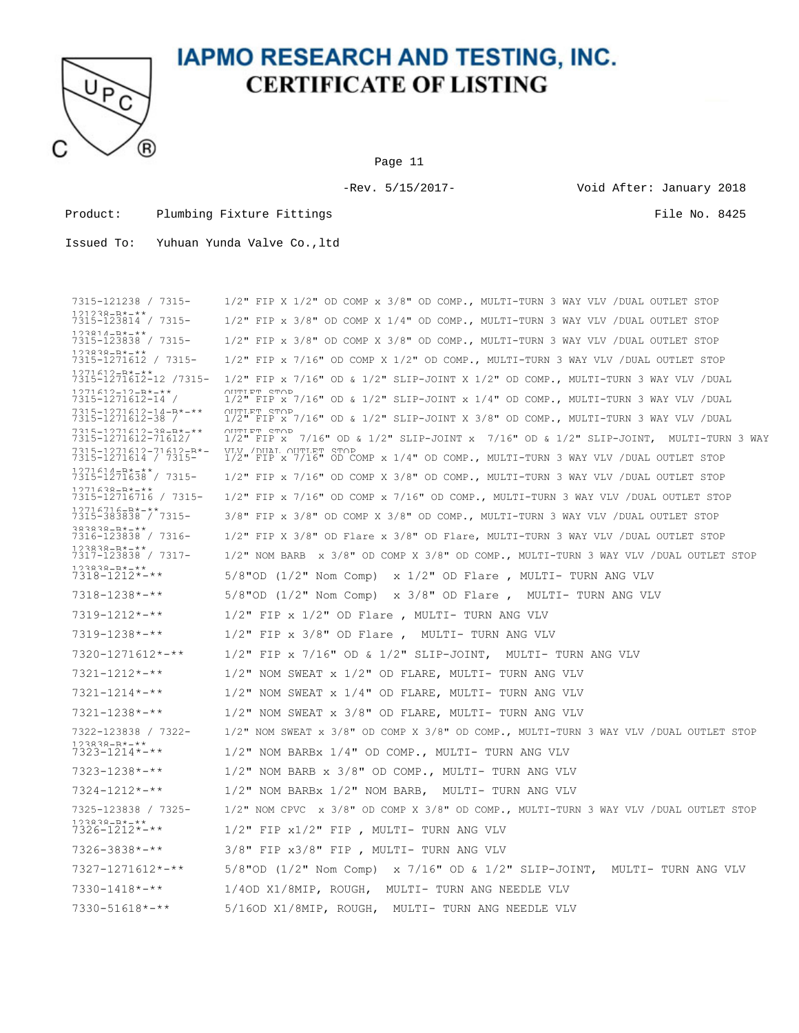# IAPMO RESEARCH AND TESTING, INC.
## CERTIFICATE OF LISTING

-Rev. 5/15/2017- Void After: January 2018

Product: Plumbing Fixture Fittings File No. 8425

Issued To: Yuhuan Yunda Valve Co.,ltd

| | |
|---|---|
| 7315-121238 / 7315-121238-B*-** | 1/2" FIP X 1/2" OD COMP x 3/8" OD COMP., MULTI-TURN 3 WAY VLV /DUAL OUTLET STOP |
| 7315-123814 / 7315-123814-B*-** | 1/2" FIP x 3/8" OD COMP X 1/4" OD COMP., MULTI-TURN 3 WAY VLV /DUAL OUTLET STOP |
| 7315-123838 / 7315-123838-B*-** | 1/2" FIP x 3/8" OD COMP X 3/8" OD COMP., MULTI-TURN 3 WAY VLV /DUAL OUTLET STOP |
| 7315-1271612 / 7315-1271612-B*-** | 1/2" FIP x 7/16" OD COMP X 1/2" OD COMP., MULTI-TURN 3 WAY VLV /DUAL OUTLET STOP |
| 7315-1271612-12 /7315-1271612-12-B*-** | 1/2" FIP x 7/16" OD & 1/2" SLIP-JOINT X 1/2" OD COMP., MULTI-TURN 3 WAY VLV /DUAL OUTLET STOP |
| 7315-1271612-14 / 7315-1271612-14-B*-** | 1/2" FIP x 7/16" OD & 1/2" SLIP-JOINT x 1/4" OD COMP., MULTI-TURN 3 WAY VLV /DUAL OUTLET STOP |
| 7315-1271612-38 / 7315-1271612-38-B*-** | 1/2" FIP x 7/16" OD & 1/2" SLIP-JOINT X 3/8" OD COMP., MULTI-TURN 3 WAY VLV /DUAL OUTLET STOP |
| 7315-1271612-71612/ 7315-1271612-71612-B*- | 1/2" FIP x 7/16" OD & 1/2" SLIP-JOINT x 7/16" OD & 1/2" SLIP-JOINT, MULTI-TURN 3 WAY VLV /DUAL OUTLET STOP |
| 7315-1271614 / 7315-1271614-B*-** | 1/2" FIP x 7/16" OD COMP x 1/4" OD COMP., MULTI-TURN 3 WAY VLV /DUAL OUTLET STOP |
| 7315-1271638 / 7315-1271638-B*-** | 1/2" FIP x 7/16" OD COMP X 3/8" OD COMP., MULTI-TURN 3 WAY VLV /DUAL OUTLET STOP |
| 7315-12716716 / 7315-12716716-B*-** | 1/2" FIP x 7/16" OD COMP x 7/16" OD COMP., MULTI-TURN 3 WAY VLV /DUAL OUTLET STOP |
| 7315-383838 / 7315-383838-B*-** | 3/8" FIP x 3/8" OD COMP X 3/8" OD COMP., MULTI-TURN 3 WAY VLV /DUAL OUTLET STOP |
| 7316-123838 / 7316-123838-B*-** | 1/2" FIP X 3/8" OD Flare x 3/8" OD Flare, MULTI-TURN 3 WAY VLV /DUAL OUTLET STOP |
| 7317-123838 / 7317-123838-B*-** | 1/2" NOM BARB x 3/8" OD COMP X 3/8" OD COMP., MULTI-TURN 3 WAY VLV /DUAL OUTLET STOP |
| 7318-1212*-** | 5/8"OD (1/2" Nom Comp) x 1/2" OD Flare , MULTI- TURN ANG VLV |
| 7318-1238*-** | 5/8"OD (1/2" Nom Comp) x 3/8" OD Flare , MULTI- TURN ANG VLV |
| 7319-1212*-** | 1/2" FIP x 1/2" OD Flare , MULTI- TURN ANG VLV |
| 7319-1238*-** | 1/2" FIP x 3/8" OD Flare , MULTI- TURN ANG VLV |
| 7320-1271612*-** | 1/2" FIP x 7/16" OD & 1/2" SLIP-JOINT, MULTI- TURN ANG VLV |
| 7321-1212*-** | 1/2" NOM SWEAT x 1/2" OD FLARE, MULTI- TURN ANG VLV |
| 7321-1214*-** | 1/2" NOM SWEAT x 1/4" OD FLARE, MULTI- TURN ANG VLV |
| 7321-1238*-** | 1/2" NOM SWEAT x 3/8" OD FLARE, MULTI- TURN ANG VLV |
| 7322-123838 / 7322-123838-B*-** | 1/2" NOM SWEAT x 3/8" OD COMP X 3/8" OD COMP., MULTI-TURN 3 WAY VLV /DUAL OUTLET STOP |
| 7323-1214*-** | 1/2" NOM BARBx 1/4" OD COMP., MULTI- TURN ANG VLV |
| 7323-1238*-** | 1/2" NOM BARB x 3/8" OD COMP., MULTI- TURN ANG VLV |
| 7324-1212*-** | 1/2" NOM BARBx 1/2" NOM BARB, MULTI- TURN ANG VLV |
| 7325-123838 / 7325-123838-B*-** | 1/2" NOM CPVC x 3/8" OD COMP X 3/8" OD COMP., MULTI-TURN 3 WAY VLV /DUAL OUTLET STOP |
| 7326-1212*-** | 1/2" FIP x1/2" FIP , MULTI- TURN ANG VLV |
| 7326-3838*-** | 3/8" FIP x3/8" FIP , MULTI- TURN ANG VLV |
| 7327-1271612*-** | 5/8"OD (1/2" Nom Comp) x 7/16" OD & 1/2" SLIP-JOINT, MULTI- TURN ANG VLV |
| 7330-1418*-** | 1/4OD X1/8MIP, ROUGH, MULTI- TURN ANG NEEDLE VLV |
| 7330-51618*-** | 5/16OD X1/8MIP, ROUGH, MULTI- TURN ANG NEEDLE VLV |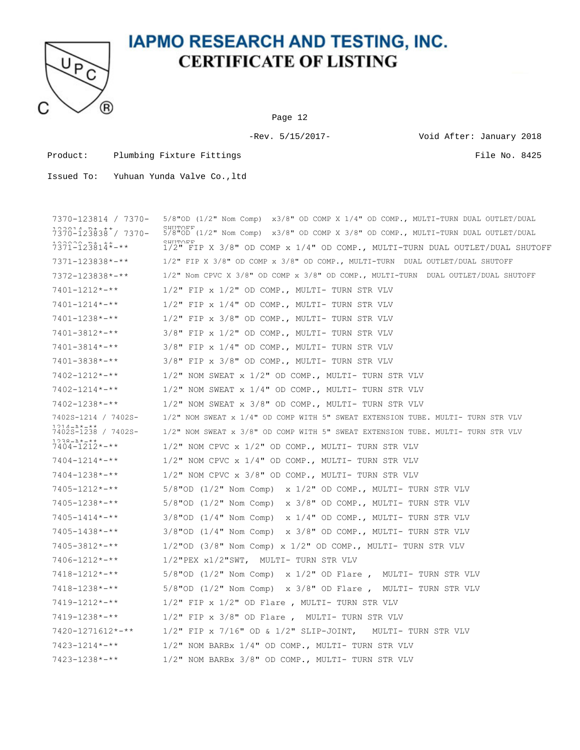# IAPMO RESEARCH AND TESTING, INC.
## CERTIFICATE OF LISTING

-Rev. 5/15/2017- Void After: January 2018

Product: Plumbing Fixture Fittings File No. 8425

Issued To: Yuhuan Yunda Valve Co.,ltd

| Model | Description |
|---|---|
| 7370-123814 / 7370-123814-D*-** | 5/8"OD (1/2" Nom Comp) x3/8" OD COMP X 1/4" OD COMP., MULTI-TURN DUAL OUTLET/DUAL SHUTOFF |
| 7370-123838 / 7370-123838-D*-** | 5/8"OD (1/2" Nom Comp) x3/8" OD COMP X 3/8" OD COMP., MULTI-TURN DUAL OUTLET/DUAL SHUTOFF |
| 7371-123814*-** | 1/2" FIP X 3/8" OD COMP x 1/4" OD COMP., MULTI-TURN DUAL OUTLET/DUAL SHUTOFF |
| 7371-123838*-** | 1/2" FIP X 3/8" OD COMP x 3/8" OD COMP., MULTI-TURN DUAL OUTLET/DUAL SHUTOFF |
| 7372-123838*-** | 1/2" Nom CPVC X 3/8" OD COMP x 3/8" OD COMP., MULTI-TURN DUAL OUTLET/DUAL SHUTOFF |
| 7401-1212*-** | 1/2" FIP x 1/2" OD COMP., MULTI- TURN STR VLV |
| 7401-1214*-** | 1/2" FIP x 1/4" OD COMP., MULTI- TURN STR VLV |
| 7401-1238*-** | 1/2" FIP x 3/8" OD COMP., MULTI- TURN STR VLV |
| 7401-3812*-** | 3/8" FIP x 1/2" OD COMP., MULTI- TURN STR VLV |
| 7401-3814*-** | 3/8" FIP x 1/4" OD COMP., MULTI- TURN STR VLV |
| 7401-3838*-** | 3/8" FIP x 3/8" OD COMP., MULTI- TURN STR VLV |
| 7402-1212*-** | 1/2" NOM SWEAT x 1/2" OD COMP., MULTI- TURN STR VLV |
| 7402-1214*-** | 1/2" NOM SWEAT x 1/4" OD COMP., MULTI- TURN STR VLV |
| 7402-1238*-** | 1/2" NOM SWEAT x 3/8" OD COMP., MULTI- TURN STR VLV |
| 7402S-1214 / 7402S-1214-A*-** | 1/2" NOM SWEAT x 1/4" OD COMP WITH 5" SWEAT EXTENSION TUBE. MULTI- TURN STR VLV |
| 7402S-1238 / 7402S-1238-A*-** | 1/2" NOM SWEAT x 3/8" OD COMP WITH 5" SWEAT EXTENSION TUBE. MULTI- TURN STR VLV |
| 7404-1212*-** | 1/2" NOM CPVC x 1/2" OD COMP., MULTI- TURN STR VLV |
| 7404-1214*-** | 1/2" NOM CPVC x 1/4" OD COMP., MULTI- TURN STR VLV |
| 7404-1238*-** | 1/2" NOM CPVC x 3/8" OD COMP., MULTI- TURN STR VLV |
| 7405-1212*-** | 5/8"OD (1/2" Nom Comp) x 1/2" OD COMP., MULTI- TURN STR VLV |
| 7405-1238*-** | 5/8"OD (1/2" Nom Comp) x 3/8" OD COMP., MULTI- TURN STR VLV |
| 7405-1414*-** | 3/8"OD (1/4" Nom Comp) x 1/4" OD COMP., MULTI- TURN STR VLV |
| 7405-1438*-** | 3/8"OD (1/4" Nom Comp) x 3/8" OD COMP., MULTI- TURN STR VLV |
| 7405-3812*-** | 1/2"OD (3/8" Nom Comp) x 1/2" OD COMP., MULTI- TURN STR VLV |
| 7406-1212*-** | 1/2"PEX x1/2"SWT, MULTI- TURN STR VLV |
| 7418-1212*-** | 5/8"OD (1/2" Nom Comp) x 1/2" OD Flare , MULTI- TURN STR VLV |
| 7418-1238*-** | 5/8"OD (1/2" Nom Comp) x 3/8" OD Flare , MULTI- TURN STR VLV |
| 7419-1212*-** | 1/2" FIP x 1/2" OD Flare , MULTI- TURN STR VLV |
| 7419-1238*-** | 1/2" FIP x 3/8" OD Flare , MULTI- TURN STR VLV |
| 7420-1271612*-** | 1/2" FIP x 7/16" OD & 1/2" SLIP-JOINT, MULTI- TURN STR VLV |
| 7423-1214*-** | 1/2" NOM BARBx 1/4" OD COMP., MULTI- TURN STR VLV |
| 7423-1238*-** | 1/2" NOM BARBx 3/8" OD COMP., MULTI- TURN STR VLV |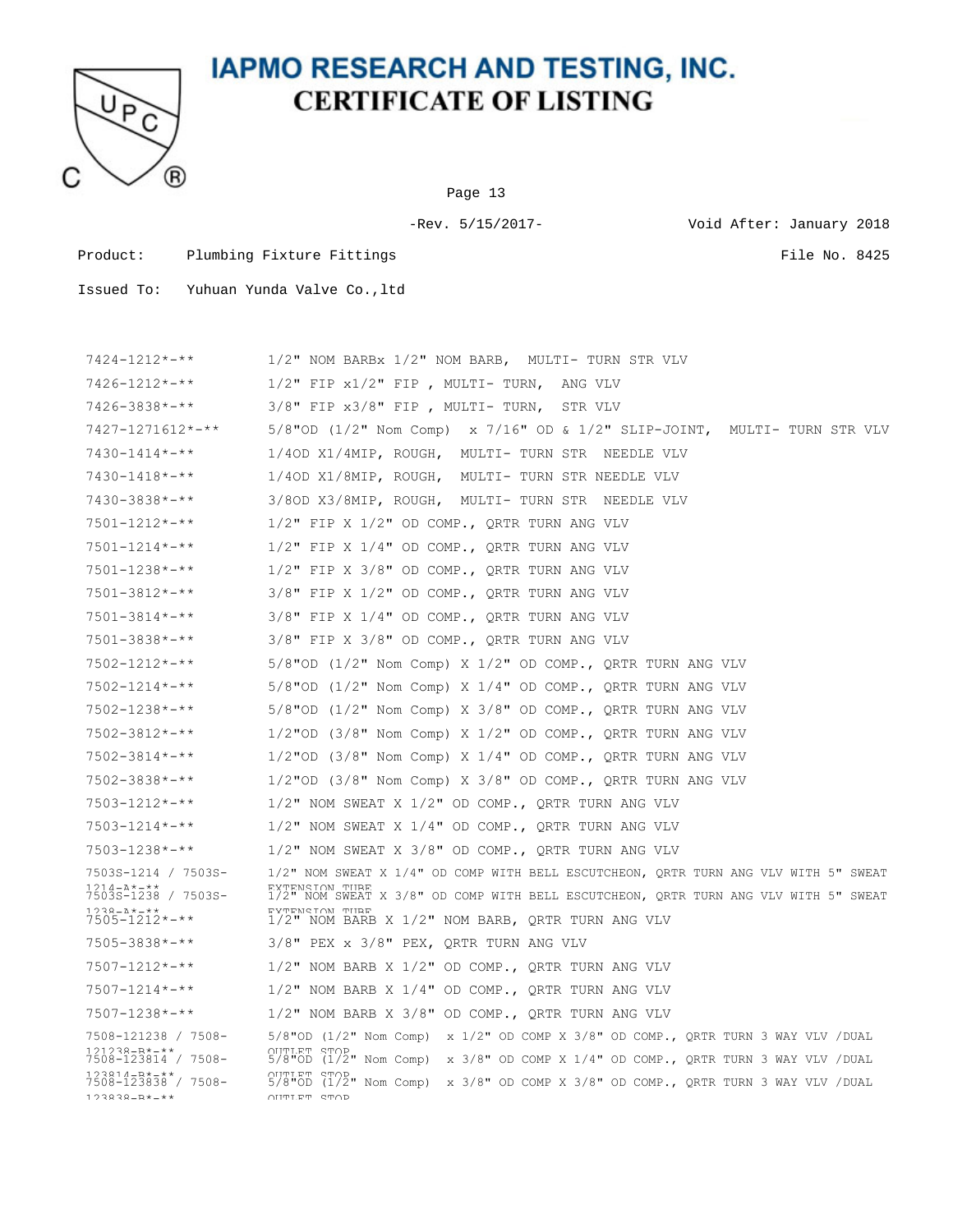# IAPMO RESEARCH AND TESTING, INC.

## CERTIFICATE OF LISTING

-Rev. 5/15/2017-    Void After: January 2018

Product: Plumbing Fixture Fittings    File No. 8425

Issued To: Yuhuan Yunda Valve Co.,ltd

| | |
|---|---|
| 7424-1212*-** | 1/2" NOM BARBx 1/2" NOM BARB, MULTI- TURN STR VLV |
| 7426-1212*-** | 1/2" FIP x1/2" FIP , MULTI- TURN, ANG VLV |
| 7426-3838*-** | 3/8" FIP x3/8" FIP , MULTI- TURN, STR VLV |
| 7427-1271612*-** | 5/8"OD (1/2" Nom Comp) x 7/16" OD & 1/2" SLIP-JOINT, MULTI- TURN STR VLV |
| 7430-1414*-** | 1/4OD X1/4MIP, ROUGH, MULTI- TURN STR NEEDLE VLV |
| 7430-1418*-** | 1/4OD X1/8MIP, ROUGH, MULTI- TURN STR NEEDLE VLV |
| 7430-3838*-** | 3/8OD X3/8MIP, ROUGH, MULTI- TURN STR NEEDLE VLV |
| 7501-1212*-** | 1/2" FIP X 1/2" OD COMP., QRTR TURN ANG VLV |
| 7501-1214*-** | 1/2" FIP X 1/4" OD COMP., QRTR TURN ANG VLV |
| 7501-1238*-** | 1/2" FIP X 3/8" OD COMP., QRTR TURN ANG VLV |
| 7501-3812*-** | 3/8" FIP X 1/2" OD COMP., QRTR TURN ANG VLV |
| 7501-3814*-** | 3/8" FIP X 1/4" OD COMP., QRTR TURN ANG VLV |
| 7501-3838*-** | 3/8" FIP X 3/8" OD COMP., QRTR TURN ANG VLV |
| 7502-1212*-** | 5/8"OD (1/2" Nom Comp) X 1/2" OD COMP., QRTR TURN ANG VLV |
| 7502-1214*-** | 5/8"OD (1/2" Nom Comp) X 1/4" OD COMP., QRTR TURN ANG VLV |
| 7502-1238*-** | 5/8"OD (1/2" Nom Comp) X 3/8" OD COMP., QRTR TURN ANG VLV |
| 7502-3812*-** | 1/2"OD (3/8" Nom Comp) X 1/2" OD COMP., QRTR TURN ANG VLV |
| 7502-3814*-** | 1/2"OD (3/8" Nom Comp) X 1/4" OD COMP., QRTR TURN ANG VLV |
| 7502-3838*-** | 1/2"OD (3/8" Nom Comp) X 3/8" OD COMP., QRTR TURN ANG VLV |
| 7503-1212*-** | 1/2" NOM SWEAT X 1/2" OD COMP., QRTR TURN ANG VLV |
| 7503-1214*-** | 1/2" NOM SWEAT X 1/4" OD COMP., QRTR TURN ANG VLV |
| 7503-1238*-** | 1/2" NOM SWEAT X 3/8" OD COMP., QRTR TURN ANG VLV |
| 7503S-1214 / 7503S-1214-A*-** | 1/2" NOM SWEAT X 1/4" OD COMP WITH BELL ESCUTCHEON, QRTR TURN ANG VLV WITH 5" SWEAT EXTENSION TUBE |
| 7503S-1238 / 7503S-1238-A*-** | 1/2" NOM SWEAT X 3/8" OD COMP WITH BELL ESCUTCHEON, QRTR TURN ANG VLV WITH 5" SWEAT EXTENSION TUBE |
| 7505-1212*-** | 1/2" NOM BARB X 1/2" NOM BARB, QRTR TURN ANG VLV |
| 7505-3838*-** | 3/8" PEX x 3/8" PEX, QRTR TURN ANG VLV |
| 7507-1212*-** | 1/2" NOM BARB X 1/2" OD COMP., QRTR TURN ANG VLV |
| 7507-1214*-** | 1/2" NOM BARB X 1/4" OD COMP., QRTR TURN ANG VLV |
| 7507-1238*-** | 1/2" NOM BARB X 3/8" OD COMP., QRTR TURN ANG VLV |
| 7508-121238 / 7508-121238-B*-** | 5/8"OD (1/2" Nom Comp) x 1/2" OD COMP X 3/8" OD COMP., QRTR TURN 3 WAY VLV /DUAL OUTLET STOP |
| 7508-123814 / 7508-123814-B*-** | 5/8"OD (1/2" Nom Comp) x 3/8" OD COMP X 1/4" OD COMP., QRTR TURN 3 WAY VLV /DUAL OUTLET STOP |
| 7508-123838 / 7508-123838-B*-** | 5/8"OD (1/2" Nom Comp) x 3/8" OD COMP X 3/8" OD COMP., QRTR TURN 3 WAY VLV /DUAL OUTLET STOP |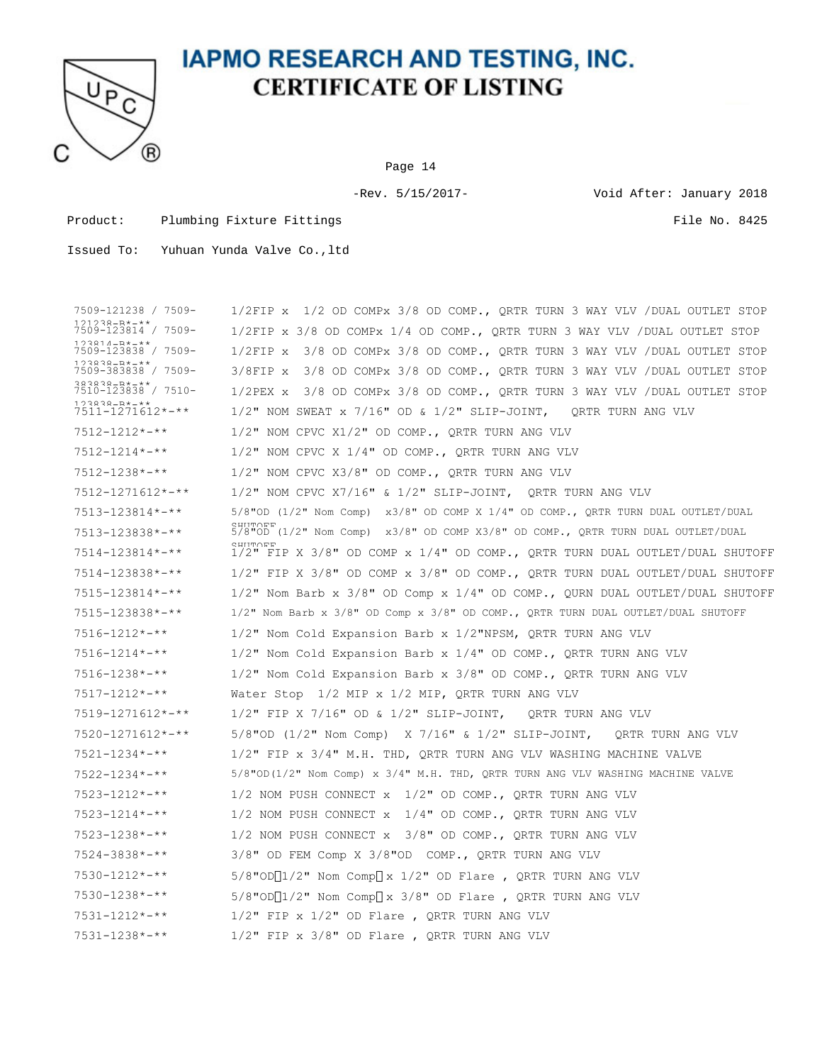# IAPMO RESEARCH AND TESTING, INC.

## CERTIFICATE OF LISTING

-Rev. 5/15/2017- Void After: January 2018

Product: Plumbing Fixture Fittings File No. 8425

Issued To: Yuhuan Yunda Valve Co.,ltd

| Model | Description |
|---|---|
| 7509-121238 / 7509-121238-B*-** | 1/2FIP x 1/2 OD COMPx 3/8 OD COMP., QRTR TURN 3 WAY VLV /DUAL OUTLET STOP |
| 7509-123814 / 7509-123814-B*-** | 1/2FIP x 3/8 OD COMPx 1/4 OD COMP., QRTR TURN 3 WAY VLV /DUAL OUTLET STOP |
| 7509-123838 / 7509-123838-B*-** | 1/2FIP x 3/8 OD COMPx 3/8 OD COMP., QRTR TURN 3 WAY VLV /DUAL OUTLET STOP |
| 7509-383838 / 7509-383838-B*-** | 3/8FIP x 3/8 OD COMPx 3/8 OD COMP., QRTR TURN 3 WAY VLV /DUAL OUTLET STOP |
| 7510-123838 / 7510-123838-B*-** | 1/2PEX x 3/8 OD COMPx 3/8 OD COMP., QRTR TURN 3 WAY VLV /DUAL OUTLET STOP |
| 7511-1271612*-** | 1/2" NOM SWEAT x 7/16" OD & 1/2" SLIP-JOINT, QRTR TURN ANG VLV |
| 7512-1212*-** | 1/2" NOM CPVC X1/2" OD COMP., QRTR TURN ANG VLV |
| 7512-1214*-** | 1/2" NOM CPVC X 1/4" OD COMP., QRTR TURN ANG VLV |
| 7512-1238*-** | 1/2" NOM CPVC X3/8" OD COMP., QRTR TURN ANG VLV |
| 7512-1271612*-** | 1/2" NOM CPVC X7/16" & 1/2" SLIP-JOINT, QRTR TURN ANG VLV |
| 7513-123814*-** | 5/8"OD (1/2" Nom Comp) x3/8" OD COMP X 1/4" OD COMP., QRTR TURN DUAL OUTLET/DUAL SHUTOFF |
| 7513-123838*-** | 5/8"OD (1/2" Nom Comp) x3/8" OD COMP X3/8" OD COMP., QRTR TURN DUAL OUTLET/DUAL SHUTOFF |
| 7514-123814*-** | 1/2" FIP X 3/8" OD COMP x 1/4" OD COMP., QRTR TURN DUAL OUTLET/DUAL SHUTOFF |
| 7514-123838*-** | 1/2" FIP X 3/8" OD COMP x 3/8" OD COMP., QRTR TURN DUAL OUTLET/DUAL SHUTOFF |
| 7515-123814*-** | 1/2" Nom Barb x 3/8" OD Comp x 1/4" OD COMP., QURN DUAL OUTLET/DUAL SHUTOFF |
| 7515-123838*-** | 1/2" Nom Barb x 3/8" OD Comp x 3/8" OD COMP., QRTR TURN DUAL OUTLET/DUAL SHUTOFF |
| 7516-1212*-** | 1/2" Nom Cold Expansion Barb x 1/2"NPSM, QRTR TURN ANG VLV |
| 7516-1214*-** | 1/2" Nom Cold Expansion Barb x 1/4" OD COMP., QRTR TURN ANG VLV |
| 7516-1238*-** | 1/2" Nom Cold Expansion Barb x 3/8" OD COMP., QRTR TURN ANG VLV |
| 7517-1212*-** | Water Stop 1/2 MIP x 1/2 MIP, QRTR TURN ANG VLV |
| 7519-1271612*-** | 1/2" FIP X 7/16" OD & 1/2" SLIP-JOINT, QRTR TURN ANG VLV |
| 7520-1271612*-** | 5/8"OD (1/2" Nom Comp) X 7/16" & 1/2" SLIP-JOINT, QRTR TURN ANG VLV |
| 7521-1234*-** | 1/2" FIP x 3/4" M.H. THD, QRTR TURN ANG VLV WASHING MACHINE VALVE |
| 7522-1234*-** | 5/8"OD(1/2" Nom Comp) x 3/4" M.H. THD, QRTR TURN ANG VLV WASHING MACHINE VALVE |
| 7523-1212*-** | 1/2 NOM PUSH CONNECT x 1/2" OD COMP., QRTR TURN ANG VLV |
| 7523-1214*-** | 1/2 NOM PUSH CONNECT x 1/4" OD COMP., QRTR TURN ANG VLV |
| 7523-1238*-** | 1/2 NOM PUSH CONNECT x 3/8" OD COMP., QRTR TURN ANG VLV |
| 7524-3838*-** | 3/8" OD FEM Comp X 3/8"OD COMP., QRTR TURN ANG VLV |
| 7530-1212*-** | 5/8"OD(1/2" Nom Comp) x 1/2" OD Flare , QRTR TURN ANG VLV |
| 7530-1238*-** | 5/8"OD(1/2" Nom Comp) x 3/8" OD Flare , QRTR TURN ANG VLV |
| 7531-1212*-** | 1/2" FIP x 1/2" OD Flare , QRTR TURN ANG VLV |
| 7531-1238*-** | 1/2" FIP x 3/8" OD Flare , QRTR TURN ANG VLV |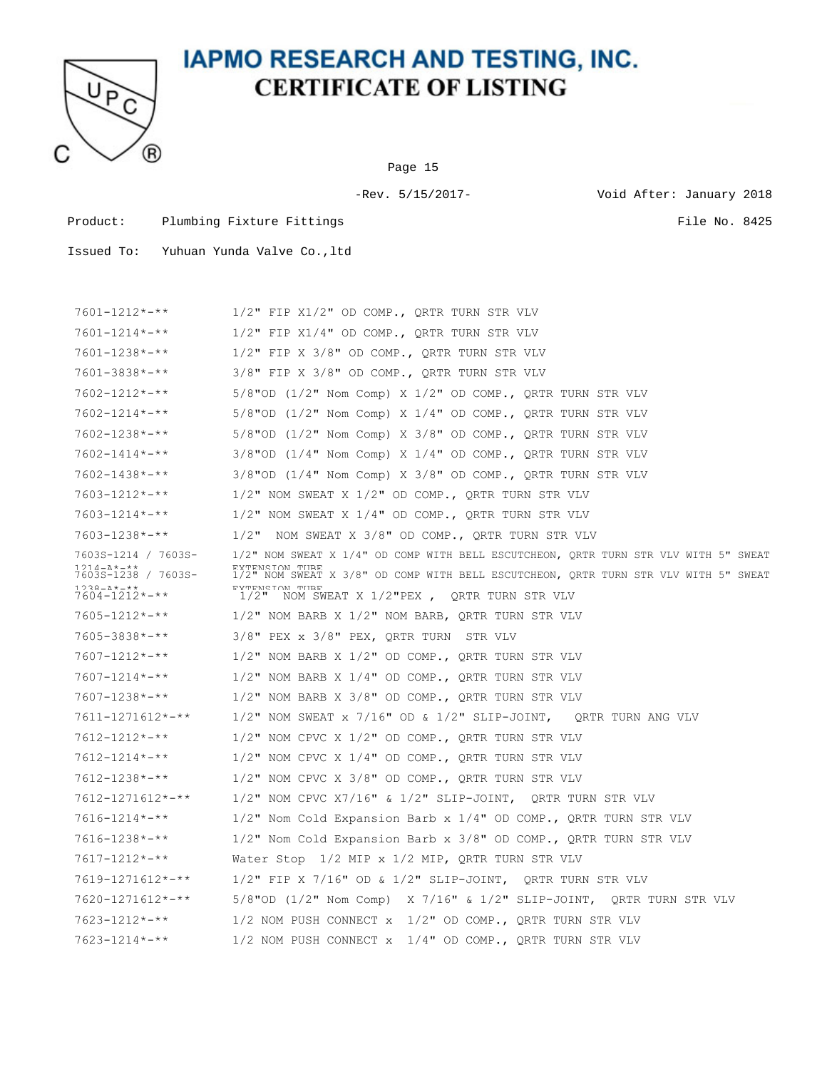# IAPMO RESEARCH AND TESTING, INC.

## CERTIFICATE OF LISTING

-Rev. 5/15/2017- Void After: January 2018

Product: Plumbing Fixture Fittings File No. 8425

Issued To: Yuhuan Yunda Valve Co.,ltd

| | |
|---|---|
| 7601-1212*-** | 1/2" FIP X1/2" OD COMP., QRTR TURN STR VLV |
| 7601-1214*-** | 1/2" FIP X1/4" OD COMP., QRTR TURN STR VLV |
| 7601-1238*-** | 1/2" FIP X 3/8" OD COMP., QRTR TURN STR VLV |
| 7601-3838*-** | 3/8" FIP X 3/8" OD COMP., QRTR TURN STR VLV |
| 7602-1212*-** | 5/8"OD (1/2" Nom Comp) X 1/2" OD COMP., QRTR TURN STR VLV |
| 7602-1214*-** | 5/8"OD (1/2" Nom Comp) X 1/4" OD COMP., QRTR TURN STR VLV |
| 7602-1238*-** | 5/8"OD (1/2" Nom Comp) X 3/8" OD COMP., QRTR TURN STR VLV |
| 7602-1414*-** | 3/8"OD (1/4" Nom Comp) X 1/4" OD COMP., QRTR TURN STR VLV |
| 7602-1438*-** | 3/8"OD (1/4" Nom Comp) X 3/8" OD COMP., QRTR TURN STR VLV |
| 7603-1212*-** | 1/2" NOM SWEAT X 1/2" OD COMP., QRTR TURN STR VLV |
| 7603-1214*-** | 1/2" NOM SWEAT X 1/4" OD COMP., QRTR TURN STR VLV |
| 7603-1238*-** | 1/2" NOM SWEAT X 3/8" OD COMP., QRTR TURN STR VLV |
| 7603S-1214 / 7603S-1214-A*-** | 1/2" NOM SWEAT X 1/4" OD COMP WITH BELL ESCUTCHEON, QRTR TURN STR VLV WITH 5" SWEAT EXTENSION TUBE |
| 7603S-1238 / 7603S-1238-A*-** | 1/2" NOM SWEAT X 3/8" OD COMP WITH BELL ESCUTCHEON, QRTR TURN STR VLV WITH 5" SWEAT EXTENSION TUBE |
| 7604-1212*-** | 1/2" NOM SWEAT X 1/2"PEX , QRTR TURN STR VLV |
| 7605-1212*-** | 1/2" NOM BARB X 1/2" NOM BARB, QRTR TURN STR VLV |
| 7605-3838*-** | 3/8" PEX x 3/8" PEX, QRTR TURN STR VLV |
| 7607-1212*-** | 1/2" NOM BARB X 1/2" OD COMP., QRTR TURN STR VLV |
| 7607-1214*-** | 1/2" NOM BARB X 1/4" OD COMP., QRTR TURN STR VLV |
| 7607-1238*-** | 1/2" NOM BARB X 3/8" OD COMP., QRTR TURN STR VLV |
| 7611-1271612*-** | 1/2" NOM SWEAT x 7/16" OD & 1/2" SLIP-JOINT, QRTR TURN ANG VLV |
| 7612-1212*-** | 1/2" NOM CPVC X 1/2" OD COMP., QRTR TURN STR VLV |
| 7612-1214*-** | 1/2" NOM CPVC X 1/4" OD COMP., QRTR TURN STR VLV |
| 7612-1238*-** | 1/2" NOM CPVC X 3/8" OD COMP., QRTR TURN STR VLV |
| 7612-1271612*-** | 1/2" NOM CPVC X7/16" & 1/2" SLIP-JOINT, QRTR TURN STR VLV |
| 7616-1214*-** | 1/2" Nom Cold Expansion Barb x 1/4" OD COMP., QRTR TURN STR VLV |
| 7616-1238*-** | 1/2" Nom Cold Expansion Barb x 3/8" OD COMP., QRTR TURN STR VLV |
| 7617-1212*-** | Water Stop 1/2 MIP x 1/2 MIP, QRTR TURN STR VLV |
| 7619-1271612*-** | 1/2" FIP X 7/16" OD & 1/2" SLIP-JOINT, QRTR TURN STR VLV |
| 7620-1271612*-** | 5/8"OD (1/2" Nom Comp) X 7/16" & 1/2" SLIP-JOINT, QRTR TURN STR VLV |
| 7623-1212*-** | 1/2 NOM PUSH CONNECT x 1/2" OD COMP., QRTR TURN STR VLV |
| 7623-1214*-** | 1/2 NOM PUSH CONNECT x 1/4" OD COMP., QRTR TURN STR VLV |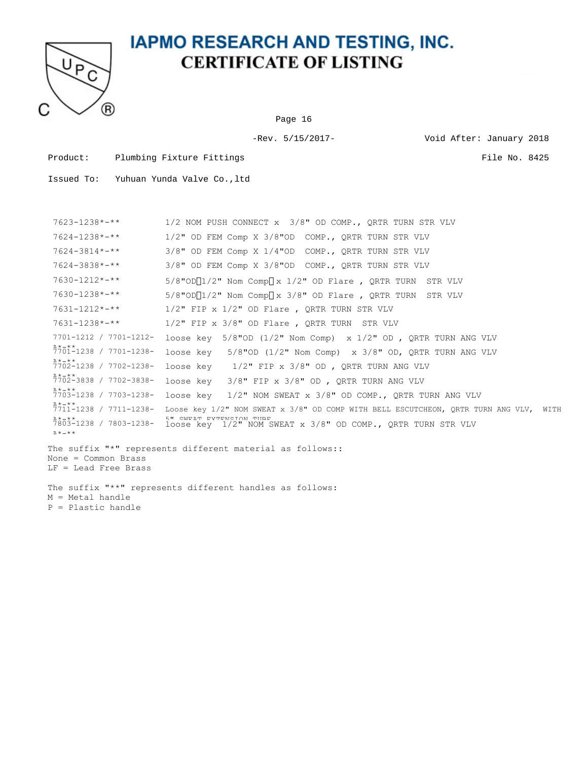# IAPMO RESEARCH AND TESTING, INC.
## CERTIFICATE OF LISTING

-Rev. 5/15/2017- Void After: January 2018

Product: Plumbing Fixture Fittings File No. 8425

Issued To: Yuhuan Yunda Valve Co.,ltd

| | |
|---|---|
| 7623-1238*-** | 1/2 NOM PUSH CONNECT x 3/8" OD COMP., QRTR TURN STR VLV |
| 7624-1238*-** | 1/2" OD FEM Comp X 3/8"OD COMP., QRTR TURN STR VLV |
| 7624-3814*-** | 3/8" OD FEM Comp X 1/4"OD COMP., QRTR TURN STR VLV |
| 7624-3838*-** | 3/8" OD FEM Comp X 3/8"OD COMP., QRTR TURN STR VLV |
| 7630-1212*-** | 5/8"OD（1/2" Nom Comp）x 1/2" OD Flare , QRTR TURN STR VLV |
| 7630-1238*-** | 5/8"OD（1/2" Nom Comp）x 3/8" OD Flare , QRTR TURN STR VLV |
| 7631-1212*-** | 1/2" FIP x 1/2" OD Flare , QRTR TURN STR VLV |
| 7631-1238*-** | 1/2" FIP x 3/8" OD Flare , QRTR TURN STR VLV |
| 7701-1212 / 7701-1212-A*-** | loose key 5/8"OD (1/2" Nom Comp) x 1/2" OD , QRTR TURN ANG VLV |
| 7701-1238 / 7701-1238-A*-** | loose key 5/8"OD (1/2" Nom Comp) x 3/8" OD, QRTR TURN ANG VLV |
| 7702-1238 / 7702-1238-A*-** | loose key 1/2" FIP x 3/8" OD , QRTR TURN ANG VLV |
| 7702-3838 / 7702-3838-A*-** | loose key 3/8" FIP x 3/8" OD , QRTR TURN ANG VLV |
| 7703-1238 / 7703-1238-A*-** | loose key 1/2" NOM SWEAT x 3/8" OD COMP., QRTR TURN ANG VLV |
| 7711-1238 / 7711-1238-A*-** | Loose key 1/2" NOM SWEAT x 3/8" OD COMP WITH BELL ESCUTCHEON, QRTR TURN ANG VLV, WITH 5" SWEAT EXTENSION TUBE |
| 7803-1238 / 7803-1238-A*-** | loose key 1/2" NOM SWEAT x 3/8" OD COMP., QRTR TURN STR VLV |

The suffix "*" represents different material as follows::
None = Common Brass
LF = Lead Free Brass

The suffix "**" represents different handles as follows:
M = Metal handle
P = Plastic handle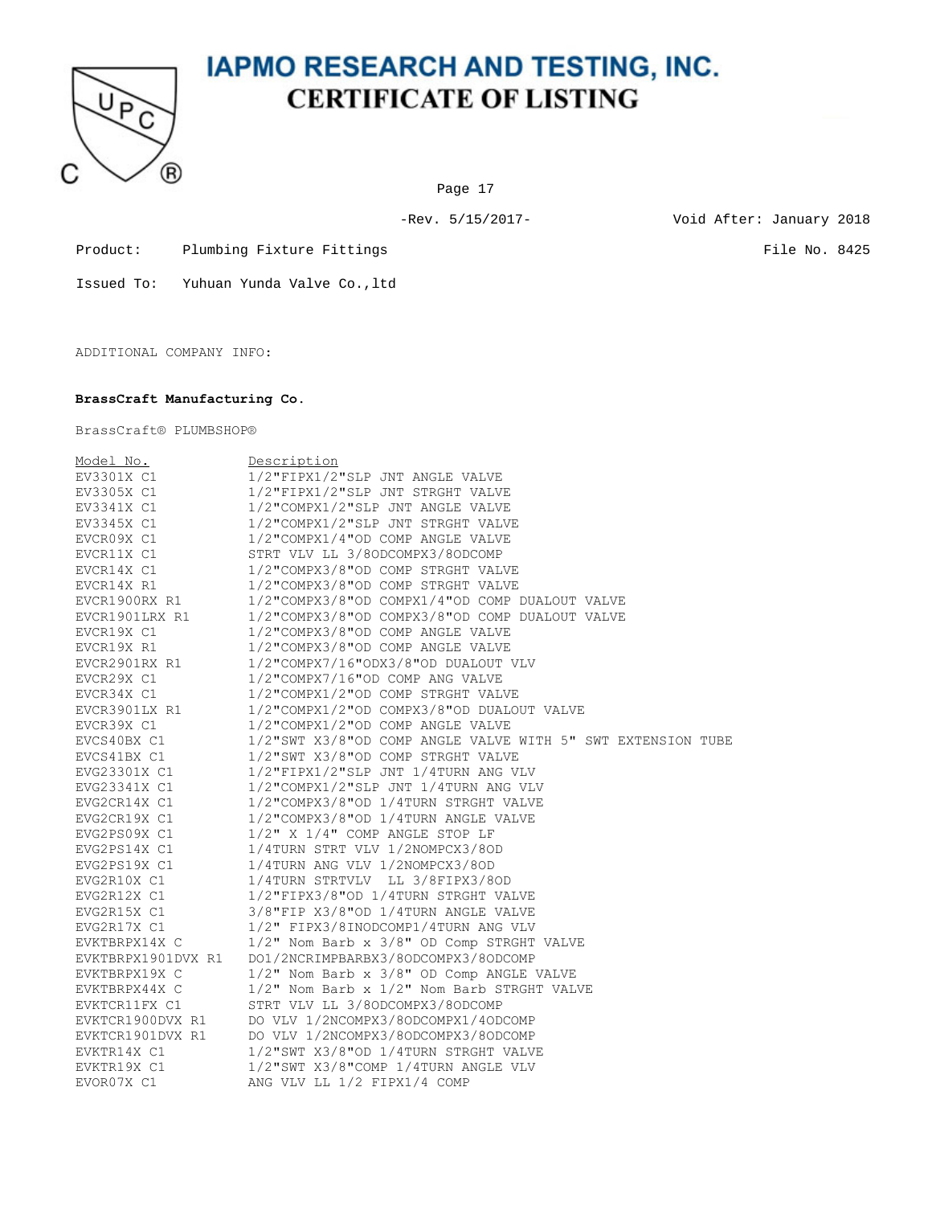# IAPMO RESEARCH AND TESTING, INC.
## CERTIFICATE OF LISTING

-Rev. 5/15/2017- Void After: January 2018

Product: Plumbing Fixture Fittings File No. 8425

Issued To: Yuhuan Yunda Valve Co.,ltd

ADDITIONAL COMPANY INFO:

**BrassCraft Manufacturing Co.**

BrassCraft® PLUMBSHOP®

| Model No. | Description |
|---|---|
| EV3301X C1 | 1/2"FIPX1/2"SLP JNT ANGLE VALVE |
| EV3305X C1 | 1/2"FIPX1/2"SLP JNT STRGHT VALVE |
| EV3341X C1 | 1/2"COMPX1/2"SLP JNT ANGLE VALVE |
| EV3345X C1 | 1/2"COMPX1/2"SLP JNT STRGHT VALVE |
| EVCR09X C1 | 1/2"COMPX1/4"OD COMP ANGLE VALVE |
| EVCR11X C1 | STRT VLV LL 3/8ODCOMPX3/8ODCOMP |
| EVCR14X C1 | 1/2"COMPX3/8"OD COMP STRGHT VALVE |
| EVCR14X R1 | 1/2"COMPX3/8"OD COMP STRGHT VALVE |
| EVCR1900RX R1 | 1/2"COMPX3/8"OD COMPX1/4"OD COMP DUALOUT VALVE |
| EVCR1901LRX R1 | 1/2"COMPX3/8"OD COMPX3/8"OD COMP DUALOUT VALVE |
| EVCR19X C1 | 1/2"COMPX3/8"OD COMP ANGLE VALVE |
| EVCR19X R1 | 1/2"COMPX3/8"OD COMP ANGLE VALVE |
| EVCR2901RX R1 | 1/2"COMPX7/16"ODX3/8"OD DUALOUT VLV |
| EVCR29X C1 | 1/2"COMPX7/16"OD COMP ANG VALVE |
| EVCR34X C1 | 1/2"COMPX1/2"OD COMP STRGHT VALVE |
| EVCR3901LX R1 | 1/2"COMPX1/2"OD COMPX3/8"OD DUALOUT VALVE |
| EVCR39X C1 | 1/2"COMPX1/2"OD COMP ANGLE VALVE |
| EVCS40BX C1 | 1/2"SWT X3/8"OD COMP ANGLE VALVE WITH 5" SWT EXTENSION TUBE |
| EVCS41BX C1 | 1/2"SWT X3/8"OD COMP STRGHT VALVE |
| EVG23301X C1 | 1/2"FIPX1/2"SLP JNT 1/4TURN ANG VLV |
| EVG23341X C1 | 1/2"COMPX1/2"SLP JNT 1/4TURN ANG VLV |
| EVG2CR14X C1 | 1/2"COMPX3/8"OD 1/4TURN STRGHT VALVE |
| EVG2CR19X C1 | 1/2"COMPX3/8"OD 1/4TURN ANGLE VALVE |
| EVG2PS09X C1 | 1/2" X 1/4" COMP ANGLE STOP LF |
| EVG2PS14X C1 | 1/4TURN STRT VLV 1/2NOMPCX3/8OD |
| EVG2PS19X C1 | 1/4TURN ANG VLV 1/2NOMPCX3/8OD |
| EVG2R10X C1 | 1/4TURN STRTVLV LL 3/8FIPX3/8OD |
| EVG2R12X C1 | 1/2"FIPX3/8"OD 1/4TURN STRGHT VALVE |
| EVG2R15X C1 | 3/8"FIP X3/8"OD 1/4TURN ANGLE VALVE |
| EVG2R17X C1 | 1/2" FIPX3/8INODCOMP1/4TURN ANG VLV |
| EVKTBRPX14X C | 1/2" Nom Barb x 3/8" OD Comp STRGHT VALVE |
| EVKTBRPX1901DVX R1 | DO1/2NCRIMPBARBX3/8ODCOMPX3/8ODCOMP |
| EVKTBRPX19X C | 1/2" Nom Barb x 3/8" OD Comp ANGLE VALVE |
| EVKTBRPX44X C | 1/2" Nom Barb x 1/2" Nom Barb STRGHT VALVE |
| EVKTCR11FX C1 | STRT VLV LL 3/8ODCOMPX3/8ODCOMP |
| EVKTCR1900DVX R1 | DO VLV 1/2NCOMPX3/8ODCOMPX1/4ODCOMP |
| EVKTCR1901DVX R1 | DO VLV 1/2NCOMPX3/8ODCOMPX3/8ODCOMP |
| EVKTR14X C1 | 1/2"SWT X3/8"OD 1/4TURN STRGHT VALVE |
| EVKTR19X C1 | 1/2"SWT X3/8"COMP 1/4TURN ANGLE VLV |
| EVOR07X C1 | ANG VLV LL 1/2 FIPX1/4 COMP |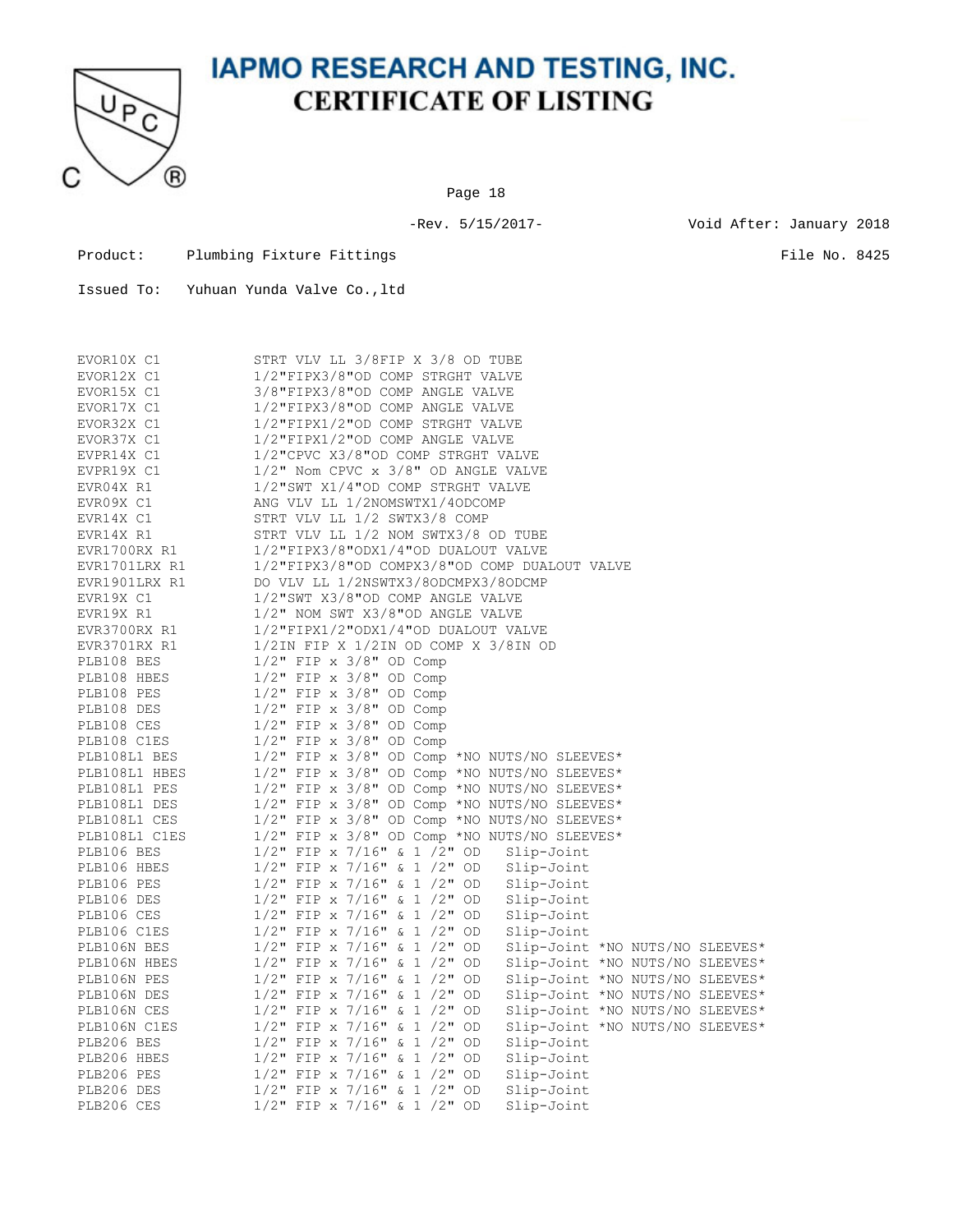# IAPMO RESEARCH AND TESTING, INC.
## CERTIFICATE OF LISTING

-Rev. 5/15/2017-

Void After: January 2018

Product: Plumbing Fixture Fittings

File No. 8425

Issued To: Yuhuan Yunda Valve Co.,ltd

| | |
|---|---|
| EVOR10X C1 | STRT VLV LL 3/8FIP X 3/8 OD TUBE |
| EVOR12X C1 | 1/2"FIPX3/8"OD COMP STRGHT VALVE |
| EVOR15X C1 | 3/8"FIPX3/8"OD COMP ANGLE VALVE |
| EVOR17X C1 | 1/2"FIPX3/8"OD COMP ANGLE VALVE |
| EVOR32X C1 | 1/2"FIPX1/2"OD COMP STRGHT VALVE |
| EVOR37X C1 | 1/2"FIPX1/2"OD COMP ANGLE VALVE |
| EVPR14X C1 | 1/2"CPVC X3/8"OD COMP STRGHT VALVE |
| EVPR19X C1 | 1/2" Nom CPVC x 3/8" OD ANGLE VALVE |
| EVR04X R1 | 1/2"SWT X1/4"OD COMP STRGHT VALVE |
| EVR09X C1 | ANG VLV LL 1/2NOMSWTX1/4ODCOMP |
| EVR14X C1 | STRT VLV LL 1/2 SWTX3/8 COMP |
| EVR14X R1 | STRT VLV LL 1/2 NOM SWTX3/8 OD TUBE |
| EVR1700RX R1 | 1/2"FIPX3/8"ODX1/4"OD DUALOUT VALVE |
| EVR1701LRX R1 | 1/2"FIPX3/8"OD COMPX3/8"OD COMP DUALOUT VALVE |
| EVR1901LRX R1 | DO VLV LL 1/2NSWTX3/8ODCMPX3/8ODCMP |
| EVR19X C1 | 1/2"SWT X3/8"OD COMP ANGLE VALVE |
| EVR19X R1 | 1/2" NOM SWT X3/8"OD ANGLE VALVE |
| EVR3700RX R1 | 1/2"FIPX1/2"ODX1/4"OD DUALOUT VALVE |
| EVR3701RX R1 | 1/2IN FIP X 1/2IN OD COMP X 3/8IN OD |
| PLB108 BES | 1/2" FIP x 3/8" OD Comp |
| PLB108 HBES | 1/2" FIP x 3/8" OD Comp |
| PLB108 PES | 1/2" FIP x 3/8" OD Comp |
| PLB108 DES | 1/2" FIP x 3/8" OD Comp |
| PLB108 CES | 1/2" FIP x 3/8" OD Comp |
| PLB108 C1ES | 1/2" FIP x 3/8" OD Comp |
| PLB108L1 BES | 1/2" FIP x 3/8" OD Comp *NO NUTS/NO SLEEVES* |
| PLB108L1 HBES | 1/2" FIP x 3/8" OD Comp *NO NUTS/NO SLEEVES* |
| PLB108L1 PES | 1/2" FIP x 3/8" OD Comp *NO NUTS/NO SLEEVES* |
| PLB108L1 DES | 1/2" FIP x 3/8" OD Comp *NO NUTS/NO SLEEVES* |
| PLB108L1 CES | 1/2" FIP x 3/8" OD Comp *NO NUTS/NO SLEEVES* |
| PLB108L1 C1ES | 1/2" FIP x 3/8" OD Comp *NO NUTS/NO SLEEVES* |
| PLB106 BES | 1/2" FIP x 7/16" & 1 /2" OD Slip-Joint |
| PLB106 HBES | 1/2" FIP x 7/16" & 1 /2" OD Slip-Joint |
| PLB106 PES | 1/2" FIP x 7/16" & 1 /2" OD Slip-Joint |
| PLB106 DES | 1/2" FIP x 7/16" & 1 /2" OD Slip-Joint |
| PLB106 CES | 1/2" FIP x 7/16" & 1 /2" OD Slip-Joint |
| PLB106 C1ES | 1/2" FIP x 7/16" & 1 /2" OD Slip-Joint |
| PLB106N BES | 1/2" FIP x 7/16" & 1 /2" OD Slip-Joint *NO NUTS/NO SLEEVES* |
| PLB106N HBES | 1/2" FIP x 7/16" & 1 /2" OD Slip-Joint *NO NUTS/NO SLEEVES* |
| PLB106N PES | 1/2" FIP x 7/16" & 1 /2" OD Slip-Joint *NO NUTS/NO SLEEVES* |
| PLB106N DES | 1/2" FIP x 7/16" & 1 /2" OD Slip-Joint *NO NUTS/NO SLEEVES* |
| PLB106N CES | 1/2" FIP x 7/16" & 1 /2" OD Slip-Joint *NO NUTS/NO SLEEVES* |
| PLB106N C1ES | 1/2" FIP x 7/16" & 1 /2" OD Slip-Joint *NO NUTS/NO SLEEVES* |
| PLB206 BES | 1/2" FIP x 7/16" & 1 /2" OD Slip-Joint |
| PLB206 HBES | 1/2" FIP x 7/16" & 1 /2" OD Slip-Joint |
| PLB206 PES | 1/2" FIP x 7/16" & 1 /2" OD Slip-Joint |
| PLB206 DES | 1/2" FIP x 7/16" & 1 /2" OD Slip-Joint |
| PLB206 CES | 1/2" FIP x 7/16" & 1 /2" OD Slip-Joint |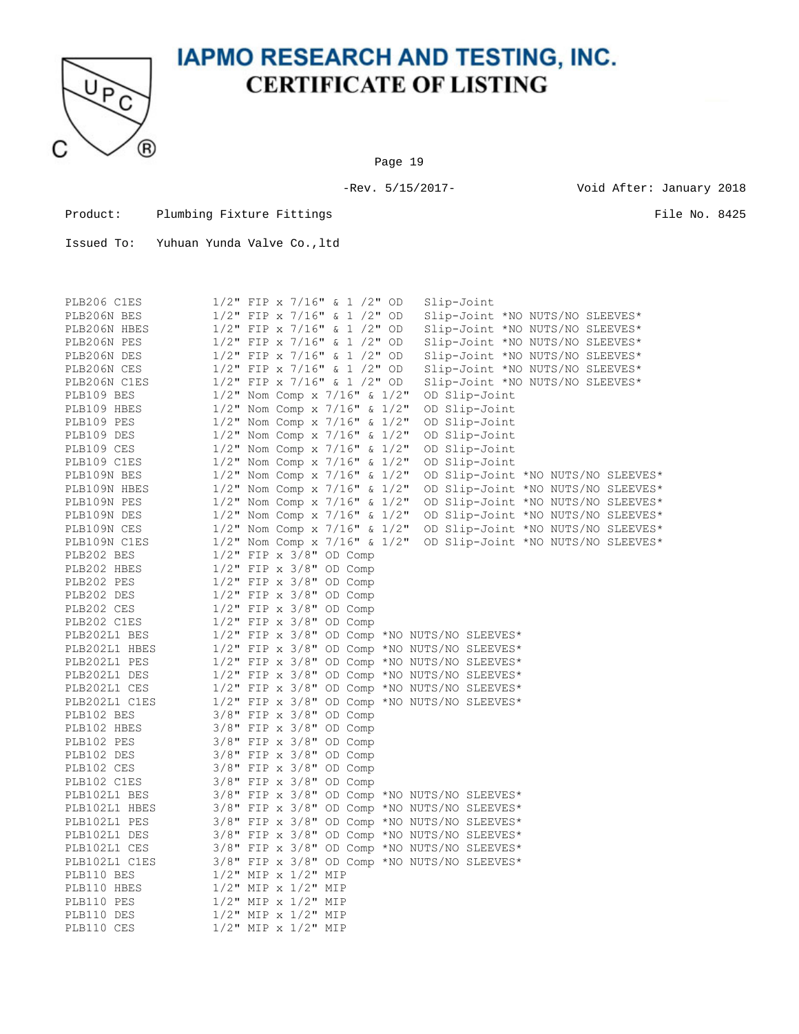# IAPMO RESEARCH AND TESTING, INC.
## CERTIFICATE OF LISTING

-Rev. 5/15/2017- Void After: January 2018

Product: Plumbing Fixture Fittings File No. 8425

Issued To: Yuhuan Yunda Valve Co.,ltd

| | |
|---|---|
| PLB206 C1ES | 1/2" FIP x 7/16" & 1 /2" OD Slip-Joint |
| PLB206N BES | 1/2" FIP x 7/16" & 1 /2" OD Slip-Joint *NO NUTS/NO SLEEVES* |
| PLB206N HBES | 1/2" FIP x 7/16" & 1 /2" OD Slip-Joint *NO NUTS/NO SLEEVES* |
| PLB206N PES | 1/2" FIP x 7/16" & 1 /2" OD Slip-Joint *NO NUTS/NO SLEEVES* |
| PLB206N DES | 1/2" FIP x 7/16" & 1 /2" OD Slip-Joint *NO NUTS/NO SLEEVES* |
| PLB206N CES | 1/2" FIP x 7/16" & 1 /2" OD Slip-Joint *NO NUTS/NO SLEEVES* |
| PLB206N C1ES | 1/2" FIP x 7/16" & 1 /2" OD Slip-Joint *NO NUTS/NO SLEEVES* |
| PLB109 BES | 1/2" Nom Comp x 7/16" & 1/2" OD Slip-Joint |
| PLB109 HBES | 1/2" Nom Comp x 7/16" & 1/2" OD Slip-Joint |
| PLB109 PES | 1/2" Nom Comp x 7/16" & 1/2" OD Slip-Joint |
| PLB109 DES | 1/2" Nom Comp x 7/16" & 1/2" OD Slip-Joint |
| PLB109 CES | 1/2" Nom Comp x 7/16" & 1/2" OD Slip-Joint |
| PLB109 C1ES | 1/2" Nom Comp x 7/16" & 1/2" OD Slip-Joint |
| PLB109N BES | 1/2" Nom Comp x 7/16" & 1/2" OD Slip-Joint *NO NUTS/NO SLEEVES* |
| PLB109N HBES | 1/2" Nom Comp x 7/16" & 1/2" OD Slip-Joint *NO NUTS/NO SLEEVES* |
| PLB109N PES | 1/2" Nom Comp x 7/16" & 1/2" OD Slip-Joint *NO NUTS/NO SLEEVES* |
| PLB109N DES | 1/2" Nom Comp x 7/16" & 1/2" OD Slip-Joint *NO NUTS/NO SLEEVES* |
| PLB109N CES | 1/2" Nom Comp x 7/16" & 1/2" OD Slip-Joint *NO NUTS/NO SLEEVES* |
| PLB109N C1ES | 1/2" Nom Comp x 7/16" & 1/2" OD Slip-Joint *NO NUTS/NO SLEEVES* |
| PLB202 BES | 1/2" FIP x 3/8" OD Comp |
| PLB202 HBES | 1/2" FIP x 3/8" OD Comp |
| PLB202 PES | 1/2" FIP x 3/8" OD Comp |
| PLB202 DES | 1/2" FIP x 3/8" OD Comp |
| PLB202 CES | 1/2" FIP x 3/8" OD Comp |
| PLB202 C1ES | 1/2" FIP x 3/8" OD Comp |
| PLB202L1 BES | 1/2" FIP x 3/8" OD Comp *NO NUTS/NO SLEEVES* |
| PLB202L1 HBES | 1/2" FIP x 3/8" OD Comp *NO NUTS/NO SLEEVES* |
| PLB202L1 PES | 1/2" FIP x 3/8" OD Comp *NO NUTS/NO SLEEVES* |
| PLB202L1 DES | 1/2" FIP x 3/8" OD Comp *NO NUTS/NO SLEEVES* |
| PLB202L1 CES | 1/2" FIP x 3/8" OD Comp *NO NUTS/NO SLEEVES* |
| PLB202L1 C1ES | 1/2" FIP x 3/8" OD Comp *NO NUTS/NO SLEEVES* |
| PLB102 BES | 3/8" FIP x 3/8" OD Comp |
| PLB102 HBES | 3/8" FIP x 3/8" OD Comp |
| PLB102 PES | 3/8" FIP x 3/8" OD Comp |
| PLB102 DES | 3/8" FIP x 3/8" OD Comp |
| PLB102 CES | 3/8" FIP x 3/8" OD Comp |
| PLB102 C1ES | 3/8" FIP x 3/8" OD Comp |
| PLB102L1 BES | 3/8" FIP x 3/8" OD Comp *NO NUTS/NO SLEEVES* |
| PLB102L1 HBES | 3/8" FIP x 3/8" OD Comp *NO NUTS/NO SLEEVES* |
| PLB102L1 PES | 3/8" FIP x 3/8" OD Comp *NO NUTS/NO SLEEVES* |
| PLB102L1 DES | 3/8" FIP x 3/8" OD Comp *NO NUTS/NO SLEEVES* |
| PLB102L1 CES | 3/8" FIP x 3/8" OD Comp *NO NUTS/NO SLEEVES* |
| PLB102L1 C1ES | 3/8" FIP x 3/8" OD Comp *NO NUTS/NO SLEEVES* |
| PLB110 BES | 1/2" MIP x 1/2" MIP |
| PLB110 HBES | 1/2" MIP x 1/2" MIP |
| PLB110 PES | 1/2" MIP x 1/2" MIP |
| PLB110 DES | 1/2" MIP x 1/2" MIP |
| PLB110 CES | 1/2" MIP x 1/2" MIP |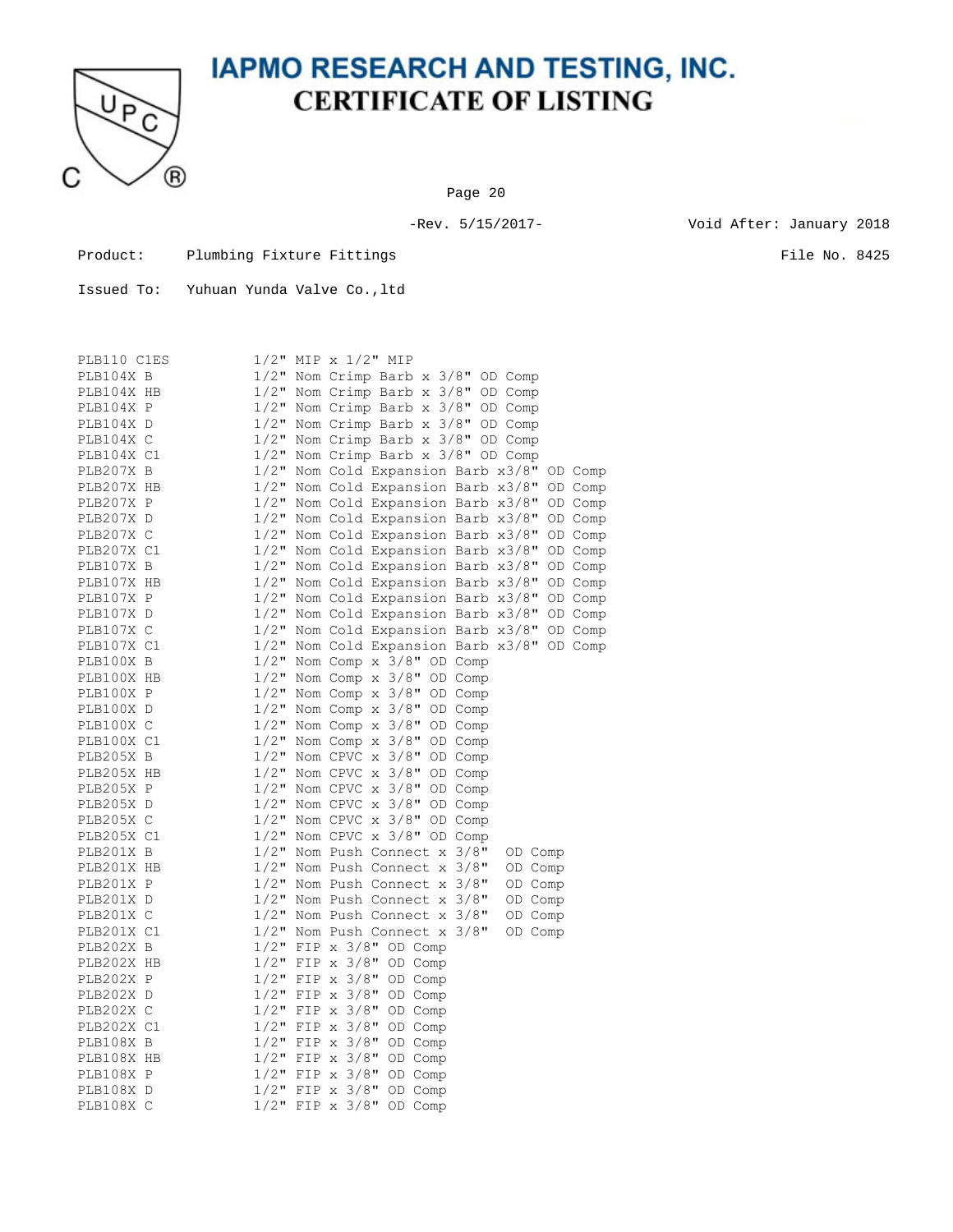# IAPMO RESEARCH AND TESTING, INC.

## CERTIFICATE OF LISTING

-Rev. 5/15/2017-

Void After: January 2018

Product: Plumbing Fixture Fittings

File No. 8425

Issued To: Yuhuan Yunda Valve Co.,ltd

| | |
|---|---|
| PLB110 C1ES | 1/2" MIP x 1/2" MIP |
| PLB104X B | 1/2" Nom Crimp Barb x 3/8" OD Comp |
| PLB104X HB | 1/2" Nom Crimp Barb x 3/8" OD Comp |
| PLB104X P | 1/2" Nom Crimp Barb x 3/8" OD Comp |
| PLB104X D | 1/2" Nom Crimp Barb x 3/8" OD Comp |
| PLB104X C | 1/2" Nom Crimp Barb x 3/8" OD Comp |
| PLB104X C1 | 1/2" Nom Crimp Barb x 3/8" OD Comp |
| PLB207X B | 1/2" Nom Cold Expansion Barb x3/8" OD Comp |
| PLB207X HB | 1/2" Nom Cold Expansion Barb x3/8" OD Comp |
| PLB207X P | 1/2" Nom Cold Expansion Barb x3/8" OD Comp |
| PLB207X D | 1/2" Nom Cold Expansion Barb x3/8" OD Comp |
| PLB207X C | 1/2" Nom Cold Expansion Barb x3/8" OD Comp |
| PLB207X C1 | 1/2" Nom Cold Expansion Barb x3/8" OD Comp |
| PLB107X B | 1/2" Nom Cold Expansion Barb x3/8" OD Comp |
| PLB107X HB | 1/2" Nom Cold Expansion Barb x3/8" OD Comp |
| PLB107X P | 1/2" Nom Cold Expansion Barb x3/8" OD Comp |
| PLB107X D | 1/2" Nom Cold Expansion Barb x3/8" OD Comp |
| PLB107X C | 1/2" Nom Cold Expansion Barb x3/8" OD Comp |
| PLB107X C1 | 1/2" Nom Cold Expansion Barb x3/8" OD Comp |
| PLB100X B | 1/2" Nom Comp x 3/8" OD Comp |
| PLB100X HB | 1/2" Nom Comp x 3/8" OD Comp |
| PLB100X P | 1/2" Nom Comp x 3/8" OD Comp |
| PLB100X D | 1/2" Nom Comp x 3/8" OD Comp |
| PLB100X C | 1/2" Nom Comp x 3/8" OD Comp |
| PLB100X C1 | 1/2" Nom Comp x 3/8" OD Comp |
| PLB205X B | 1/2" Nom CPVC x 3/8" OD Comp |
| PLB205X HB | 1/2" Nom CPVC x 3/8" OD Comp |
| PLB205X P | 1/2" Nom CPVC x 3/8" OD Comp |
| PLB205X D | 1/2" Nom CPVC x 3/8" OD Comp |
| PLB205X C | 1/2" Nom CPVC x 3/8" OD Comp |
| PLB205X C1 | 1/2" Nom CPVC x 3/8" OD Comp |
| PLB201X B | 1/2" Nom Push Connect x 3/8" OD Comp |
| PLB201X HB | 1/2" Nom Push Connect x 3/8" OD Comp |
| PLB201X P | 1/2" Nom Push Connect x 3/8" OD Comp |
| PLB201X D | 1/2" Nom Push Connect x 3/8" OD Comp |
| PLB201X C | 1/2" Nom Push Connect x 3/8" OD Comp |
| PLB201X C1 | 1/2" Nom Push Connect x 3/8" OD Comp |
| PLB202X B | 1/2" FIP x 3/8" OD Comp |
| PLB202X HB | 1/2" FIP x 3/8" OD Comp |
| PLB202X P | 1/2" FIP x 3/8" OD Comp |
| PLB202X D | 1/2" FIP x 3/8" OD Comp |
| PLB202X C | 1/2" FIP x 3/8" OD Comp |
| PLB202X C1 | 1/2" FIP x 3/8" OD Comp |
| PLB108X B | 1/2" FIP x 3/8" OD Comp |
| PLB108X HB | 1/2" FIP x 3/8" OD Comp |
| PLB108X P | 1/2" FIP x 3/8" OD Comp |
| PLB108X D | 1/2" FIP x 3/8" OD Comp |
| PLB108X C | 1/2" FIP x 3/8" OD Comp |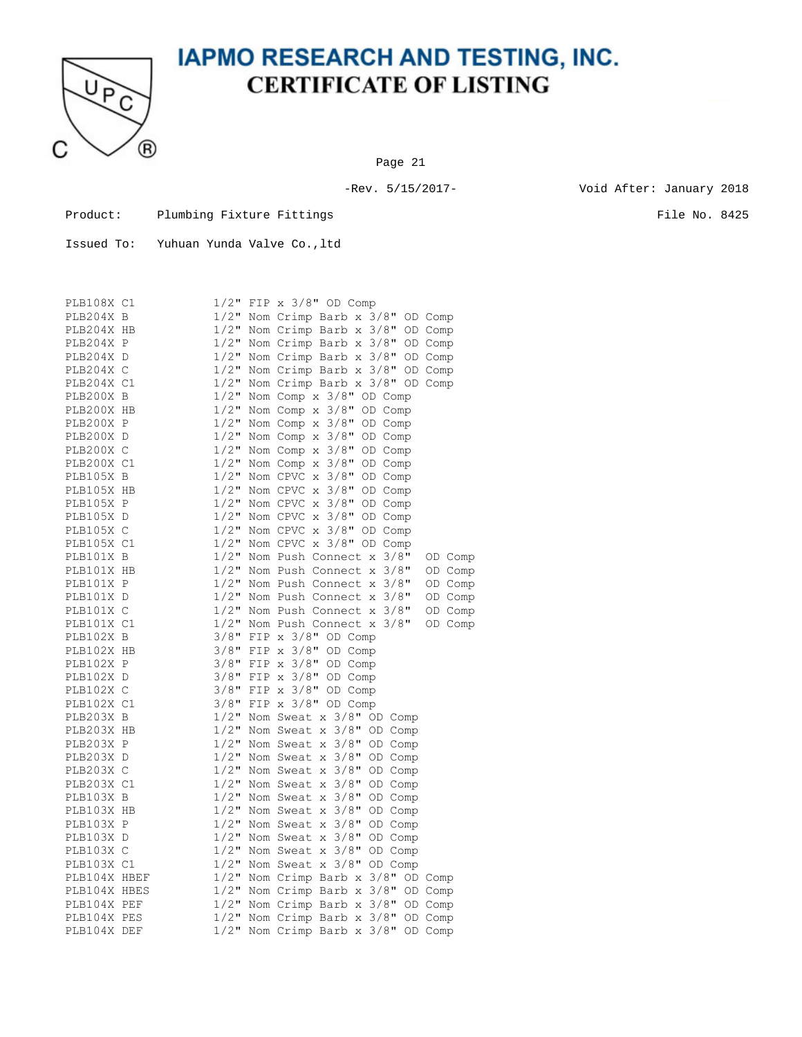# IAPMO RESEARCH AND TESTING, INC.
## CERTIFICATE OF LISTING

-Rev. 5/15/2017-    Void After: January 2018

Product: Plumbing Fixture Fittings    File No. 8425

Issued To: Yuhuan Yunda Valve Co.,ltd

| | |
|---|---|
| PLB108X C1 | 1/2" FIP x 3/8" OD Comp |
| PLB204X B | 1/2" Nom Crimp Barb x 3/8" OD Comp |
| PLB204X HB | 1/2" Nom Crimp Barb x 3/8" OD Comp |
| PLB204X P | 1/2" Nom Crimp Barb x 3/8" OD Comp |
| PLB204X D | 1/2" Nom Crimp Barb x 3/8" OD Comp |
| PLB204X C | 1/2" Nom Crimp Barb x 3/8" OD Comp |
| PLB204X C1 | 1/2" Nom Crimp Barb x 3/8" OD Comp |
| PLB200X B | 1/2" Nom Comp x 3/8" OD Comp |
| PLB200X HB | 1/2" Nom Comp x 3/8" OD Comp |
| PLB200X P | 1/2" Nom Comp x 3/8" OD Comp |
| PLB200X D | 1/2" Nom Comp x 3/8" OD Comp |
| PLB200X C | 1/2" Nom Comp x 3/8" OD Comp |
| PLB200X C1 | 1/2" Nom Comp x 3/8" OD Comp |
| PLB105X B | 1/2" Nom CPVC x 3/8" OD Comp |
| PLB105X HB | 1/2" Nom CPVC x 3/8" OD Comp |
| PLB105X P | 1/2" Nom CPVC x 3/8" OD Comp |
| PLB105X D | 1/2" Nom CPVC x 3/8" OD Comp |
| PLB105X C | 1/2" Nom CPVC x 3/8" OD Comp |
| PLB105X C1 | 1/2" Nom CPVC x 3/8" OD Comp |
| PLB101X B | 1/2" Nom Push Connect x 3/8" OD Comp |
| PLB101X HB | 1/2" Nom Push Connect x 3/8" OD Comp |
| PLB101X P | 1/2" Nom Push Connect x 3/8" OD Comp |
| PLB101X D | 1/2" Nom Push Connect x 3/8" OD Comp |
| PLB101X C | 1/2" Nom Push Connect x 3/8" OD Comp |
| PLB101X C1 | 1/2" Nom Push Connect x 3/8" OD Comp |
| PLB102X B | 3/8" FIP x 3/8" OD Comp |
| PLB102X HB | 3/8" FIP x 3/8" OD Comp |
| PLB102X P | 3/8" FIP x 3/8" OD Comp |
| PLB102X D | 3/8" FIP x 3/8" OD Comp |
| PLB102X C | 3/8" FIP x 3/8" OD Comp |
| PLB102X C1 | 3/8" FIP x 3/8" OD Comp |
| PLB203X B | 1/2" Nom Sweat x 3/8" OD Comp |
| PLB203X HB | 1/2" Nom Sweat x 3/8" OD Comp |
| PLB203X P | 1/2" Nom Sweat x 3/8" OD Comp |
| PLB203X D | 1/2" Nom Sweat x 3/8" OD Comp |
| PLB203X C | 1/2" Nom Sweat x 3/8" OD Comp |
| PLB203X C1 | 1/2" Nom Sweat x 3/8" OD Comp |
| PLB103X B | 1/2" Nom Sweat x 3/8" OD Comp |
| PLB103X HB | 1/2" Nom Sweat x 3/8" OD Comp |
| PLB103X P | 1/2" Nom Sweat x 3/8" OD Comp |
| PLB103X D | 1/2" Nom Sweat x 3/8" OD Comp |
| PLB103X C | 1/2" Nom Sweat x 3/8" OD Comp |
| PLB103X C1 | 1/2" Nom Sweat x 3/8" OD Comp |
| PLB104X HBEF | 1/2" Nom Crimp Barb x 3/8" OD Comp |
| PLB104X HBES | 1/2" Nom Crimp Barb x 3/8" OD Comp |
| PLB104X PEF | 1/2" Nom Crimp Barb x 3/8" OD Comp |
| PLB104X PES | 1/2" Nom Crimp Barb x 3/8" OD Comp |
| PLB104X DEF | 1/2" Nom Crimp Barb x 3/8" OD Comp |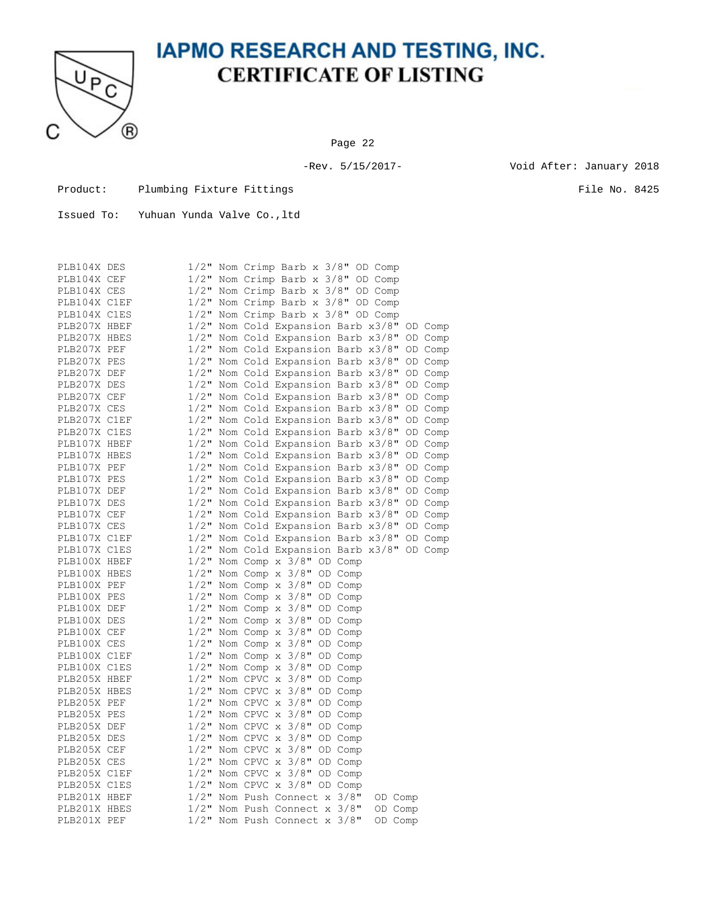# IAPMO RESEARCH AND TESTING, INC.
## CERTIFICATE OF LISTING

-Rev. 5/15/2017- Void After: January 2018

Product: Plumbing Fixture Fittings File No. 8425

Issued To: Yuhuan Yunda Valve Co.,ltd

| | |
|---|---|
| PLB104X DES | 1/2" Nom Crimp Barb x 3/8" OD Comp |
| PLB104X CEF | 1/2" Nom Crimp Barb x 3/8" OD Comp |
| PLB104X CES | 1/2" Nom Crimp Barb x 3/8" OD Comp |
| PLB104X C1EF | 1/2" Nom Crimp Barb x 3/8" OD Comp |
| PLB104X C1ES | 1/2" Nom Crimp Barb x 3/8" OD Comp |
| PLB207X HBEF | 1/2" Nom Cold Expansion Barb x3/8" OD Comp |
| PLB207X HBES | 1/2" Nom Cold Expansion Barb x3/8" OD Comp |
| PLB207X PEF | 1/2" Nom Cold Expansion Barb x3/8" OD Comp |
| PLB207X PES | 1/2" Nom Cold Expansion Barb x3/8" OD Comp |
| PLB207X DEF | 1/2" Nom Cold Expansion Barb x3/8" OD Comp |
| PLB207X DES | 1/2" Nom Cold Expansion Barb x3/8" OD Comp |
| PLB207X CEF | 1/2" Nom Cold Expansion Barb x3/8" OD Comp |
| PLB207X CES | 1/2" Nom Cold Expansion Barb x3/8" OD Comp |
| PLB207X C1EF | 1/2" Nom Cold Expansion Barb x3/8" OD Comp |
| PLB207X C1ES | 1/2" Nom Cold Expansion Barb x3/8" OD Comp |
| PLB107X HBEF | 1/2" Nom Cold Expansion Barb x3/8" OD Comp |
| PLB107X HBES | 1/2" Nom Cold Expansion Barb x3/8" OD Comp |
| PLB107X PEF | 1/2" Nom Cold Expansion Barb x3/8" OD Comp |
| PLB107X PES | 1/2" Nom Cold Expansion Barb x3/8" OD Comp |
| PLB107X DEF | 1/2" Nom Cold Expansion Barb x3/8" OD Comp |
| PLB107X DES | 1/2" Nom Cold Expansion Barb x3/8" OD Comp |
| PLB107X CEF | 1/2" Nom Cold Expansion Barb x3/8" OD Comp |
| PLB107X CES | 1/2" Nom Cold Expansion Barb x3/8" OD Comp |
| PLB107X C1EF | 1/2" Nom Cold Expansion Barb x3/8" OD Comp |
| PLB107X C1ES | 1/2" Nom Cold Expansion Barb x3/8" OD Comp |
| PLB100X HBEF | 1/2" Nom Comp x 3/8" OD Comp |
| PLB100X HBES | 1/2" Nom Comp x 3/8" OD Comp |
| PLB100X PEF | 1/2" Nom Comp x 3/8" OD Comp |
| PLB100X PES | 1/2" Nom Comp x 3/8" OD Comp |
| PLB100X DEF | 1/2" Nom Comp x 3/8" OD Comp |
| PLB100X DES | 1/2" Nom Comp x 3/8" OD Comp |
| PLB100X CEF | 1/2" Nom Comp x 3/8" OD Comp |
| PLB100X CES | 1/2" Nom Comp x 3/8" OD Comp |
| PLB100X C1EF | 1/2" Nom Comp x 3/8" OD Comp |
| PLB100X C1ES | 1/2" Nom Comp x 3/8" OD Comp |
| PLB205X HBEF | 1/2" Nom CPVC x 3/8" OD Comp |
| PLB205X HBES | 1/2" Nom CPVC x 3/8" OD Comp |
| PLB205X PEF | 1/2" Nom CPVC x 3/8" OD Comp |
| PLB205X PES | 1/2" Nom CPVC x 3/8" OD Comp |
| PLB205X DEF | 1/2" Nom CPVC x 3/8" OD Comp |
| PLB205X DES | 1/2" Nom CPVC x 3/8" OD Comp |
| PLB205X CEF | 1/2" Nom CPVC x 3/8" OD Comp |
| PLB205X CES | 1/2" Nom CPVC x 3/8" OD Comp |
| PLB205X C1EF | 1/2" Nom CPVC x 3/8" OD Comp |
| PLB205X C1ES | 1/2" Nom CPVC x 3/8" OD Comp |
| PLB201X HBEF | 1/2" Nom Push Connect x 3/8" OD Comp |
| PLB201X HBES | 1/2" Nom Push Connect x 3/8" OD Comp |
| PLB201X PEF | 1/2" Nom Push Connect x 3/8" OD Comp |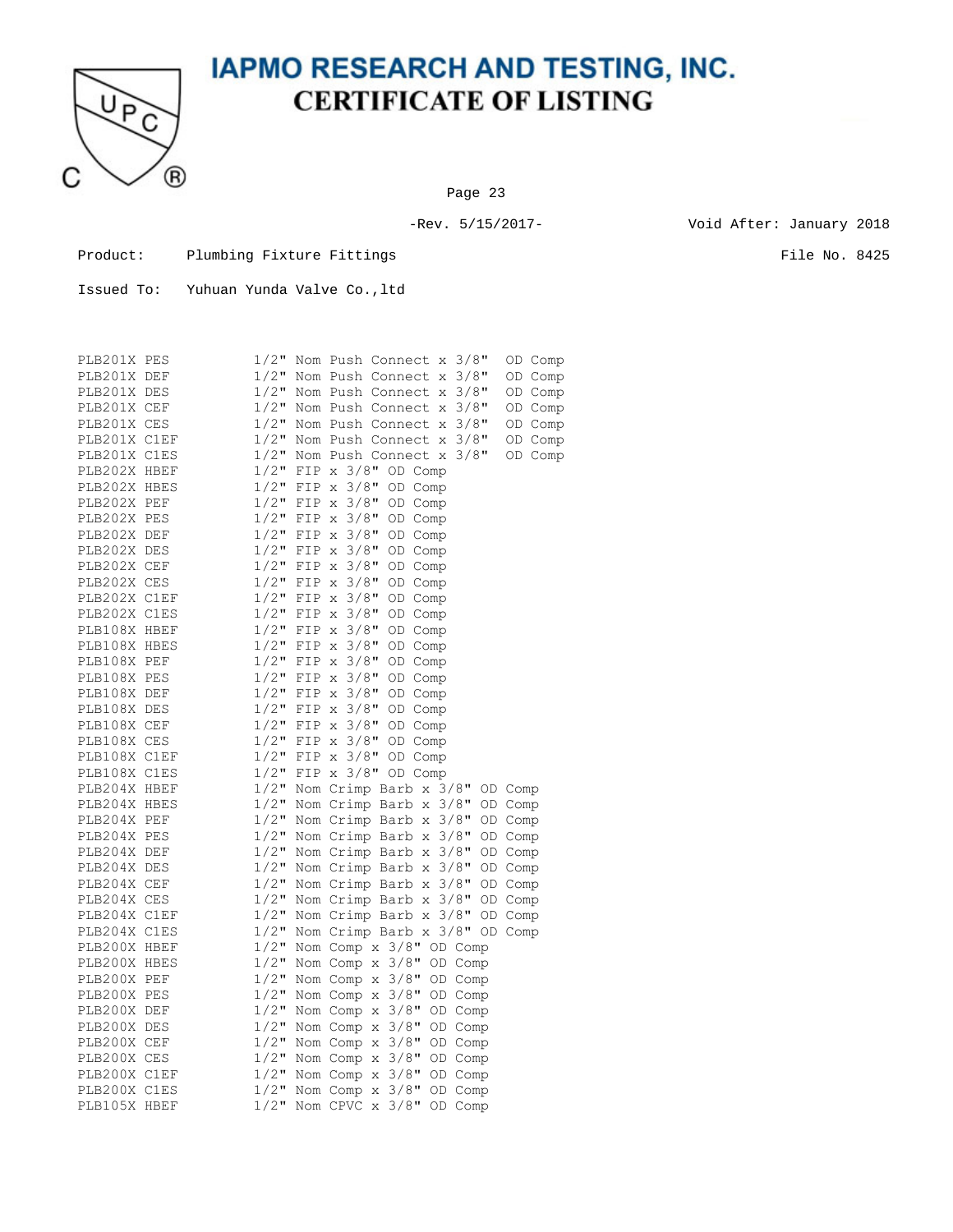# IAPMO RESEARCH AND TESTING, INC.
## CERTIFICATE OF LISTING

-Rev. 5/15/2017-

Void After: January 2018

Product: Plumbing Fixture Fittings

File No. 8425

Issued To: Yuhuan Yunda Valve Co.,ltd

| | |
|---|---|
| PLB201X PES | 1/2" Nom Push Connect x 3/8" OD Comp |
| PLB201X DEF | 1/2" Nom Push Connect x 3/8" OD Comp |
| PLB201X DES | 1/2" Nom Push Connect x 3/8" OD Comp |
| PLB201X CEF | 1/2" Nom Push Connect x 3/8" OD Comp |
| PLB201X CES | 1/2" Nom Push Connect x 3/8" OD Comp |
| PLB201X C1EF | 1/2" Nom Push Connect x 3/8" OD Comp |
| PLB201X C1ES | 1/2" Nom Push Connect x 3/8" OD Comp |
| PLB202X HBEF | 1/2" FIP x 3/8" OD Comp |
| PLB202X HBES | 1/2" FIP x 3/8" OD Comp |
| PLB202X PEF | 1/2" FIP x 3/8" OD Comp |
| PLB202X PES | 1/2" FIP x 3/8" OD Comp |
| PLB202X DEF | 1/2" FIP x 3/8" OD Comp |
| PLB202X DES | 1/2" FIP x 3/8" OD Comp |
| PLB202X CEF | 1/2" FIP x 3/8" OD Comp |
| PLB202X CES | 1/2" FIP x 3/8" OD Comp |
| PLB202X C1EF | 1/2" FIP x 3/8" OD Comp |
| PLB202X C1ES | 1/2" FIP x 3/8" OD Comp |
| PLB108X HBEF | 1/2" FIP x 3/8" OD Comp |
| PLB108X HBES | 1/2" FIP x 3/8" OD Comp |
| PLB108X PEF | 1/2" FIP x 3/8" OD Comp |
| PLB108X PES | 1/2" FIP x 3/8" OD Comp |
| PLB108X DEF | 1/2" FIP x 3/8" OD Comp |
| PLB108X DES | 1/2" FIP x 3/8" OD Comp |
| PLB108X CEF | 1/2" FIP x 3/8" OD Comp |
| PLB108X CES | 1/2" FIP x 3/8" OD Comp |
| PLB108X C1EF | 1/2" FIP x 3/8" OD Comp |
| PLB108X C1ES | 1/2" FIP x 3/8" OD Comp |
| PLB204X HBEF | 1/2" Nom Crimp Barb x 3/8" OD Comp |
| PLB204X HBES | 1/2" Nom Crimp Barb x 3/8" OD Comp |
| PLB204X PEF | 1/2" Nom Crimp Barb x 3/8" OD Comp |
| PLB204X PES | 1/2" Nom Crimp Barb x 3/8" OD Comp |
| PLB204X DEF | 1/2" Nom Crimp Barb x 3/8" OD Comp |
| PLB204X DES | 1/2" Nom Crimp Barb x 3/8" OD Comp |
| PLB204X CEF | 1/2" Nom Crimp Barb x 3/8" OD Comp |
| PLB204X CES | 1/2" Nom Crimp Barb x 3/8" OD Comp |
| PLB204X C1EF | 1/2" Nom Crimp Barb x 3/8" OD Comp |
| PLB204X C1ES | 1/2" Nom Crimp Barb x 3/8" OD Comp |
| PLB200X HBEF | 1/2" Nom Comp x 3/8" OD Comp |
| PLB200X HBES | 1/2" Nom Comp x 3/8" OD Comp |
| PLB200X PEF | 1/2" Nom Comp x 3/8" OD Comp |
| PLB200X PES | 1/2" Nom Comp x 3/8" OD Comp |
| PLB200X DEF | 1/2" Nom Comp x 3/8" OD Comp |
| PLB200X DES | 1/2" Nom Comp x 3/8" OD Comp |
| PLB200X CEF | 1/2" Nom Comp x 3/8" OD Comp |
| PLB200X CES | 1/2" Nom Comp x 3/8" OD Comp |
| PLB200X C1EF | 1/2" Nom Comp x 3/8" OD Comp |
| PLB200X C1ES | 1/2" Nom Comp x 3/8" OD Comp |
| PLB105X HBEF | 1/2" Nom CPVC x 3/8" OD Comp |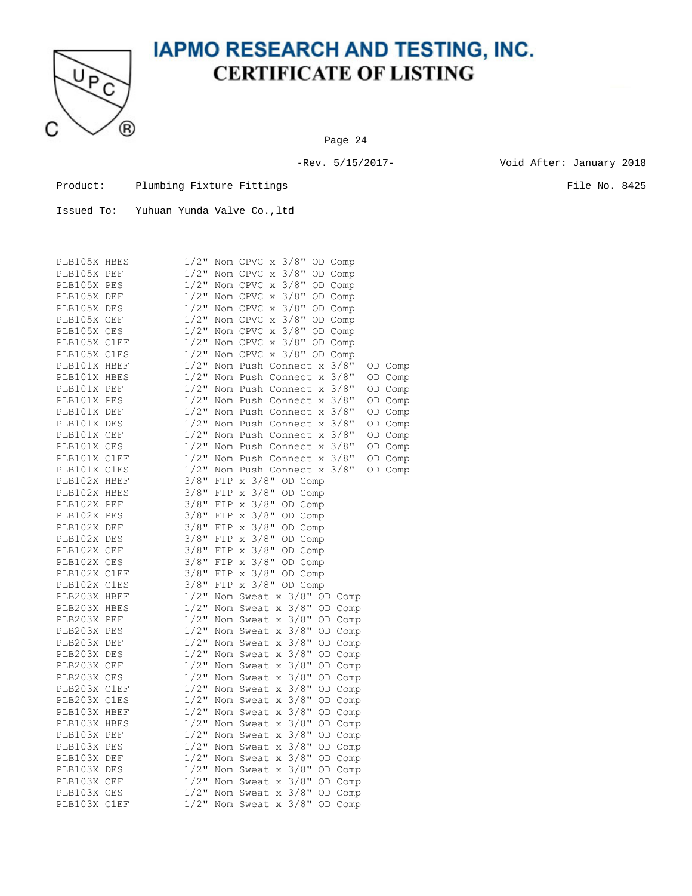# IAPMO RESEARCH AND TESTING, INC.
## CERTIFICATE OF LISTING

Page 24

-Rev. 5/15/2017-

Void After: January 2018

Product: Plumbing Fixture Fittings

File No. 8425

Issued To: Yuhuan Yunda Valve Co.,ltd

| | |
|---|---|
| PLB105X HBES | 1/2" Nom CPVC x 3/8" OD Comp |
| PLB105X PEF | 1/2" Nom CPVC x 3/8" OD Comp |
| PLB105X PES | 1/2" Nom CPVC x 3/8" OD Comp |
| PLB105X DEF | 1/2" Nom CPVC x 3/8" OD Comp |
| PLB105X DES | 1/2" Nom CPVC x 3/8" OD Comp |
| PLB105X CEF | 1/2" Nom CPVC x 3/8" OD Comp |
| PLB105X CES | 1/2" Nom CPVC x 3/8" OD Comp |
| PLB105X C1EF | 1/2" Nom CPVC x 3/8" OD Comp |
| PLB105X C1ES | 1/2" Nom CPVC x 3/8" OD Comp |
| PLB101X HBEF | 1/2" Nom Push Connect x 3/8" OD Comp |
| PLB101X HBES | 1/2" Nom Push Connect x 3/8" OD Comp |
| PLB101X PEF | 1/2" Nom Push Connect x 3/8" OD Comp |
| PLB101X PES | 1/2" Nom Push Connect x 3/8" OD Comp |
| PLB101X DEF | 1/2" Nom Push Connect x 3/8" OD Comp |
| PLB101X DES | 1/2" Nom Push Connect x 3/8" OD Comp |
| PLB101X CEF | 1/2" Nom Push Connect x 3/8" OD Comp |
| PLB101X CES | 1/2" Nom Push Connect x 3/8" OD Comp |
| PLB101X C1EF | 1/2" Nom Push Connect x 3/8" OD Comp |
| PLB101X C1ES | 1/2" Nom Push Connect x 3/8" OD Comp |
| PLB102X HBEF | 3/8" FIP x 3/8" OD Comp |
| PLB102X HBES | 3/8" FIP x 3/8" OD Comp |
| PLB102X PEF | 3/8" FIP x 3/8" OD Comp |
| PLB102X PES | 3/8" FIP x 3/8" OD Comp |
| PLB102X DEF | 3/8" FIP x 3/8" OD Comp |
| PLB102X DES | 3/8" FIP x 3/8" OD Comp |
| PLB102X CEF | 3/8" FIP x 3/8" OD Comp |
| PLB102X CES | 3/8" FIP x 3/8" OD Comp |
| PLB102X C1EF | 3/8" FIP x 3/8" OD Comp |
| PLB102X C1ES | 3/8" FIP x 3/8" OD Comp |
| PLB203X HBEF | 1/2" Nom Sweat x 3/8" OD Comp |
| PLB203X HBES | 1/2" Nom Sweat x 3/8" OD Comp |
| PLB203X PEF | 1/2" Nom Sweat x 3/8" OD Comp |
| PLB203X PES | 1/2" Nom Sweat x 3/8" OD Comp |
| PLB203X DEF | 1/2" Nom Sweat x 3/8" OD Comp |
| PLB203X DES | 1/2" Nom Sweat x 3/8" OD Comp |
| PLB203X CEF | 1/2" Nom Sweat x 3/8" OD Comp |
| PLB203X CES | 1/2" Nom Sweat x 3/8" OD Comp |
| PLB203X C1EF | 1/2" Nom Sweat x 3/8" OD Comp |
| PLB203X C1ES | 1/2" Nom Sweat x 3/8" OD Comp |
| PLB103X HBEF | 1/2" Nom Sweat x 3/8" OD Comp |
| PLB103X HBES | 1/2" Nom Sweat x 3/8" OD Comp |
| PLB103X PEF | 1/2" Nom Sweat x 3/8" OD Comp |
| PLB103X PES | 1/2" Nom Sweat x 3/8" OD Comp |
| PLB103X DEF | 1/2" Nom Sweat x 3/8" OD Comp |
| PLB103X DES | 1/2" Nom Sweat x 3/8" OD Comp |
| PLB103X CEF | 1/2" Nom Sweat x 3/8" OD Comp |
| PLB103X CES | 1/2" Nom Sweat x 3/8" OD Comp |
| PLB103X C1EF | 1/2" Nom Sweat x 3/8" OD Comp |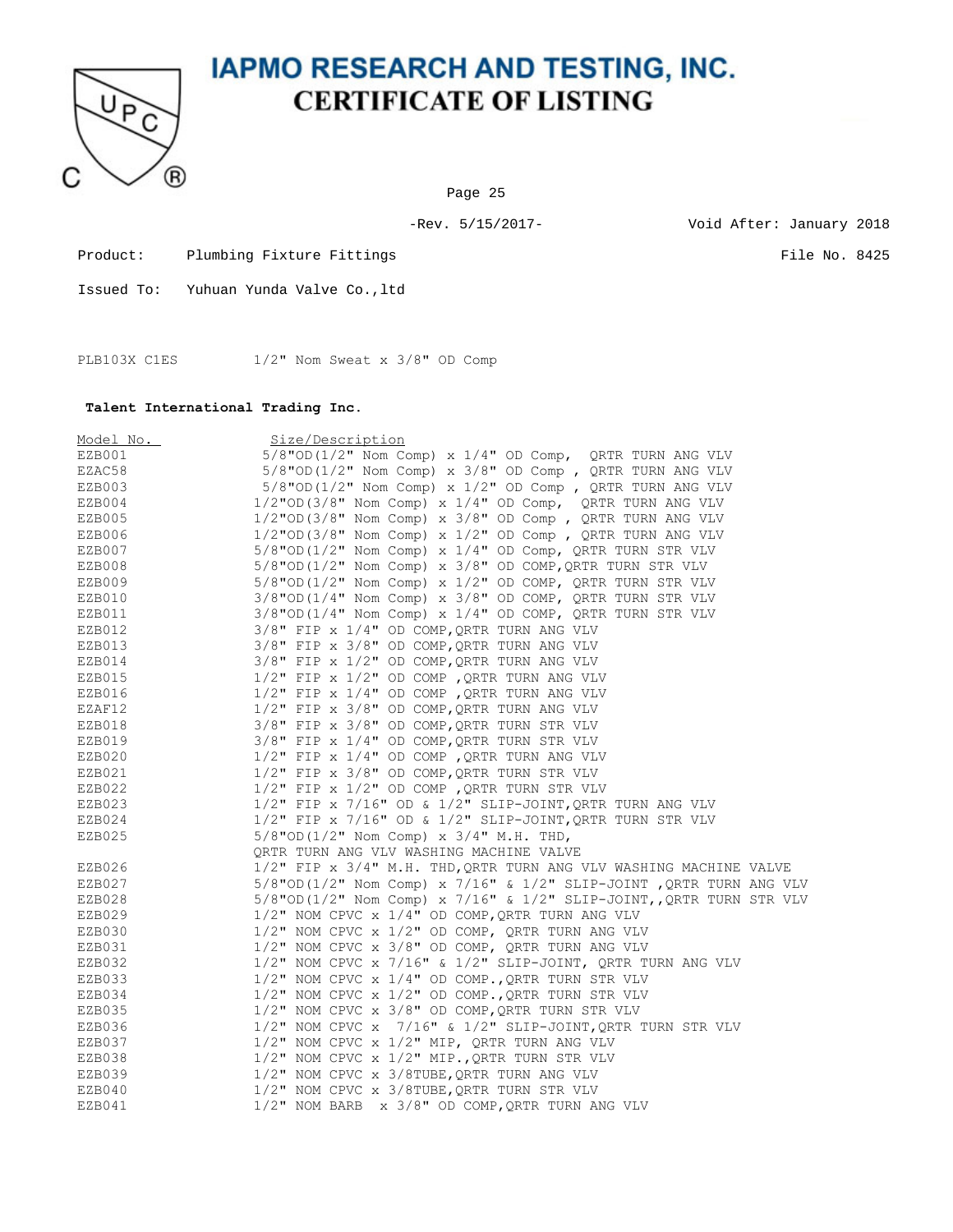# IAPMO RESEARCH AND TESTING, INC.
## CERTIFICATE OF LISTING

-Rev. 5/15/2017-　　　　Void After: January 2018

Product: Plumbing Fixture Fittings　　　　File No. 8425

Issued To: Yuhuan Yunda Valve Co.,ltd

| | |
|---|---|
| PLB103X C1ES | 1/2" Nom Sweat x 3/8" OD Comp |

**Talent International Trading Inc.**

| Model No. | Size/Description |
|---|---|
| EZB001 | 5/8"OD(1/2" Nom Comp) x 1/4" OD Comp, QRTR TURN ANG VLV |
| EZAC58 | 5/8"OD(1/2" Nom Comp) x 3/8" OD Comp , QRTR TURN ANG VLV |
| EZB003 | 5/8"OD(1/2" Nom Comp) x 1/2" OD Comp , QRTR TURN ANG VLV |
| EZB004 | 1/2"OD(3/8" Nom Comp) x 1/4" OD Comp, QRTR TURN ANG VLV |
| EZB005 | 1/2"OD(3/8" Nom Comp) x 3/8" OD Comp , QRTR TURN ANG VLV |
| EZB006 | 1/2"OD(3/8" Nom Comp) x 1/2" OD Comp , QRTR TURN ANG VLV |
| EZB007 | 5/8"OD(1/2" Nom Comp) x 1/4" OD Comp, QRTR TURN STR VLV |
| EZB008 | 5/8"OD(1/2" Nom Comp) x 3/8" OD COMP,QRTR TURN STR VLV |
| EZB009 | 5/8"OD(1/2" Nom Comp) x 1/2" OD COMP, QRTR TURN STR VLV |
| EZB010 | 3/8"OD(1/4" Nom Comp) x 3/8" OD COMP, QRTR TURN STR VLV |
| EZB011 | 3/8"OD(1/4" Nom Comp) x 1/4" OD COMP, QRTR TURN STR VLV |
| EZB012 | 3/8" FIP x 1/4" OD COMP,QRTR TURN ANG VLV |
| EZB013 | 3/8" FIP x 3/8" OD COMP,QRTR TURN ANG VLV |
| EZB014 | 3/8" FIP x 1/2" OD COMP,QRTR TURN ANG VLV |
| EZB015 | 1/2" FIP x 1/2" OD COMP ,QRTR TURN ANG VLV |
| EZB016 | 1/2" FIP x 1/4" OD COMP ,QRTR TURN ANG VLV |
| EZAF12 | 1/2" FIP x 3/8" OD COMP,QRTR TURN ANG VLV |
| EZB018 | 3/8" FIP x 3/8" OD COMP,QRTR TURN STR VLV |
| EZB019 | 3/8" FIP x 1/4" OD COMP,QRTR TURN STR VLV |
| EZB020 | 1/2" FIP x 1/4" OD COMP ,QRTR TURN ANG VLV |
| EZB021 | 1/2" FIP x 3/8" OD COMP,QRTR TURN STR VLV |
| EZB022 | 1/2" FIP x 1/2" OD COMP ,QRTR TURN STR VLV |
| EZB023 | 1/2" FIP x 7/16" OD & 1/2" SLIP-JOINT,QRTR TURN ANG VLV |
| EZB024 | 1/2" FIP x 7/16" OD & 1/2" SLIP-JOINT,QRTR TURN STR VLV |
| EZB025 | 5/8"OD(1/2" Nom Comp) x 3/4" M.H. THD, QRTR TURN ANG VLV WASHING MACHINE VALVE |
| EZB026 | 1/2" FIP x 3/4" M.H. THD,QRTR TURN ANG VLV WASHING MACHINE VALVE |
| EZB027 | 5/8"OD(1/2" Nom Comp) x 7/16" & 1/2" SLIP-JOINT ,QRTR TURN ANG VLV |
| EZB028 | 5/8"OD(1/2" Nom Comp) x 7/16" & 1/2" SLIP-JOINT,,QRTR TURN STR VLV |
| EZB029 | 1/2" NOM CPVC x 1/4" OD COMP,QRTR TURN ANG VLV |
| EZB030 | 1/2" NOM CPVC x 1/2" OD COMP, QRTR TURN ANG VLV |
| EZB031 | 1/2" NOM CPVC x 3/8" OD COMP, QRTR TURN ANG VLV |
| EZB032 | 1/2" NOM CPVC x 7/16" & 1/2" SLIP-JOINT, QRTR TURN ANG VLV |
| EZB033 | 1/2" NOM CPVC x 1/4" OD COMP.,QRTR TURN STR VLV |
| EZB034 | 1/2" NOM CPVC x 1/2" OD COMP.,QRTR TURN STR VLV |
| EZB035 | 1/2" NOM CPVC x 3/8" OD COMP,QRTR TURN STR VLV |
| EZB036 | 1/2" NOM CPVC x 7/16" & 1/2" SLIP-JOINT,QRTR TURN STR VLV |
| EZB037 | 1/2" NOM CPVC x 1/2" MIP, QRTR TURN ANG VLV |
| EZB038 | 1/2" NOM CPVC x 1/2" MIP.,QRTR TURN STR VLV |
| EZB039 | 1/2" NOM CPVC x 3/8TUBE,QRTR TURN ANG VLV |
| EZB040 | 1/2" NOM CPVC x 3/8TUBE,QRTR TURN STR VLV |
| EZB041 | 1/2" NOM BARB x 3/8" OD COMP,QRTR TURN ANG VLV |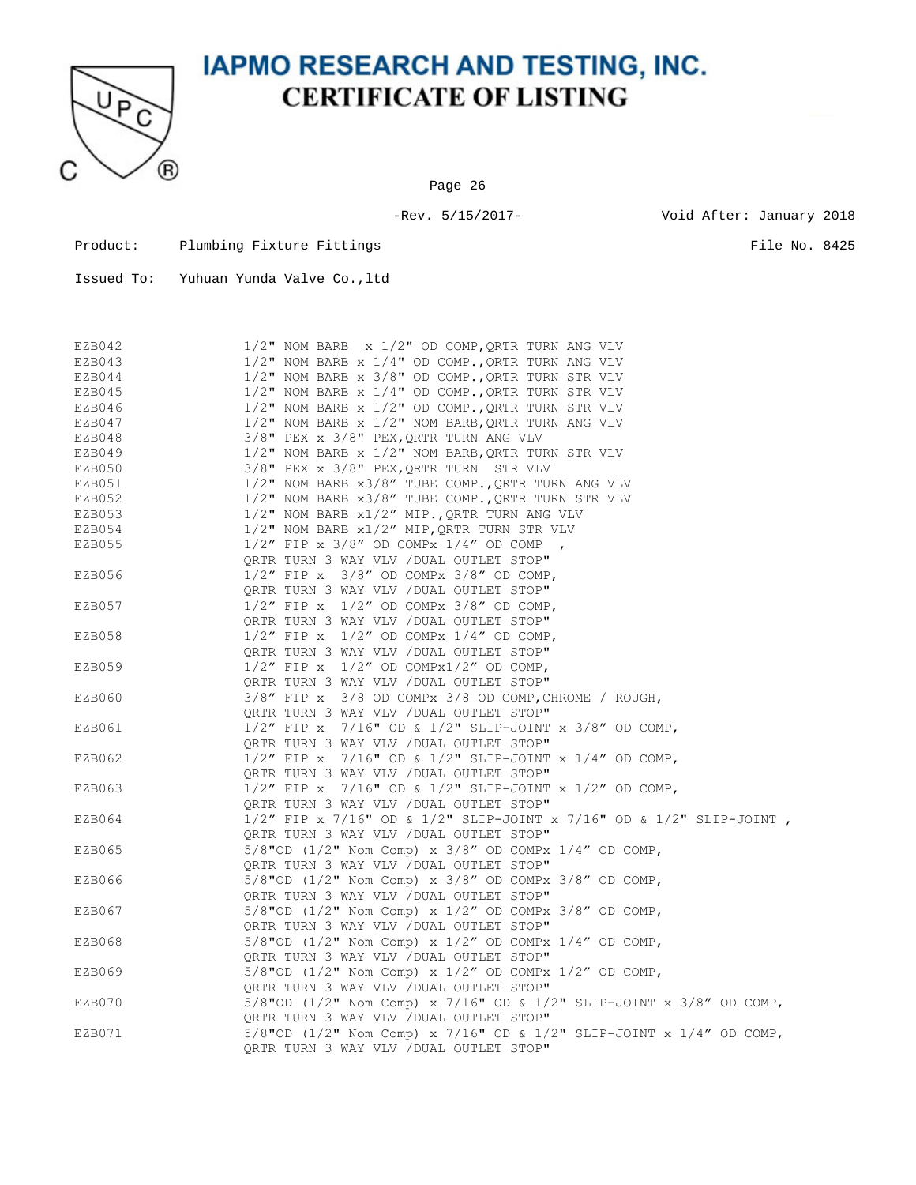# IAPMO RESEARCH AND TESTING, INC.

## CERTIFICATE OF LISTING

-Rev. 5/15/2017-

Void After: January 2018

Product: Plumbing Fixture Fittings

File No. 8425

Issued To: Yuhuan Yunda Valve Co.,ltd

| | |
|---|---|
| EZB042 | 1/2" NOM BARB x 1/2" OD COMP,QRTR TURN ANG VLV |
| EZB043 | 1/2" NOM BARB x 1/4" OD COMP.,QRTR TURN ANG VLV |
| EZB044 | 1/2" NOM BARB x 3/8" OD COMP.,QRTR TURN STR VLV |
| EZB045 | 1/2" NOM BARB x 1/4" OD COMP.,QRTR TURN STR VLV |
| EZB046 | 1/2" NOM BARB x 1/2" OD COMP.,QRTR TURN STR VLV |
| EZB047 | 1/2" NOM BARB x 1/2" NOM BARB,QRTR TURN ANG VLV |
| EZB048 | 3/8" PEX x 3/8" PEX,QRTR TURN ANG VLV |
| EZB049 | 1/2" NOM BARB x 1/2" NOM BARB,QRTR TURN STR VLV |
| EZB050 | 3/8" PEX x 3/8" PEX,QRTR TURN STR VLV |
| EZB051 | 1/2" NOM BARB x3/8" TUBE COMP.,QRTR TURN ANG VLV |
| EZB052 | 1/2" NOM BARB x3/8" TUBE COMP.,QRTR TURN STR VLV |
| EZB053 | 1/2" NOM BARB x1/2" MIP.,QRTR TURN ANG VLV |
| EZB054 | 1/2" NOM BARB x1/2" MIP,QRTR TURN STR VLV |
| EZB055 | 1/2" FIP x 3/8" OD COMPx 1/4" OD COMP , QRTR TURN 3 WAY VLV /DUAL OUTLET STOP" |
| EZB056 | 1/2" FIP x 3/8" OD COMPx 3/8" OD COMP, QRTR TURN 3 WAY VLV /DUAL OUTLET STOP" |
| EZB057 | 1/2" FIP x 1/2" OD COMPx 3/8" OD COMP, QRTR TURN 3 WAY VLV /DUAL OUTLET STOP" |
| EZB058 | 1/2" FIP x 1/2" OD COMPx 1/4" OD COMP, QRTR TURN 3 WAY VLV /DUAL OUTLET STOP" |
| EZB059 | 1/2" FIP x 1/2" OD COMPx1/2" OD COMP, QRTR TURN 3 WAY VLV /DUAL OUTLET STOP" |
| EZB060 | 3/8" FIP x 3/8 OD COMPx 3/8 OD COMP,CHROME / ROUGH, QRTR TURN 3 WAY VLV /DUAL OUTLET STOP" |
| EZB061 | 1/2" FIP x 7/16" OD & 1/2" SLIP-JOINT x 3/8" OD COMP, QRTR TURN 3 WAY VLV /DUAL OUTLET STOP" |
| EZB062 | 1/2" FIP x 7/16" OD & 1/2" SLIP-JOINT x 1/4" OD COMP, QRTR TURN 3 WAY VLV /DUAL OUTLET STOP" |
| EZB063 | 1/2" FIP x 7/16" OD & 1/2" SLIP-JOINT x 1/2" OD COMP, QRTR TURN 3 WAY VLV /DUAL OUTLET STOP" |
| EZB064 | 1/2" FIP x 7/16" OD & 1/2" SLIP-JOINT x 7/16" OD & 1/2" SLIP-JOINT , QRTR TURN 3 WAY VLV /DUAL OUTLET STOP" |
| EZB065 | 5/8"OD (1/2" Nom Comp) x 3/8" OD COMPx 1/4" OD COMP, QRTR TURN 3 WAY VLV /DUAL OUTLET STOP" |
| EZB066 | 5/8"OD (1/2" Nom Comp) x 3/8" OD COMPx 3/8" OD COMP, QRTR TURN 3 WAY VLV /DUAL OUTLET STOP" |
| EZB067 | 5/8"OD (1/2" Nom Comp) x 1/2" OD COMPx 3/8" OD COMP, QRTR TURN 3 WAY VLV /DUAL OUTLET STOP" |
| EZB068 | 5/8"OD (1/2" Nom Comp) x 1/2" OD COMPx 1/4" OD COMP, QRTR TURN 3 WAY VLV /DUAL OUTLET STOP" |
| EZB069 | 5/8"OD (1/2" Nom Comp) x 1/2" OD COMPx 1/2" OD COMP, QRTR TURN 3 WAY VLV /DUAL OUTLET STOP" |
| EZB070 | 5/8"OD (1/2" Nom Comp) x 7/16" OD & 1/2" SLIP-JOINT x 3/8" OD COMP, QRTR TURN 3 WAY VLV /DUAL OUTLET STOP" |
| EZB071 | 5/8"OD (1/2" Nom Comp) x 7/16" OD & 1/2" SLIP-JOINT x 1/4" OD COMP, QRTR TURN 3 WAY VLV /DUAL OUTLET STOP" |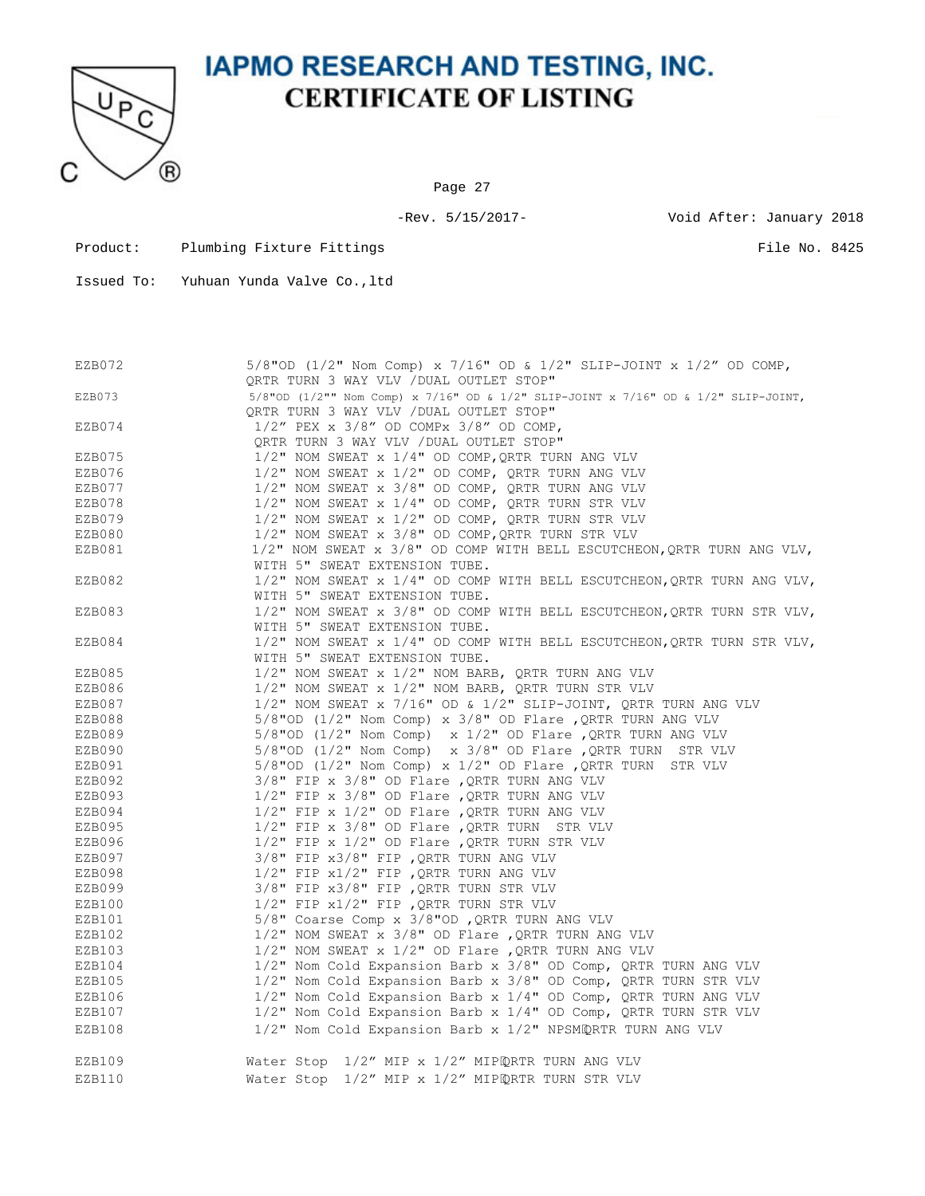# IAPMO RESEARCH AND TESTING, INC.
## CERTIFICATE OF LISTING

-Rev. 5/15/2017- Void After: January 2018

Product: Plumbing Fixture Fittings File No. 8425

Issued To: Yuhuan Yunda Valve Co.,ltd

| | |
|---|---|
| EZB072 | 5/8"OD (1/2" Nom Comp) x 7/16" OD & 1/2" SLIP-JOINT x 1/2" OD COMP, QRTR TURN 3 WAY VLV /DUAL OUTLET STOP" |
| EZB073 | 5/8"OD (1/2"" Nom Comp) x 7/16" OD & 1/2" SLIP-JOINT x 7/16" OD & 1/2" SLIP-JOINT, QRTR TURN 3 WAY VLV /DUAL OUTLET STOP" |
| EZB074 | 1/2" PEX x 3/8" OD COMPx 3/8" OD COMP, QRTR TURN 3 WAY VLV /DUAL OUTLET STOP" |
| EZB075 | 1/2" NOM SWEAT x 1/4" OD COMP,QRTR TURN ANG VLV |
| EZB076 | 1/2" NOM SWEAT x 1/2" OD COMP, QRTR TURN ANG VLV |
| EZB077 | 1/2" NOM SWEAT x 3/8" OD COMP, QRTR TURN ANG VLV |
| EZB078 | 1/2" NOM SWEAT x 1/4" OD COMP, QRTR TURN STR VLV |
| EZB079 | 1/2" NOM SWEAT x 1/2" OD COMP, QRTR TURN STR VLV |
| EZB080 | 1/2" NOM SWEAT x 3/8" OD COMP,QRTR TURN STR VLV |
| EZB081 | 1/2" NOM SWEAT x 3/8" OD COMP WITH BELL ESCUTCHEON,QRTR TURN ANG VLV, WITH 5" SWEAT EXTENSION TUBE. |
| EZB082 | 1/2" NOM SWEAT x 1/4" OD COMP WITH BELL ESCUTCHEON,QRTR TURN ANG VLV, WITH 5" SWEAT EXTENSION TUBE. |
| EZB083 | 1/2" NOM SWEAT x 3/8" OD COMP WITH BELL ESCUTCHEON,QRTR TURN STR VLV, WITH 5" SWEAT EXTENSION TUBE. |
| EZB084 | 1/2" NOM SWEAT x 1/4" OD COMP WITH BELL ESCUTCHEON,QRTR TURN STR VLV, WITH 5" SWEAT EXTENSION TUBE. |
| EZB085 | 1/2" NOM SWEAT x 1/2" NOM BARB, QRTR TURN ANG VLV |
| EZB086 | 1/2" NOM SWEAT x 1/2" NOM BARB, QRTR TURN STR VLV |
| EZB087 | 1/2" NOM SWEAT x 7/16" OD & 1/2" SLIP-JOINT, QRTR TURN ANG VLV |
| EZB088 | 5/8"OD (1/2" Nom Comp) x 3/8" OD Flare ,QRTR TURN ANG VLV |
| EZB089 | 5/8"OD (1/2" Nom Comp) x 1/2" OD Flare ,QRTR TURN ANG VLV |
| EZB090 | 5/8"OD (1/2" Nom Comp) x 3/8" OD Flare ,QRTR TURN STR VLV |
| EZB091 | 5/8"OD (1/2" Nom Comp) x 1/2" OD Flare ,QRTR TURN STR VLV |
| EZB092 | 3/8" FIP x 3/8" OD Flare ,QRTR TURN ANG VLV |
| EZB093 | 1/2" FIP x 3/8" OD Flare ,QRTR TURN ANG VLV |
| EZB094 | 1/2" FIP x 1/2" OD Flare ,QRTR TURN ANG VLV |
| EZB095 | 1/2" FIP x 3/8" OD Flare ,QRTR TURN STR VLV |
| EZB096 | 1/2" FIP x 1/2" OD Flare ,QRTR TURN STR VLV |
| EZB097 | 3/8" FIP x3/8" FIP ,QRTR TURN ANG VLV |
| EZB098 | 1/2" FIP x1/2" FIP ,QRTR TURN ANG VLV |
| EZB099 | 3/8" FIP x3/8" FIP ,QRTR TURN STR VLV |
| EZB100 | 1/2" FIP x1/2" FIP ,QRTR TURN STR VLV |
| EZB101 | 5/8" Coarse Comp x 3/8"OD ,QRTR TURN ANG VLV |
| EZB102 | 1/2" NOM SWEAT x 3/8" OD Flare ,QRTR TURN ANG VLV |
| EZB103 | 1/2" NOM SWEAT x 1/2" OD Flare ,QRTR TURN ANG VLV |
| EZB104 | 1/2" Nom Cold Expansion Barb x 3/8" OD Comp, QRTR TURN ANG VLV |
| EZB105 | 1/2" Nom Cold Expansion Barb x 3/8" OD Comp, QRTR TURN STR VLV |
| EZB106 | 1/2" Nom Cold Expansion Barb x 1/4" OD Comp, QRTR TURN ANG VLV |
| EZB107 | 1/2" Nom Cold Expansion Barb x 1/4" OD Comp, QRTR TURN STR VLV |
| EZB108 | 1/2" Nom Cold Expansion Barb x 1/2" NPSMQRTR TURN ANG VLV |
| EZB109 | Water Stop 1/2" MIP x 1/2" MIPQRTR TURN ANG VLV |
| EZB110 | Water Stop 1/2" MIP x 1/2" MIPQRTR TURN STR VLV |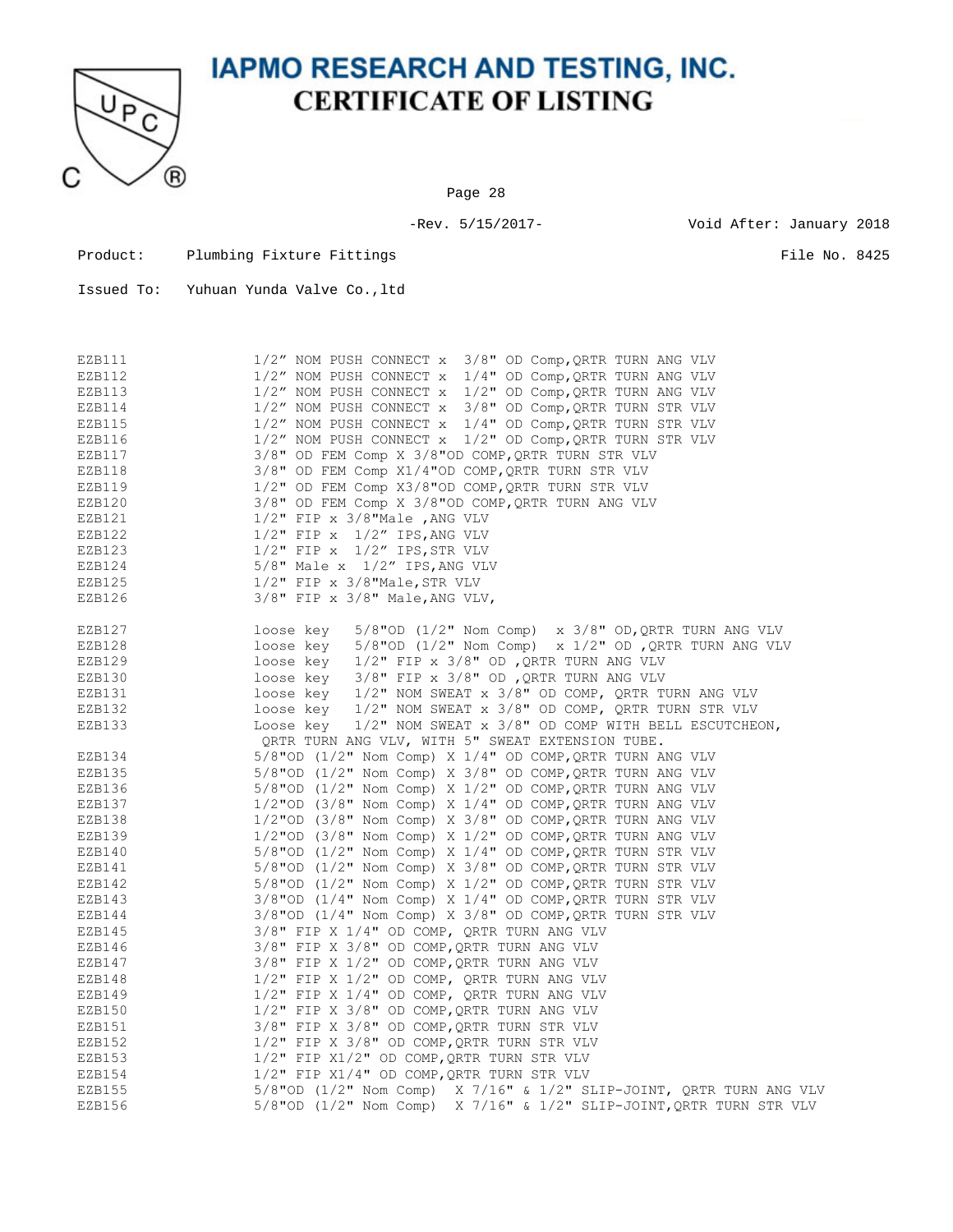# IAPMO RESEARCH AND TESTING, INC.
## CERTIFICATE OF LISTING

-Rev. 5/15/2017- Void After: January 2018

Product: Plumbing Fixture Fittings File No. 8425

Issued To: Yuhuan Yunda Valve Co.,ltd

| | |
|---|---|
| EZB111 | 1/2" NOM PUSH CONNECT x 3/8" OD Comp,QRTR TURN ANG VLV |
| EZB112 | 1/2" NOM PUSH CONNECT x 1/4" OD Comp,QRTR TURN ANG VLV |
| EZB113 | 1/2" NOM PUSH CONNECT x 1/2" OD Comp,QRTR TURN ANG VLV |
| EZB114 | 1/2" NOM PUSH CONNECT x 3/8" OD Comp,QRTR TURN STR VLV |
| EZB115 | 1/2" NOM PUSH CONNECT x 1/4" OD Comp,QRTR TURN STR VLV |
| EZB116 | 1/2" NOM PUSH CONNECT x 1/2" OD Comp,QRTR TURN STR VLV |
| EZB117 | 3/8" OD FEM Comp X 3/8"OD COMP,QRTR TURN STR VLV |
| EZB118 | 3/8" OD FEM Comp X1/4"OD COMP,QRTR TURN STR VLV |
| EZB119 | 1/2" OD FEM Comp X3/8"OD COMP,QRTR TURN STR VLV |
| EZB120 | 3/8" OD FEM Comp X 3/8"OD COMP,QRTR TURN ANG VLV |
| EZB121 | 1/2" FIP x 3/8"Male ,ANG VLV |
| EZB122 | 1/2" FIP x 1/2" IPS,ANG VLV |
| EZB123 | 1/2" FIP x 1/2" IPS,STR VLV |
| EZB124 | 5/8" Male x 1/2" IPS,ANG VLV |
| EZB125 | 1/2" FIP x 3/8"Male,STR VLV |
| EZB126 | 3/8" FIP x 3/8" Male,ANG VLV, |
| EZB127 | loose key 5/8"OD (1/2" Nom Comp) x 3/8" OD,QRTR TURN ANG VLV |
| EZB128 | loose key 5/8"OD (1/2" Nom Comp) x 1/2" OD ,QRTR TURN ANG VLV |
| EZB129 | loose key 1/2" FIP x 3/8" OD ,QRTR TURN ANG VLV |
| EZB130 | loose key 3/8" FIP x 3/8" OD ,QRTR TURN ANG VLV |
| EZB131 | loose key 1/2" NOM SWEAT x 3/8" OD COMP, QRTR TURN ANG VLV |
| EZB132 | loose key 1/2" NOM SWEAT x 3/8" OD COMP, QRTR TURN STR VLV |
| EZB133 | Loose key 1/2" NOM SWEAT x 3/8" OD COMP WITH BELL ESCUTCHEON, QRTR TURN ANG VLV, WITH 5" SWEAT EXTENSION TUBE. |
| EZB134 | 5/8"OD (1/2" Nom Comp) X 1/4" OD COMP,QRTR TURN ANG VLV |
| EZB135 | 5/8"OD (1/2" Nom Comp) X 3/8" OD COMP,QRTR TURN ANG VLV |
| EZB136 | 5/8"OD (1/2" Nom Comp) X 1/2" OD COMP,QRTR TURN ANG VLV |
| EZB137 | 1/2"OD (3/8" Nom Comp) X 1/4" OD COMP,QRTR TURN ANG VLV |
| EZB138 | 1/2"OD (3/8" Nom Comp) X 3/8" OD COMP,QRTR TURN ANG VLV |
| EZB139 | 1/2"OD (3/8" Nom Comp) X 1/2" OD COMP,QRTR TURN ANG VLV |
| EZB140 | 5/8"OD (1/2" Nom Comp) X 1/4" OD COMP,QRTR TURN STR VLV |
| EZB141 | 5/8"OD (1/2" Nom Comp) X 3/8" OD COMP,QRTR TURN STR VLV |
| EZB142 | 5/8"OD (1/2" Nom Comp) X 1/2" OD COMP,QRTR TURN STR VLV |
| EZB143 | 3/8"OD (1/4" Nom Comp) X 1/4" OD COMP,QRTR TURN STR VLV |
| EZB144 | 3/8"OD (1/4" Nom Comp) X 3/8" OD COMP,QRTR TURN STR VLV |
| EZB145 | 3/8" FIP X 1/4" OD COMP, QRTR TURN ANG VLV |
| EZB146 | 3/8" FIP X 3/8" OD COMP,QRTR TURN ANG VLV |
| EZB147 | 3/8" FIP X 1/2" OD COMP,QRTR TURN ANG VLV |
| EZB148 | 1/2" FIP X 1/2" OD COMP, QRTR TURN ANG VLV |
| EZB149 | 1/2" FIP X 1/4" OD COMP, QRTR TURN ANG VLV |
| EZB150 | 1/2" FIP X 3/8" OD COMP,QRTR TURN ANG VLV |
| EZB151 | 3/8" FIP X 3/8" OD COMP,QRTR TURN STR VLV |
| EZB152 | 1/2" FIP X 3/8" OD COMP,QRTR TURN STR VLV |
| EZB153 | 1/2" FIP X1/2" OD COMP,QRTR TURN STR VLV |
| EZB154 | 1/2" FIP X1/4" OD COMP,QRTR TURN STR VLV |
| EZB155 | 5/8"OD (1/2" Nom Comp) X 7/16" & 1/2" SLIP-JOINT, QRTR TURN ANG VLV |
| EZB156 | 5/8"OD (1/2" Nom Comp) X 7/16" & 1/2" SLIP-JOINT,QRTR TURN STR VLV |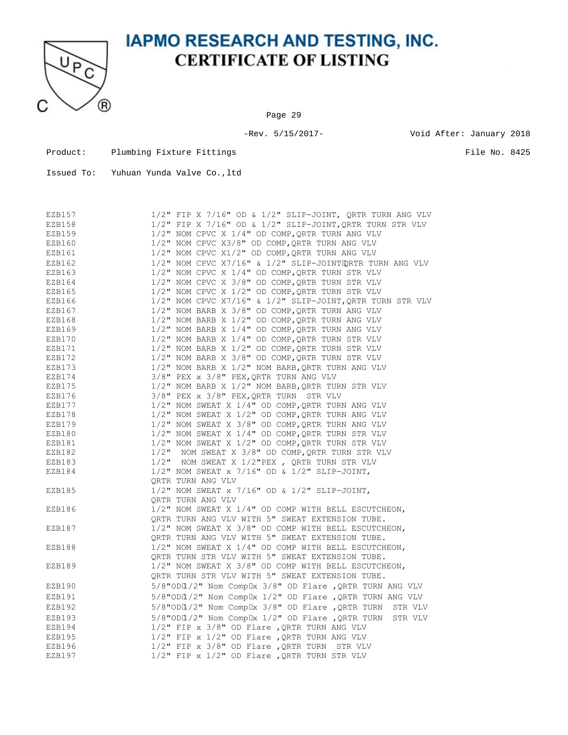# IAPMO RESEARCH AND TESTING, INC.
## CERTIFICATE OF LISTING

-Rev. 5/15/2017- Void After: January 2018

Product: Plumbing Fixture Fittings File No. 8425

Issued To: Yuhuan Yunda Valve Co.,ltd

| | |
|---|---|
| EZB157 | 1/2" FIP X 7/16" OD & 1/2" SLIP-JOINT, QRTR TURN ANG VLV |
| EZB158 | 1/2" FIP X 7/16" OD & 1/2" SLIP-JOINT,QRTR TURN STR VLV |
| EZB159 | 1/2" NOM CPVC X 1/4" OD COMP,QRTR TURN ANG VLV |
| EZB160 | 1/2" NOM CPVC X3/8" OD COMP,QRTR TURN ANG VLV |
| EZB161 | 1/2" NOM CPVC X1/2" OD COMP,QRTR TURN ANG VLV |
| EZB162 | 1/2" NOM CPVC X7/16" & 1/2" SLIP-JOINT,QRTR TURN ANG VLV |
| EZB163 | 1/2" NOM CPVC X 1/4" OD COMP,QRTR TURN STR VLV |
| EZB164 | 1/2" NOM CPVC X 3/8" OD COMP,QRTR TURN STR VLV |
| EZB165 | 1/2" NOM CPVC X 1/2" OD COMP,QRTR TURN STR VLV |
| EZB166 | 1/2" NOM CPVC X7/16" & 1/2" SLIP-JOINT,QRTR TURN STR VLV |
| EZB167 | 1/2" NOM BARB X 3/8" OD COMP,QRTR TURN ANG VLV |
| EZB168 | 1/2" NOM BARB X 1/2" OD COMP,QRTR TURN ANG VLV |
| EZB169 | 1/2" NOM BARB X 1/4" OD COMP,QRTR TURN ANG VLV |
| EZB170 | 1/2" NOM BARB X 1/4" OD COMP,QRTR TURN STR VLV |
| EZB171 | 1/2" NOM BARB X 1/2" OD COMP,QRTR TURN STR VLV |
| EZB172 | 1/2" NOM BARB X 3/8" OD COMP,QRTR TURN STR VLV |
| EZB173 | 1/2" NOM BARB X 1/2" NOM BARB,QRTR TURN ANG VLV |
| EZB174 | 3/8" PEX x 3/8" PEX,QRTR TURN ANG VLV |
| EZB175 | 1/2" NOM BARB X 1/2" NOM BARB,QRTR TURN STR VLV |
| EZB176 | 3/8" PEX x 3/8" PEX,QRTR TURN STR VLV |
| EZB177 | 1/2" NOM SWEAT X 1/4" OD COMP,QRTR TURN ANG VLV |
| EZB178 | 1/2" NOM SWEAT X 1/2" OD COMP,QRTR TURN ANG VLV |
| EZB179 | 1/2" NOM SWEAT X 3/8" OD COMP,QRTR TURN ANG VLV |
| EZB180 | 1/2" NOM SWEAT X 1/4" OD COMP,QRTR TURN STR VLV |
| EZB181 | 1/2" NOM SWEAT X 1/2" OD COMP,QRTR TURN STR VLV |
| EZB182 | 1/2" NOM SWEAT X 3/8" OD COMP,QRTR TURN STR VLV |
| EZB183 | 1/2" NOM SWEAT X 1/2"PEX , QRTR TURN STR VLV |
| EZB184 | 1/2" NOM SWEAT x 7/16" OD & 1/2" SLIP-JOINT, QRTR TURN ANG VLV |
| EZB185 | 1/2" NOM SWEAT x 7/16" OD & 1/2" SLIP-JOINT, QRTR TURN ANG VLV |
| EZB186 | 1/2" NOM SWEAT X 1/4" OD COMP WITH BELL ESCUTCHEON, QRTR TURN ANG VLV WITH 5" SWEAT EXTENSION TUBE. |
| EZB187 | 1/2" NOM SWEAT X 3/8" OD COMP WITH BELL ESCUTCHEON, QRTR TURN ANG VLV WITH 5" SWEAT EXTENSION TUBE. |
| EZB188 | 1/2" NOM SWEAT X 1/4" OD COMP WITH BELL ESCUTCHEON, QRTR TURN STR VLV WITH 5" SWEAT EXTENSION TUBE. |
| EZB189 | 1/2" NOM SWEAT X 3/8" OD COMP WITH BELL ESCUTCHEON, QRTR TURN STR VLV WITH 5" SWEAT EXTENSION TUBE. |
| EZB190 | 5/8"OD 1/2" Nom Comp x 3/8" OD Flare ,QRTR TURN ANG VLV |
| EZB191 | 5/8"OD 1/2" Nom Comp x 1/2" OD Flare ,QRTR TURN ANG VLV |
| EZB192 | 5/8"OD 1/2" Nom Comp x 3/8" OD Flare ,QRTR TURN STR VLV |
| EZB193 | 5/8"OD 1/2" Nom Comp x 1/2" OD Flare ,QRTR TURN STR VLV |
| EZB194 | 1/2" FIP x 3/8" OD Flare ,QRTR TURN ANG VLV |
| EZB195 | 1/2" FIP x 1/2" OD Flare ,QRTR TURN ANG VLV |
| EZB196 | 1/2" FIP x 3/8" OD Flare ,QRTR TURN STR VLV |
| EZB197 | 1/2" FIP x 1/2" OD Flare ,QRTR TURN STR VLV |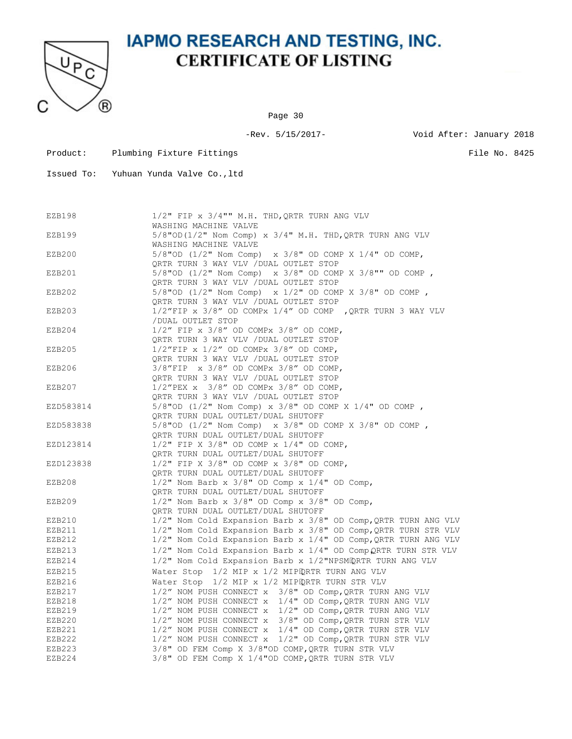# IAPMO RESEARCH AND TESTING, INC.

## CERTIFICATE OF LISTING

-Rev. 5/15/2017-

Void After: January 2018

Product: Plumbing Fixture Fittings

File No. 8425

Issued To: Yuhuan Yunda Valve Co.,ltd

| | |
|---|---|
| EZB198 | 1/2" FIP x 3/4"" M.H. THD,QRTR TURN ANG VLV WASHING MACHINE VALVE |
| EZB199 | 5/8"OD(1/2" Nom Comp) x 3/4" M.H. THD,QRTR TURN ANG VLV WASHING MACHINE VALVE |
| EZB200 | 5/8"OD (1/2" Nom Comp) x 3/8" OD COMP X 1/4" OD COMP, QRTR TURN 3 WAY VLV /DUAL OUTLET STOP |
| EZB201 | 5/8"OD (1/2" Nom Comp) x 3/8" OD COMP X 3/8"" OD COMP , QRTR TURN 3 WAY VLV /DUAL OUTLET STOP |
| EZB202 | 5/8"OD (1/2" Nom Comp) x 1/2" OD COMP X 3/8" OD COMP , QRTR TURN 3 WAY VLV /DUAL OUTLET STOP |
| EZB203 | 1/2"FIP x 3/8" OD COMPx 1/4" OD COMP ,QRTR TURN 3 WAY VLV /DUAL OUTLET STOP |
| EZB204 | 1/2" FIP x 3/8" OD COMPx 3/8" OD COMP, QRTR TURN 3 WAY VLV /DUAL OUTLET STOP |
| EZB205 | 1/2"FIP x 1/2" OD COMPx 3/8" OD COMP, QRTR TURN 3 WAY VLV /DUAL OUTLET STOP |
| EZB206 | 3/8"FIP x 3/8" OD COMPx 3/8" OD COMP, QRTR TURN 3 WAY VLV /DUAL OUTLET STOP |
| EZB207 | 1/2"PEX x 3/8" OD COMPx 3/8" OD COMP, QRTR TURN 3 WAY VLV /DUAL OUTLET STOP |
| EZD583814 | 5/8"OD (1/2" Nom Comp) x 3/8" OD COMP X 1/4" OD COMP , QRTR TURN DUAL OUTLET/DUAL SHUTOFF |
| EZD583838 | 5/8"OD (1/2" Nom Comp) x 3/8" OD COMP X 3/8" OD COMP , QRTR TURN DUAL OUTLET/DUAL SHUTOFF |
| EZD123814 | 1/2" FIP X 3/8" OD COMP x 1/4" OD COMP, QRTR TURN DUAL OUTLET/DUAL SHUTOFF |
| EZD123838 | 1/2" FIP X 3/8" OD COMP x 3/8" OD COMP, QRTR TURN DUAL OUTLET/DUAL SHUTOFF |
| EZB208 | 1/2" Nom Barb x 3/8" OD Comp x 1/4" OD Comp, QRTR TURN DUAL OUTLET/DUAL SHUTOFF |
| EZB209 | 1/2" Nom Barb x 3/8" OD Comp x 3/8" OD Comp, QRTR TURN DUAL OUTLET/DUAL SHUTOFF |
| EZB210 | 1/2" Nom Cold Expansion Barb x 3/8" OD Comp,QRTR TURN ANG VLV |
| EZB211 | 1/2" Nom Cold Expansion Barb x 3/8" OD Comp,QRTR TURN STR VLV |
| EZB212 | 1/2" Nom Cold Expansion Barb x 1/4" OD Comp,QRTR TURN ANG VLV |
| EZB213 | 1/2" Nom Cold Expansion Barb x 1/4" OD Comp,QRTR TURN STR VLV |
| EZB214 | 1/2" Nom Cold Expansion Barb x 1/2"NPSM,QRTR TURN ANG VLV |
| EZB215 | Water Stop 1/2 MIP x 1/2 MIP,QRTR TURN ANG VLV |
| EZB216 | Water Stop 1/2 MIP x 1/2 MIP,QRTR TURN STR VLV |
| EZB217 | 1/2" NOM PUSH CONNECT x 3/8" OD Comp,QRTR TURN ANG VLV |
| EZB218 | 1/2" NOM PUSH CONNECT x 1/4" OD Comp,QRTR TURN ANG VLV |
| EZB219 | 1/2" NOM PUSH CONNECT x 1/2" OD Comp,QRTR TURN ANG VLV |
| EZB220 | 1/2" NOM PUSH CONNECT x 3/8" OD Comp,QRTR TURN STR VLV |
| EZB221 | 1/2" NOM PUSH CONNECT x 1/4" OD Comp,QRTR TURN STR VLV |
| EZB222 | 1/2" NOM PUSH CONNECT x 1/2" OD Comp,QRTR TURN STR VLV |
| EZB223 | 3/8" OD FEM Comp X 3/8"OD COMP,QRTR TURN STR VLV |
| EZB224 | 3/8" OD FEM Comp X 1/4"OD COMP,QRTR TURN STR VLV |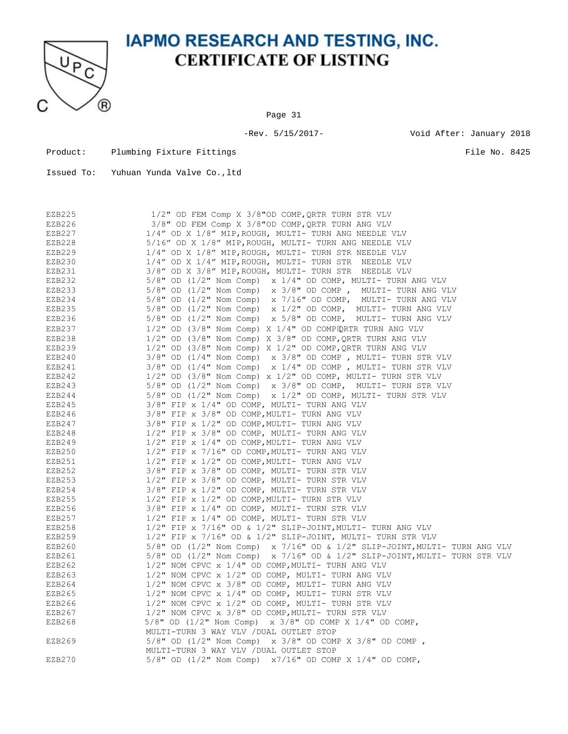# IAPMO RESEARCH AND TESTING, INC.
## CERTIFICATE OF LISTING

-Rev. 5/15/2017-    Void After: January 2018

Product: Plumbing Fixture Fittings    File No. 8425

Issued To: Yuhuan Yunda Valve Co.,ltd

| | |
|---|---|
| EZB225 | 1/2" OD FEM Comp X 3/8"OD COMP,QRTR TURN STR VLV |
| EZB226 | 3/8" OD FEM Comp X 3/8"OD COMP,QRTR TURN ANG VLV |
| EZB227 | 1/4" OD X 1/8" MIP,ROUGH, MULTI- TURN ANG NEEDLE VLV |
| EZB228 | 5/16" OD X 1/8" MIP,ROUGH, MULTI- TURN ANG NEEDLE VLV |
| EZB229 | 1/4" OD X 1/8" MIP,ROUGH, MULTI- TURN STR NEEDLE VLV |
| EZB230 | 1/4" OD X 1/4" MIP,ROUGH, MULTI- TURN STR NEEDLE VLV |
| EZB231 | 3/8" OD X 3/8" MIP,ROUGH, MULTI- TURN STR NEEDLE VLV |
| EZB232 | 5/8" OD (1/2" Nom Comp) x 1/4" OD COMP, MULTI- TURN ANG VLV |
| EZB233 | 5/8" OD (1/2" Nom Comp) x 3/8" OD COMP , MULTI- TURN ANG VLV |
| EZB234 | 5/8" OD (1/2" Nom Comp) x 7/16" OD COMP, MULTI- TURN ANG VLV |
| EZB235 | 5/8" OD (1/2" Nom Comp) x 1/2" OD COMP, MULTI- TURN ANG VLV |
| EZB236 | 5/8" OD (1/2" Nom Comp) x 5/8" OD COMP, MULTI- TURN ANG VLV |
| EZB237 | 1/2" OD (3/8" Nom Comp) X 1/4" OD COMP,QRTR TURN ANG VLV |
| EZB238 | 1/2" OD (3/8" Nom Comp) X 3/8" OD COMP,QRTR TURN ANG VLV |
| EZB239 | 1/2" OD (3/8" Nom Comp) X 1/2" OD COMP,QRTR TURN ANG VLV |
| EZB240 | 3/8" OD (1/4" Nom Comp) x 3/8" OD COMP , MULTI- TURN STR VLV |
| EZB241 | 3/8" OD (1/4" Nom Comp) x 1/4" OD COMP , MULTI- TURN STR VLV |
| EZB242 | 1/2" OD (3/8" Nom Comp) x 1/2" OD COMP, MULTI- TURN STR VLV |
| EZB243 | 5/8" OD (1/2" Nom Comp) x 3/8" OD COMP, MULTI- TURN STR VLV |
| EZB244 | 5/8" OD (1/2" Nom Comp) x 1/2" OD COMP, MULTI- TURN STR VLV |
| EZB245 | 3/8" FIP x 1/4" OD COMP, MULTI- TURN ANG VLV |
| EZB246 | 3/8" FIP x 3/8" OD COMP,MULTI- TURN ANG VLV |
| EZB247 | 3/8" FIP x 1/2" OD COMP,MULTI- TURN ANG VLV |
| EZB248 | 1/2" FIP x 3/8" OD COMP, MULTI- TURN ANG VLV |
| EZB249 | 1/2" FIP x 1/4" OD COMP,MULTI- TURN ANG VLV |
| EZB250 | 1/2" FIP x 7/16" OD COMP,MULTI- TURN ANG VLV |
| EZB251 | 1/2" FIP x 1/2" OD COMP,MULTI- TURN ANG VLV |
| EZB252 | 3/8" FIP x 3/8" OD COMP, MULTI- TURN STR VLV |
| EZB253 | 1/2" FIP x 3/8" OD COMP, MULTI- TURN STR VLV |
| EZB254 | 3/8" FIP x 1/2" OD COMP, MULTI- TURN STR VLV |
| EZB255 | 1/2" FIP x 1/2" OD COMP,MULTI- TURN STR VLV |
| EZB256 | 3/8" FIP x 1/4" OD COMP, MULTI- TURN STR VLV |
| EZB257 | 1/2" FIP x 1/4" OD COMP, MULTI- TURN STR VLV |
| EZB258 | 1/2" FIP x 7/16" OD & 1/2" SLIP-JOINT,MULTI- TURN ANG VLV |
| EZB259 | 1/2" FIP x 7/16" OD & 1/2" SLIP-JOINT, MULTI- TURN STR VLV |
| EZB260 | 5/8" OD (1/2" Nom Comp) x 7/16" OD & 1/2" SLIP-JOINT,MULTI- TURN ANG VLV |
| EZB261 | 5/8" OD (1/2" Nom Comp) x 7/16" OD & 1/2" SLIP-JOINT,MULTI- TURN STR VLV |
| EZB262 | 1/2" NOM CPVC x 1/4" OD COMP,MULTI- TURN ANG VLV |
| EZB263 | 1/2" NOM CPVC x 1/2" OD COMP, MULTI- TURN ANG VLV |
| EZB264 | 1/2" NOM CPVC x 3/8" OD COMP, MULTI- TURN ANG VLV |
| EZB265 | 1/2" NOM CPVC x 1/4" OD COMP, MULTI- TURN STR VLV |
| EZB266 | 1/2" NOM CPVC x 1/2" OD COMP, MULTI- TURN STR VLV |
| EZB267 | 1/2" NOM CPVC x 3/8" OD COMP,MULTI- TURN STR VLV |
| EZB268 | 5/8" OD (1/2" Nom Comp) x 3/8" OD COMP X 1/4" OD COMP, MULTI-TURN 3 WAY VLV /DUAL OUTLET STOP |
| EZB269 | 5/8" OD (1/2" Nom Comp) x 3/8" OD COMP X 3/8" OD COMP , MULTI-TURN 3 WAY VLV /DUAL OUTLET STOP |
| EZB270 | 5/8" OD (1/2" Nom Comp) x7/16" OD COMP X 1/4" OD COMP, |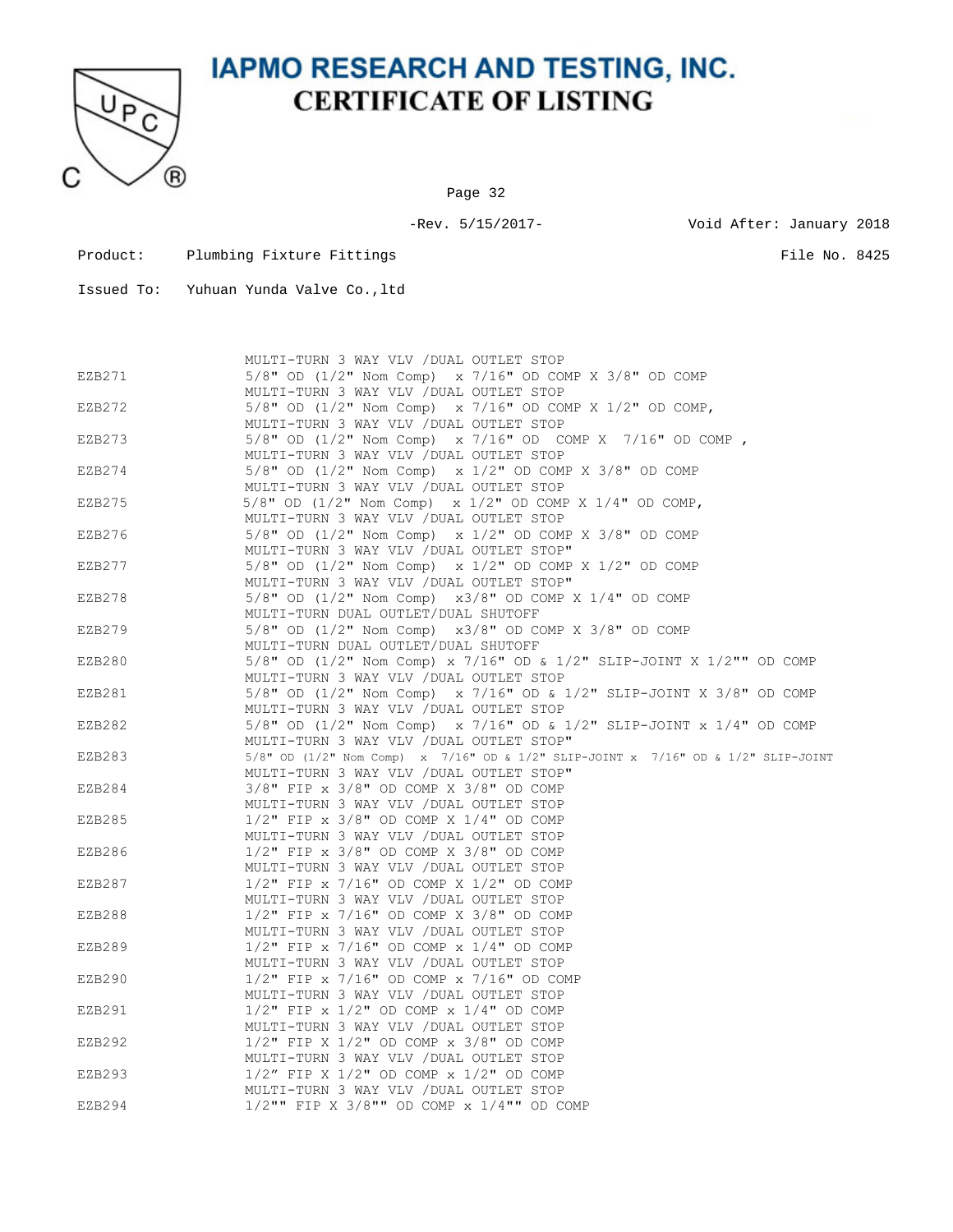# IAPMO RESEARCH AND TESTING, INC.
## CERTIFICATE OF LISTING

-Rev. 5/15/2017- Void After: January 2018

Product: Plumbing Fixture Fittings File No. 8425

Issued To: Yuhuan Yunda Valve Co.,ltd

| | |
|---|---|
| | MULTI-TURN 3 WAY VLV /DUAL OUTLET STOP |
| EZB271 | 5/8" OD (1/2" Nom Comp) x 7/16" OD COMP X 3/8" OD COMP |
| | MULTI-TURN 3 WAY VLV /DUAL OUTLET STOP |
| EZB272 | 5/8" OD (1/2" Nom Comp) x 7/16" OD COMP X 1/2" OD COMP, |
| | MULTI-TURN 3 WAY VLV /DUAL OUTLET STOP |
| EZB273 | 5/8" OD (1/2" Nom Comp) x 7/16" OD COMP X 7/16" OD COMP , |
| | MULTI-TURN 3 WAY VLV /DUAL OUTLET STOP |
| EZB274 | 5/8" OD (1/2" Nom Comp) x 1/2" OD COMP X 3/8" OD COMP |
| | MULTI-TURN 3 WAY VLV /DUAL OUTLET STOP |
| EZB275 | 5/8" OD (1/2" Nom Comp) x 1/2" OD COMP X 1/4" OD COMP, |
| | MULTI-TURN 3 WAY VLV /DUAL OUTLET STOP |
| EZB276 | 5/8" OD (1/2" Nom Comp) x 1/2" OD COMP X 3/8" OD COMP |
| | MULTI-TURN 3 WAY VLV /DUAL OUTLET STOP" |
| EZB277 | 5/8" OD (1/2" Nom Comp) x 1/2" OD COMP X 1/2" OD COMP |
| | MULTI-TURN 3 WAY VLV /DUAL OUTLET STOP" |
| EZB278 | 5/8" OD (1/2" Nom Comp) x3/8" OD COMP X 1/4" OD COMP |
| | MULTI-TURN DUAL OUTLET/DUAL SHUTOFF |
| EZB279 | 5/8" OD (1/2" Nom Comp) x3/8" OD COMP X 3/8" OD COMP |
| | MULTI-TURN DUAL OUTLET/DUAL SHUTOFF |
| EZB280 | 5/8" OD (1/2" Nom Comp) x 7/16" OD & 1/2" SLIP-JOINT X 1/2"" OD COMP |
| | MULTI-TURN 3 WAY VLV /DUAL OUTLET STOP |
| EZB281 | 5/8" OD (1/2" Nom Comp) x 7/16" OD & 1/2" SLIP-JOINT X 3/8" OD COMP |
| | MULTI-TURN 3 WAY VLV /DUAL OUTLET STOP |
| EZB282 | 5/8" OD (1/2" Nom Comp) x 7/16" OD & 1/2" SLIP-JOINT x 1/4" OD COMP |
| | MULTI-TURN 3 WAY VLV /DUAL OUTLET STOP" |
| EZB283 | 5/8" OD (1/2" Nom Comp) x 7/16" OD & 1/2" SLIP-JOINT x 7/16" OD & 1/2" SLIP-JOINT |
| | MULTI-TURN 3 WAY VLV /DUAL OUTLET STOP" |
| EZB284 | 3/8" FIP x 3/8" OD COMP X 3/8" OD COMP |
| | MULTI-TURN 3 WAY VLV /DUAL OUTLET STOP |
| EZB285 | 1/2" FIP x 3/8" OD COMP X 1/4" OD COMP |
| | MULTI-TURN 3 WAY VLV /DUAL OUTLET STOP |
| EZB286 | 1/2" FIP x 3/8" OD COMP X 3/8" OD COMP |
| | MULTI-TURN 3 WAY VLV /DUAL OUTLET STOP |
| EZB287 | 1/2" FIP x 7/16" OD COMP X 1/2" OD COMP |
| | MULTI-TURN 3 WAY VLV /DUAL OUTLET STOP |
| EZB288 | 1/2" FIP x 7/16" OD COMP X 3/8" OD COMP |
| | MULTI-TURN 3 WAY VLV /DUAL OUTLET STOP |
| EZB289 | 1/2" FIP x 7/16" OD COMP x 1/4" OD COMP |
| | MULTI-TURN 3 WAY VLV /DUAL OUTLET STOP |
| EZB290 | 1/2" FIP x 7/16" OD COMP x 7/16" OD COMP |
| | MULTI-TURN 3 WAY VLV /DUAL OUTLET STOP |
| EZB291 | 1/2" FIP x 1/2" OD COMP x 1/4" OD COMP |
| | MULTI-TURN 3 WAY VLV /DUAL OUTLET STOP |
| EZB292 | 1/2" FIP X 1/2" OD COMP x 3/8" OD COMP |
| | MULTI-TURN 3 WAY VLV /DUAL OUTLET STOP |
| EZB293 | 1/2" FIP X 1/2" OD COMP x 1/2" OD COMP |
| | MULTI-TURN 3 WAY VLV /DUAL OUTLET STOP |
| EZB294 | 1/2"" FIP X 3/8"" OD COMP x 1/4"" OD COMP |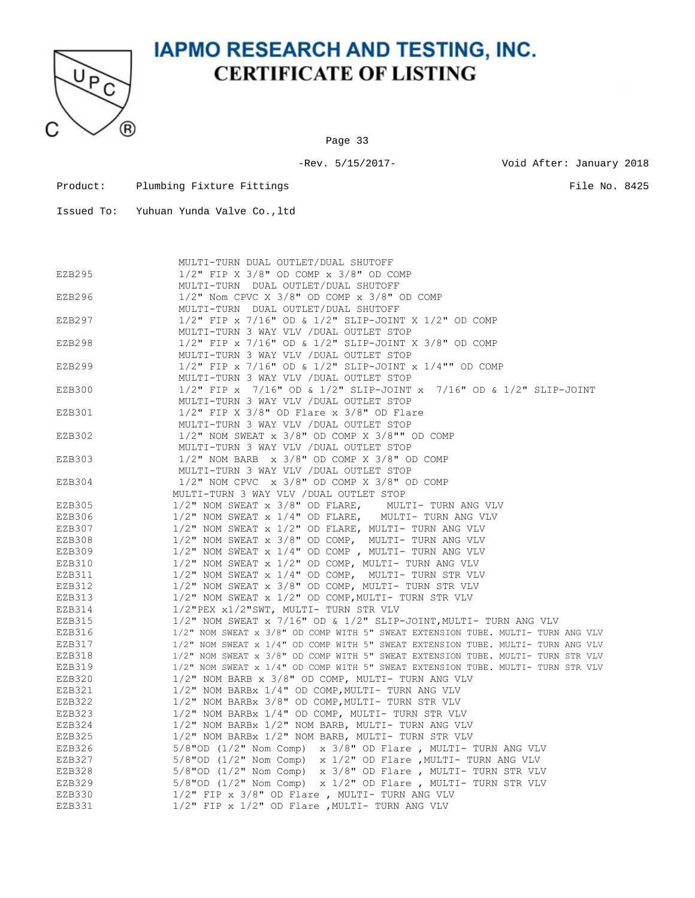# IAPMO RESEARCH AND TESTING, INC.
## CERTIFICATE OF LISTING

-Rev. 5/15/2017- Void After: January 2018

Product: Plumbing Fixture Fittings File No. 8425

Issued To: Yuhuan Yunda Valve Co.,ltd

| | |
|---|---|
| | MULTI-TURN DUAL OUTLET/DUAL SHUTOFF |
| EZB295 | 1/2" FIP X 3/8" OD COMP x 3/8" OD COMP MULTI-TURN DUAL OUTLET/DUAL SHUTOFF |
| EZB296 | 1/2" Nom CPVC X 3/8" OD COMP x 3/8" OD COMP MULTI-TURN DUAL OUTLET/DUAL SHUTOFF |
| EZB297 | 1/2" FIP x 7/16" OD & 1/2" SLIP-JOINT X 1/2" OD COMP MULTI-TURN 3 WAY VLV /DUAL OUTLET STOP |
| EZB298 | 1/2" FIP x 7/16" OD & 1/2" SLIP-JOINT X 3/8" OD COMP MULTI-TURN 3 WAY VLV /DUAL OUTLET STOP |
| EZB299 | 1/2" FIP x 7/16" OD & 1/2" SLIP-JOINT x 1/4"" OD COMP MULTI-TURN 3 WAY VLV /DUAL OUTLET STOP |
| EZB300 | 1/2" FIP x 7/16" OD & 1/2" SLIP-JOINT x 7/16" OD & 1/2" SLIP-JOINT MULTI-TURN 3 WAY VLV /DUAL OUTLET STOP |
| EZB301 | 1/2" FIP X 3/8" OD Flare x 3/8" OD Flare MULTI-TURN 3 WAY VLV /DUAL OUTLET STOP |
| EZB302 | 1/2" NOM SWEAT x 3/8" OD COMP X 3/8"" OD COMP MULTI-TURN 3 WAY VLV /DUAL OUTLET STOP |
| EZB303 | 1/2" NOM BARB x 3/8" OD COMP X 3/8" OD COMP MULTI-TURN 3 WAY VLV /DUAL OUTLET STOP |
| EZB304 | 1/2" NOM CPVC x 3/8" OD COMP X 3/8" OD COMP MULTI-TURN 3 WAY VLV /DUAL OUTLET STOP |
| EZB305 | 1/2" NOM SWEAT x 3/8" OD FLARE, MULTI- TURN ANG VLV |
| EZB306 | 1/2" NOM SWEAT x 1/4" OD FLARE, MULTI- TURN ANG VLV |
| EZB307 | 1/2" NOM SWEAT x 1/2" OD FLARE, MULTI- TURN ANG VLV |
| EZB308 | 1/2" NOM SWEAT x 3/8" OD COMP, MULTI- TURN ANG VLV |
| EZB309 | 1/2" NOM SWEAT x 1/4" OD COMP , MULTI- TURN ANG VLV |
| EZB310 | 1/2" NOM SWEAT x 1/2" OD COMP, MULTI- TURN ANG VLV |
| EZB311 | 1/2" NOM SWEAT x 1/4" OD COMP, MULTI- TURN STR VLV |
| EZB312 | 1/2" NOM SWEAT x 3/8" OD COMP, MULTI- TURN STR VLV |
| EZB313 | 1/2" NOM SWEAT x 1/2" OD COMP,MULTI- TURN STR VLV |
| EZB314 | 1/2"PEX x1/2"SWT, MULTI- TURN STR VLV |
| EZB315 | 1/2" NOM SWEAT x 7/16" OD & 1/2" SLIP-JOINT,MULTI- TURN ANG VLV |
| EZB316 | 1/2" NOM SWEAT x 3/8" OD COMP WITH 5" SWEAT EXTENSION TUBE. MULTI- TURN ANG VLV |
| EZB317 | 1/2" NOM SWEAT x 1/4" OD COMP WITH 5" SWEAT EXTENSION TUBE. MULTI- TURN ANG VLV |
| EZB318 | 1/2" NOM SWEAT x 3/8" OD COMP WITH 5" SWEAT EXTENSION TUBE. MULTI- TURN STR VLV |
| EZB319 | 1/2" NOM SWEAT x 1/4" OD COMP WITH 5" SWEAT EXTENSION TUBE. MULTI- TURN STR VLV |
| EZB320 | 1/2" NOM BARB x 3/8" OD COMP, MULTI- TURN ANG VLV |
| EZB321 | 1/2" NOM BARBx 1/4" OD COMP,MULTI- TURN ANG VLV |
| EZB322 | 1/2" NOM BARBx 3/8" OD COMP,MULTI- TURN STR VLV |
| EZB323 | 1/2" NOM BARBx 1/4" OD COMP, MULTI- TURN STR VLV |
| EZB324 | 1/2" NOM BARBx 1/2" NOM BARB, MULTI- TURN ANG VLV |
| EZB325 | 1/2" NOM BARBx 1/2" NOM BARB, MULTI- TURN STR VLV |
| EZB326 | 5/8"OD (1/2" Nom Comp) x 3/8" OD Flare , MULTI- TURN ANG VLV |
| EZB327 | 5/8"OD (1/2" Nom Comp) x 1/2" OD Flare ,MULTI- TURN ANG VLV |
| EZB328 | 5/8"OD (1/2" Nom Comp) x 3/8" OD Flare , MULTI- TURN STR VLV |
| EZB329 | 5/8"OD (1/2" Nom Comp) x 1/2" OD Flare , MULTI- TURN STR VLV |
| EZB330 | 1/2" FIP x 3/8" OD Flare , MULTI- TURN ANG VLV |
| EZB331 | 1/2" FIP x 1/2" OD Flare ,MULTI- TURN ANG VLV |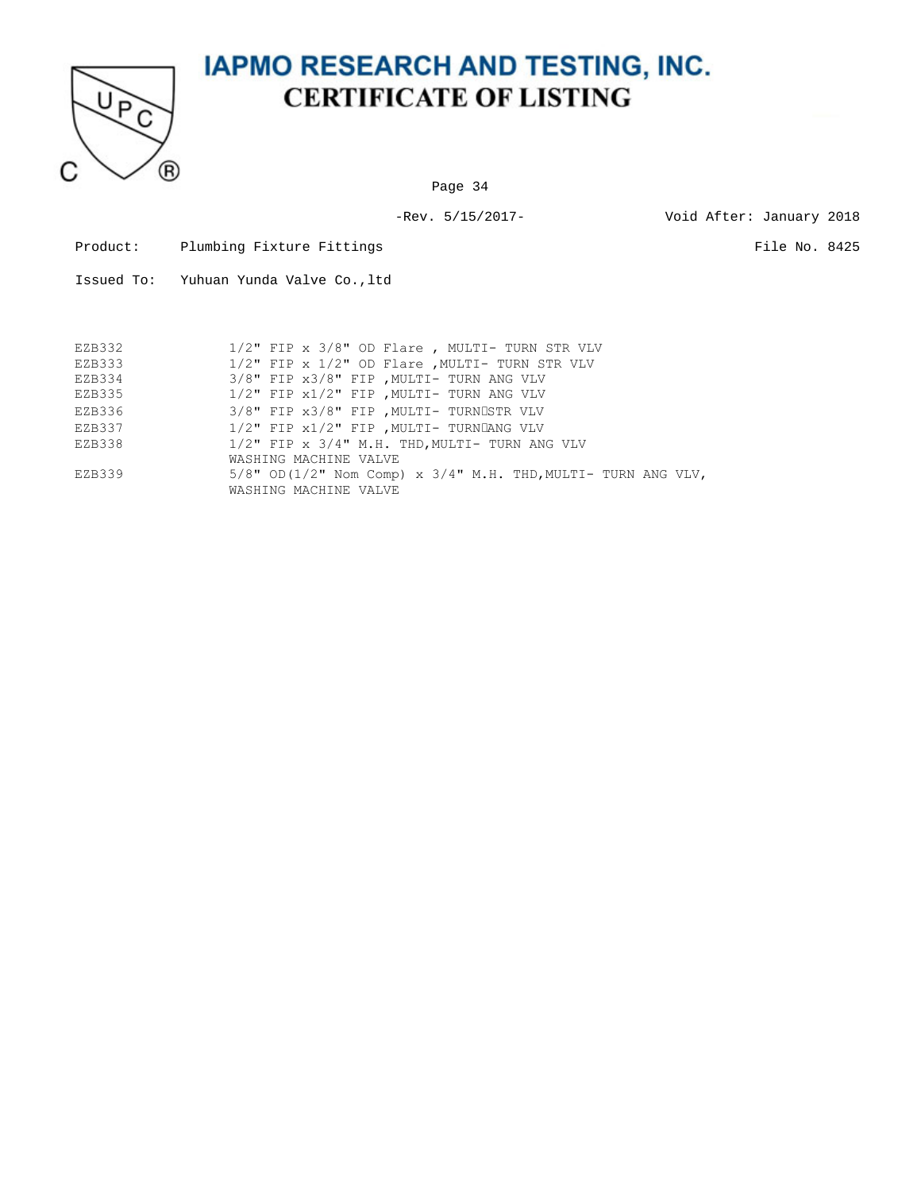# IAPMO RESEARCH AND TESTING, INC.
## CERTIFICATE OF LISTING

-Rev. 5/15/2017- Void After: January 2018

Product: Plumbing Fixture Fittings File No. 8425

Issued To: Yuhuan Yunda Valve Co.,ltd

| | |
|---|---|
| EZB332 | 1/2" FIP x 3/8" OD Flare , MULTI- TURN STR VLV |
| EZB333 | 1/2" FIP x 1/2" OD Flare ,MULTI- TURN STR VLV |
| EZB334 | 3/8" FIP x3/8" FIP ,MULTI- TURN ANG VLV |
| EZB335 | 1/2" FIP x1/2" FIP ,MULTI- TURN ANG VLV |
| EZB336 | 3/8" FIP x3/8" FIP ,MULTI- TURN STR VLV |
| EZB337 | 1/2" FIP x1/2" FIP ,MULTI- TURN ANG VLV |
| EZB338 | 1/2" FIP x 3/4" M.H. THD,MULTI- TURN ANG VLV WASHING MACHINE VALVE |
| EZB339 | 5/8" OD(1/2" Nom Comp) x 3/4" M.H. THD,MULTI- TURN ANG VLV, WASHING MACHINE VALVE |